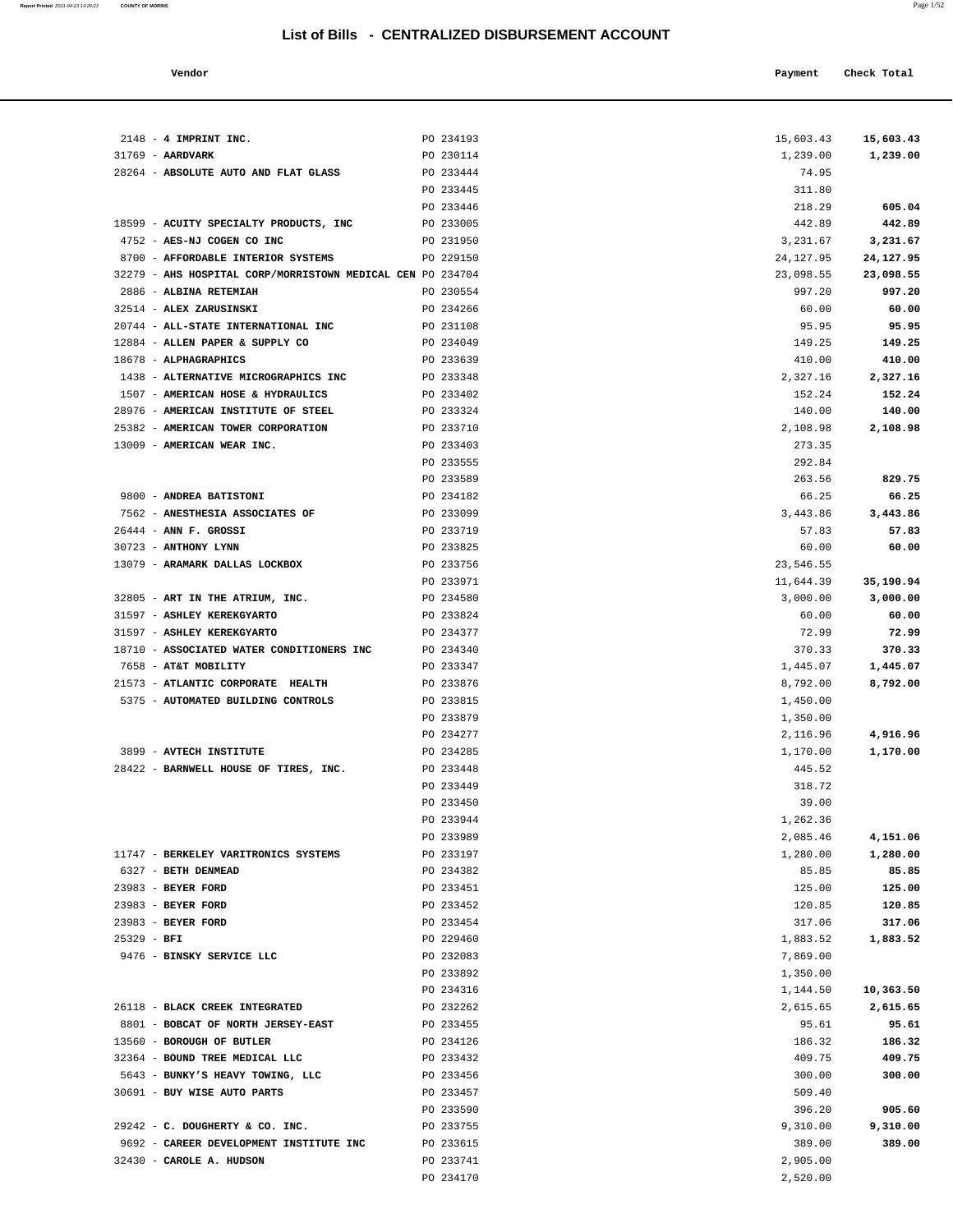# List of Bills - CENTRALIZED DISBURSEMENT ACCOUNT

| Vendor | | Payment | Check Total |
|---|---|---|---|
| 2148 - **4 IMPRINT INC.** | PO 234193 | 15,603.43 | **15,603.43** |
| 31769 - **AARDVARK** | PO 230114 | 1,239.00 | **1,239.00** |
| 28264 - **ABSOLUTE AUTO AND FLAT GLASS** | PO 233444 | 74.95 | |
| | PO 233445 | 311.80 | |
| | PO 233446 | 218.29 | **605.04** |
| 18599 - **ACUITY SPECIALTY PRODUCTS, INC** | PO 233005 | 442.89 | **442.89** |
| 4752 - **AES-NJ COGEN CO INC** | PO 231950 | 3,231.67 | **3,231.67** |
| 8700 - **AFFORDABLE INTERIOR SYSTEMS** | PO 229150 | 24,127.95 | **24,127.95** |
| 32279 - **AHS HOSPITAL CORP/MORRISTOWN MEDICAL CEN** | PO 234704 | 23,098.55 | **23,098.55** |
| 2886 - **ALBINA RETEMIAH** | PO 230554 | 997.20 | **997.20** |
| 32514 - **ALEX ZARUSINSKI** | PO 234266 | 60.00 | **60.00** |
| 20744 - **ALL-STATE INTERNATIONAL INC** | PO 231108 | 95.95 | **95.95** |
| 12884 - **ALLEN PAPER & SUPPLY CO** | PO 234049 | 149.25 | **149.25** |
| 18678 - **ALPHAGRAPHICS** | PO 233639 | 410.00 | **410.00** |
| 1438 - **ALTERNATIVE MICROGRAPHICS INC** | PO 233348 | 2,327.16 | **2,327.16** |
| 1507 - **AMERICAN HOSE & HYDRAULICS** | PO 233402 | 152.24 | **152.24** |
| 28976 - **AMERICAN INSTITUTE OF STEEL** | PO 233324 | 140.00 | **140.00** |
| 25382 - **AMERICAN TOWER CORPORATION** | PO 233710 | 2,108.98 | **2,108.98** |
| 13009 - **AMERICAN WEAR INC.** | PO 233403 | 273.35 | |
| | PO 233555 | 292.84 | |
| | PO 233589 | 263.56 | **829.75** |
| 9800 - **ANDREA BATISTONI** | PO 234182 | 66.25 | **66.25** |
| 7562 - **ANESTHESIA ASSOCIATES OF** | PO 233099 | 3,443.86 | **3,443.86** |
| 26444 - **ANN F. GROSSI** | PO 233719 | 57.83 | **57.83** |
| 30723 - **ANTHONY LYNN** | PO 233825 | 60.00 | **60.00** |
| 13079 - **ARAMARK DALLAS LOCKBOX** | PO 233756 | 23,546.55 | |
| | PO 233971 | 11,644.39 | **35,190.94** |
| 32805 - **ART IN THE ATRIUM, INC.** | PO 234580 | 3,000.00 | **3,000.00** |
| 31597 - **ASHLEY KEREKGYARTO** | PO 233824 | 60.00 | **60.00** |
| 31597 - **ASHLEY KEREKGYARTO** | PO 234377 | 72.99 | **72.99** |
| 18710 - **ASSOCIATED WATER CONDITIONERS INC** | PO 234340 | 370.33 | **370.33** |
| 7658 - **AT&T MOBILITY** | PO 233347 | 1,445.07 | **1,445.07** |
| 21573 - **ATLANTIC CORPORATE HEALTH** | PO 233876 | 8,792.00 | **8,792.00** |
| 5375 - **AUTOMATED BUILDING CONTROLS** | PO 233815 | 1,450.00 | |
| | PO 233879 | 1,350.00 | |
| | PO 234277 | 2,116.96 | **4,916.96** |
| 3899 - **AVTECH INSTITUTE** | PO 234285 | 1,170.00 | **1,170.00** |
| 28422 - **BARNWELL HOUSE OF TIRES, INC.** | PO 233448 | 445.52 | |
| | PO 233449 | 318.72 | |
| | PO 233450 | 39.00 | |
| | PO 233944 | 1,262.36 | |
| | PO 233989 | 2,085.46 | **4,151.06** |
| 11747 - **BERKELEY VARITRONICS SYSTEMS** | PO 233197 | 1,280.00 | **1,280.00** |
| 6327 - **BETH DENMEAD** | PO 234382 | 85.85 | **85.85** |
| 23983 - **BEYER FORD** | PO 233451 | 125.00 | **125.00** |
| 23983 - **BEYER FORD** | PO 233452 | 120.85 | **120.85** |
| 23983 - **BEYER FORD** | PO 233454 | 317.06 | **317.06** |
| 25329 - **BFI** | PO 229460 | 1,883.52 | **1,883.52** |
| 9476 - **BINSKY SERVICE LLC** | PO 232083 | 7,869.00 | |
| | PO 233892 | 1,350.00 | |
| | PO 234316 | 1,144.50 | **10,363.50** |
| 26118 - **BLACK CREEK INTEGRATED** | PO 232262 | 2,615.65 | **2,615.65** |
| 8801 - **BOBCAT OF NORTH JERSEY-EAST** | PO 233455 | 95.61 | **95.61** |
| 13560 - **BOROUGH OF BUTLER** | PO 234126 | 186.32 | **186.32** |
| 32364 - **BOUND TREE MEDICAL LLC** | PO 233432 | 409.75 | **409.75** |
| 5643 - **BUNKY'S HEAVY TOWING, LLC** | PO 233456 | 300.00 | **300.00** |
| 30691 - **BUY WISE AUTO PARTS** | PO 233457 | 509.40 | |
| | PO 233590 | 396.20 | **905.60** |
| 29242 - **C. DOUGHERTY & CO. INC.** | PO 233755 | 9,310.00 | **9,310.00** |
| 9692 - **CAREER DEVELOPMENT INSTITUTE INC** | PO 233615 | 389.00 | **389.00** |
| 32430 - **CAROLE A. HUDSON** | PO 233741 | 2,905.00 | |
| | PO 234170 | 2,520.00 | |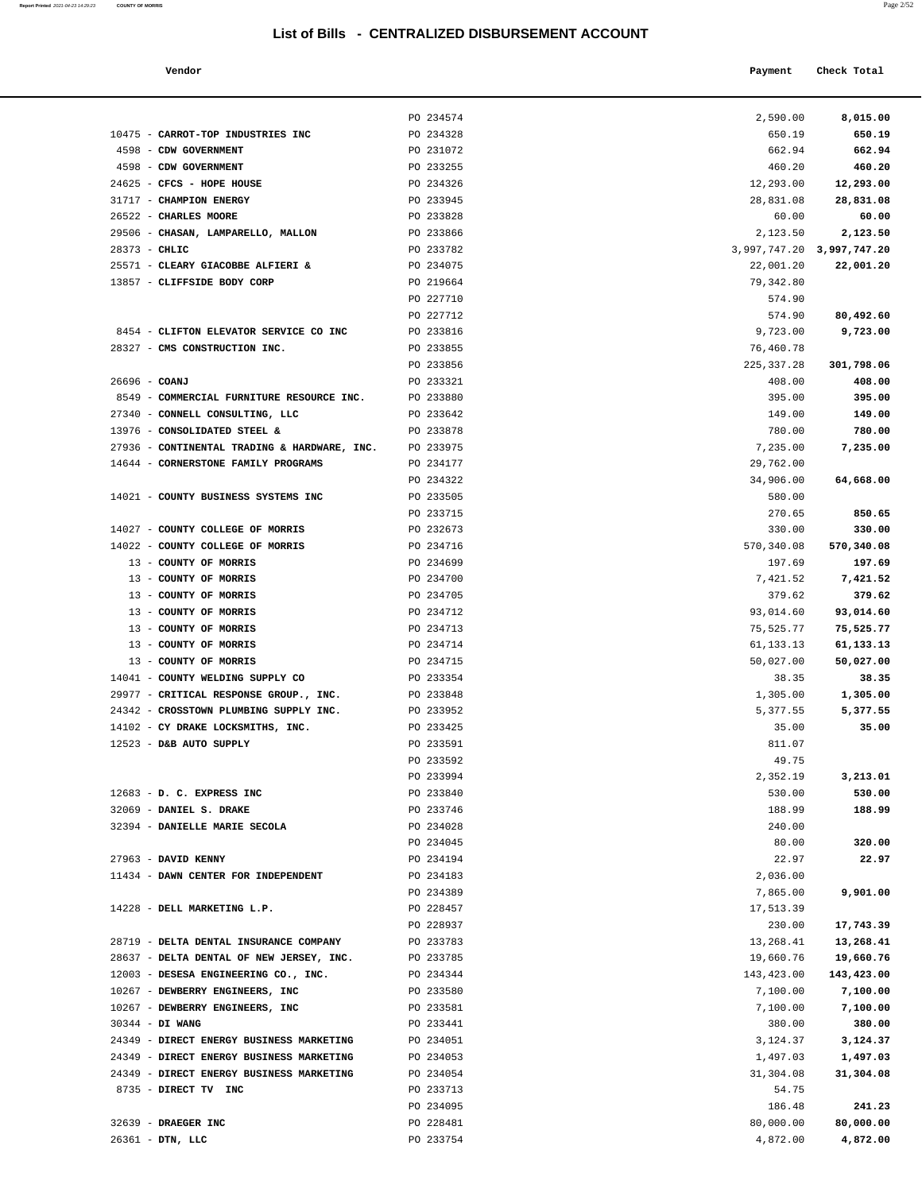## List of Bills - CENTRALIZED DISBURSEMENT ACCOUNT

| Vendor | | Payment | Check Total |
|---|---|---|---|
| | PO 234574 | 2,590.00 | **8,015.00** |
| 10475 - **CARROT-TOP INDUSTRIES INC** | PO 234328 | 650.19 | **650.19** |
| 4598 - **CDW GOVERNMENT** | PO 231072 | 662.94 | **662.94** |
| 4598 - **CDW GOVERNMENT** | PO 233255 | 460.20 | **460.20** |
| 24625 - **CFCS - HOPE HOUSE** | PO 234326 | 12,293.00 | **12,293.00** |
| 31717 - **CHAMPION ENERGY** | PO 233945 | 28,831.08 | **28,831.08** |
| 26522 - **CHARLES MOORE** | PO 233828 | 60.00 | **60.00** |
| 29506 - **CHASAN, LAMPARELLO, MALLON** | PO 233866 | 2,123.50 | **2,123.50** |
| 28373 - **CHLIC** | PO 233782 | 3,997,747.20 | **3,997,747.20** |
| 25571 - **CLEARY GIACOBBE ALFIERI &** | PO 234075 | 22,001.20 | **22,001.20** |
| 13857 - **CLIFFSIDE BODY CORP** | PO 219664 | 79,342.80 | |
| | PO 227710 | 574.90 | |
| | PO 227712 | 574.90 | **80,492.60** |
| 8454 - **CLIFTON ELEVATOR SERVICE CO INC** | PO 233816 | 9,723.00 | **9,723.00** |
| 28327 - **CMS CONSTRUCTION INC.** | PO 233855 | 76,460.78 | |
| | PO 233856 | 225,337.28 | **301,798.06** |
| 26696 - **COANJ** | PO 233321 | 408.00 | **408.00** |
| 8549 - **COMMERCIAL FURNITURE RESOURCE INC.** | PO 233880 | 395.00 | **395.00** |
| 27340 - **CONNELL CONSULTING, LLC** | PO 233642 | 149.00 | **149.00** |
| 13976 - **CONSOLIDATED STEEL &** | PO 233878 | 780.00 | **780.00** |
| 27936 - **CONTINENTAL TRADING & HARDWARE, INC.** | PO 233975 | 7,235.00 | **7,235.00** |
| 14644 - **CORNERSTONE FAMILY PROGRAMS** | PO 234177 | 29,762.00 | |
| | PO 234322 | 34,906.00 | **64,668.00** |
| 14021 - **COUNTY BUSINESS SYSTEMS INC** | PO 233505 | 580.00 | |
| | PO 233715 | 270.65 | **850.65** |
| 14027 - **COUNTY COLLEGE OF MORRIS** | PO 232673 | 330.00 | **330.00** |
| 14022 - **COUNTY COLLEGE OF MORRIS** | PO 234716 | 570,340.08 | **570,340.08** |
| 13 - **COUNTY OF MORRIS** | PO 234699 | 197.69 | **197.69** |
| 13 - **COUNTY OF MORRIS** | PO 234700 | 7,421.52 | **7,421.52** |
| 13 - **COUNTY OF MORRIS** | PO 234705 | 379.62 | **379.62** |
| 13 - **COUNTY OF MORRIS** | PO 234712 | 93,014.60 | **93,014.60** |
| 13 - **COUNTY OF MORRIS** | PO 234713 | 75,525.77 | **75,525.77** |
| 13 - **COUNTY OF MORRIS** | PO 234714 | 61,133.13 | **61,133.13** |
| 13 - **COUNTY OF MORRIS** | PO 234715 | 50,027.00 | **50,027.00** |
| 14041 - **COUNTY WELDING SUPPLY CO** | PO 233354 | 38.35 | **38.35** |
| 29977 - **CRITICAL RESPONSE GROUP., INC.** | PO 233848 | 1,305.00 | **1,305.00** |
| 24342 - **CROSSTOWN PLUMBING SUPPLY INC.** | PO 233952 | 5,377.55 | **5,377.55** |
| 14102 - **CY DRAKE LOCKSMITHS, INC.** | PO 233425 | 35.00 | **35.00** |
| 12523 - **D&B AUTO SUPPLY** | PO 233591 | 811.07 | |
| | PO 233592 | 49.75 | |
| | PO 233994 | 2,352.19 | **3,213.01** |
| 12683 - **D. C. EXPRESS INC** | PO 233840 | 530.00 | **530.00** |
| 32069 - **DANIEL S. DRAKE** | PO 233746 | 188.99 | **188.99** |
| 32394 - **DANIELLE MARIE SECOLA** | PO 234028 | 240.00 | |
| | PO 234045 | 80.00 | **320.00** |
| 27963 - **DAVID KENNY** | PO 234194 | 22.97 | **22.97** |
| 11434 - **DAWN CENTER FOR INDEPENDENT** | PO 234183 | 2,036.00 | |
| | PO 234389 | 7,865.00 | **9,901.00** |
| 14228 - **DELL MARKETING L.P.** | PO 228457 | 17,513.39 | |
| | PO 228937 | 230.00 | **17,743.39** |
| 28719 - **DELTA DENTAL INSURANCE COMPANY** | PO 233783 | 13,268.41 | **13,268.41** |
| 28637 - **DELTA DENTAL OF NEW JERSEY, INC.** | PO 233785 | 19,660.76 | **19,660.76** |
| 12003 - **DESESA ENGINEERING CO., INC.** | PO 234344 | 143,423.00 | **143,423.00** |
| 10267 - **DEWBERRY ENGINEERS, INC** | PO 233580 | 7,100.00 | **7,100.00** |
| 10267 - **DEWBERRY ENGINEERS, INC** | PO 233581 | 7,100.00 | **7,100.00** |
| 30344 - **DI WANG** | PO 233441 | 380.00 | **380.00** |
| 24349 - **DIRECT ENERGY BUSINESS MARKETING** | PO 234051 | 3,124.37 | **3,124.37** |
| 24349 - **DIRECT ENERGY BUSINESS MARKETING** | PO 234053 | 1,497.03 | **1,497.03** |
| 24349 - **DIRECT ENERGY BUSINESS MARKETING** | PO 234054 | 31,304.08 | **31,304.08** |
| 8735 - **DIRECT TV INC** | PO 233713 | 54.75 | |
| | PO 234095 | 186.48 | **241.23** |
| 32639 - **DRAEGER INC** | PO 228481 | 80,000.00 | **80,000.00** |
| 26361 - **DTN, LLC** | PO 233754 | 4,872.00 | **4,872.00** |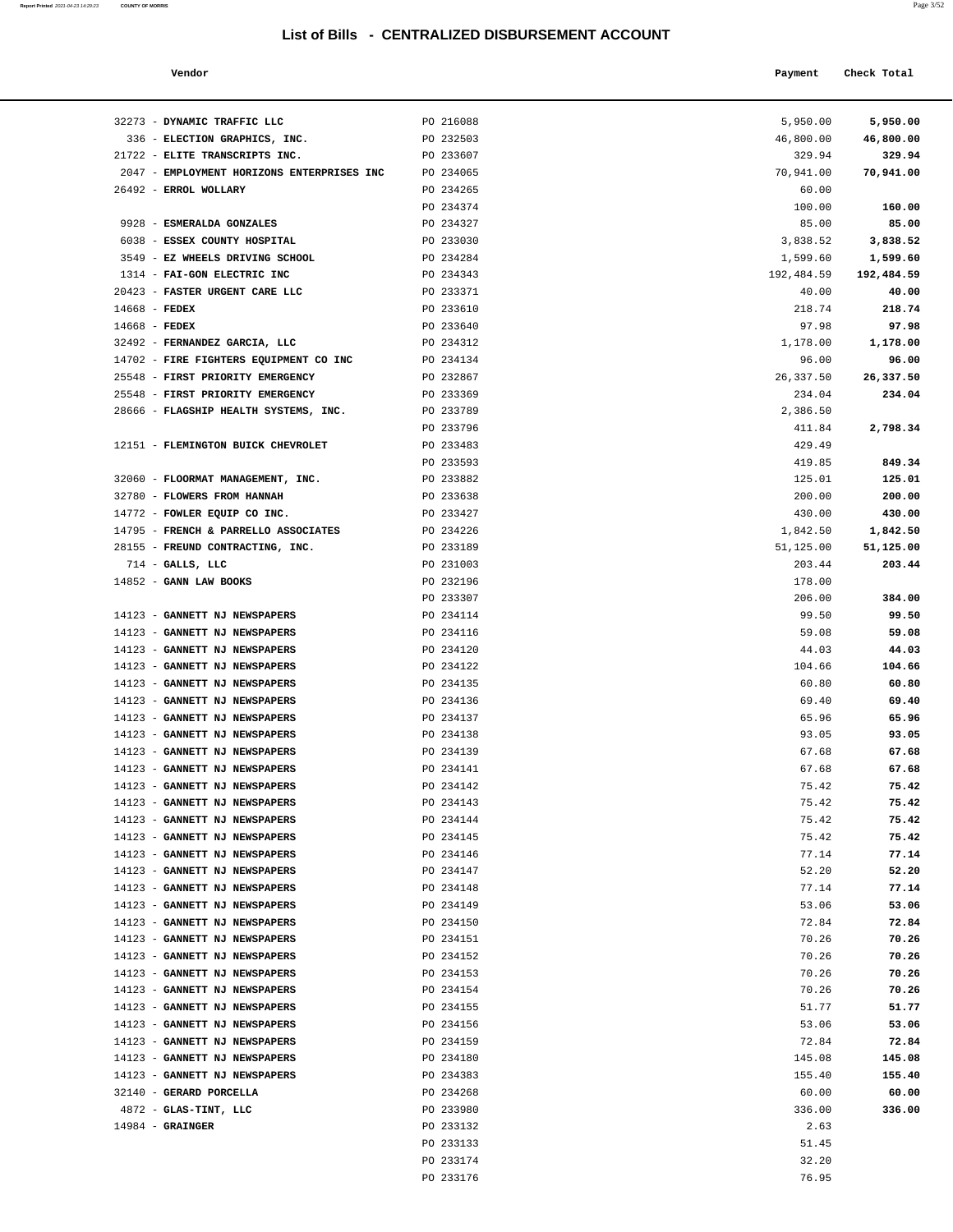# List of Bills - CENTRALIZED DISBURSEMENT ACCOUNT

| Vendor | | Payment | Check Total |
|---|---|---|---|
| 32273 - **DYNAMIC TRAFFIC LLC** | PO 216088 | 5,950.00 | **5,950.00** |
| 336 - **ELECTION GRAPHICS, INC.** | PO 232503 | 46,800.00 | **46,800.00** |
| 21722 - **ELITE TRANSCRIPTS INC.** | PO 233607 | 329.94 | **329.94** |
| 2047 - **EMPLOYMENT HORIZONS ENTERPRISES INC** | PO 234065 | 70,941.00 | **70,941.00** |
| 26492 - **ERROL WOLLARY** | PO 234265 | 60.00 | |
| | PO 234374 | 100.00 | **160.00** |
| 9928 - **ESMERALDA GONZALES** | PO 234327 | 85.00 | **85.00** |
| 6038 - **ESSEX COUNTY HOSPITAL** | PO 233030 | 3,838.52 | **3,838.52** |
| 3549 - **EZ WHEELS DRIVING SCHOOL** | PO 234284 | 1,599.60 | **1,599.60** |
| 1314 - **FAI-GON ELECTRIC INC** | PO 234343 | 192,484.59 | **192,484.59** |
| 20423 - **FASTER URGENT CARE LLC** | PO 233371 | 40.00 | **40.00** |
| 14668 - **FEDEX** | PO 233610 | 218.74 | **218.74** |
| 14668 - **FEDEX** | PO 233640 | 97.98 | **97.98** |
| 32492 - **FERNANDEZ GARCIA, LLC** | PO 234312 | 1,178.00 | **1,178.00** |
| 14702 - **FIRE FIGHTERS EQUIPMENT CO INC** | PO 234134 | 96.00 | **96.00** |
| 25548 - **FIRST PRIORITY EMERGENCY** | PO 232867 | 26,337.50 | **26,337.50** |
| 25548 - **FIRST PRIORITY EMERGENCY** | PO 233369 | 234.04 | **234.04** |
| 28666 - **FLAGSHIP HEALTH SYSTEMS, INC.** | PO 233789 | 2,386.50 | |
| | PO 233796 | 411.84 | **2,798.34** |
| 12151 - **FLEMINGTON BUICK CHEVROLET** | PO 233483 | 429.49 | |
| | PO 233593 | 419.85 | **849.34** |
| 32060 - **FLOORMAT MANAGEMENT, INC.** | PO 233882 | 125.01 | **125.01** |
| 32780 - **FLOWERS FROM HANNAH** | PO 233638 | 200.00 | **200.00** |
| 14772 - **FOWLER EQUIP CO INC.** | PO 233427 | 430.00 | **430.00** |
| 14795 - **FRENCH & PARRELLO ASSOCIATES** | PO 234226 | 1,842.50 | **1,842.50** |
| 28155 - **FREUND CONTRACTING, INC.** | PO 233189 | 51,125.00 | **51,125.00** |
| 714 - **GALLS, LLC** | PO 231003 | 203.44 | **203.44** |
| 14852 - **GANN LAW BOOKS** | PO 232196 | 178.00 | |
| | PO 233307 | 206.00 | **384.00** |
| 14123 - **GANNETT NJ NEWSPAPERS** | PO 234114 | 99.50 | **99.50** |
| 14123 - **GANNETT NJ NEWSPAPERS** | PO 234116 | 59.08 | **59.08** |
| 14123 - **GANNETT NJ NEWSPAPERS** | PO 234120 | 44.03 | **44.03** |
| 14123 - **GANNETT NJ NEWSPAPERS** | PO 234122 | 104.66 | **104.66** |
| 14123 - **GANNETT NJ NEWSPAPERS** | PO 234135 | 60.80 | **60.80** |
| 14123 - **GANNETT NJ NEWSPAPERS** | PO 234136 | 69.40 | **69.40** |
| 14123 - **GANNETT NJ NEWSPAPERS** | PO 234137 | 65.96 | **65.96** |
| 14123 - **GANNETT NJ NEWSPAPERS** | PO 234138 | 93.05 | **93.05** |
| 14123 - **GANNETT NJ NEWSPAPERS** | PO 234139 | 67.68 | **67.68** |
| 14123 - **GANNETT NJ NEWSPAPERS** | PO 234141 | 67.68 | **67.68** |
| 14123 - **GANNETT NJ NEWSPAPERS** | PO 234142 | 75.42 | **75.42** |
| 14123 - **GANNETT NJ NEWSPAPERS** | PO 234143 | 75.42 | **75.42** |
| 14123 - **GANNETT NJ NEWSPAPERS** | PO 234144 | 75.42 | **75.42** |
| 14123 - **GANNETT NJ NEWSPAPERS** | PO 234145 | 75.42 | **75.42** |
| 14123 - **GANNETT NJ NEWSPAPERS** | PO 234146 | 77.14 | **77.14** |
| 14123 - **GANNETT NJ NEWSPAPERS** | PO 234147 | 52.20 | **52.20** |
| 14123 - **GANNETT NJ NEWSPAPERS** | PO 234148 | 77.14 | **77.14** |
| 14123 - **GANNETT NJ NEWSPAPERS** | PO 234149 | 53.06 | **53.06** |
| 14123 - **GANNETT NJ NEWSPAPERS** | PO 234150 | 72.84 | **72.84** |
| 14123 - **GANNETT NJ NEWSPAPERS** | PO 234151 | 70.26 | **70.26** |
| 14123 - **GANNETT NJ NEWSPAPERS** | PO 234152 | 70.26 | **70.26** |
| 14123 - **GANNETT NJ NEWSPAPERS** | PO 234153 | 70.26 | **70.26** |
| 14123 - **GANNETT NJ NEWSPAPERS** | PO 234154 | 70.26 | **70.26** |
| 14123 - **GANNETT NJ NEWSPAPERS** | PO 234155 | 51.77 | **51.77** |
| 14123 - **GANNETT NJ NEWSPAPERS** | PO 234156 | 53.06 | **53.06** |
| 14123 - **GANNETT NJ NEWSPAPERS** | PO 234159 | 72.84 | **72.84** |
| 14123 - **GANNETT NJ NEWSPAPERS** | PO 234180 | 145.08 | **145.08** |
| 14123 - **GANNETT NJ NEWSPAPERS** | PO 234383 | 155.40 | **155.40** |
| 32140 - **GERARD PORCELLA** | PO 234268 | 60.00 | **60.00** |
| 4872 - **GLAS-TINT, LLC** | PO 233980 | 336.00 | **336.00** |
| 14984 - **GRAINGER** | PO 233132 | 2.63 | |
| | PO 233133 | 51.45 | |
| | PO 233174 | 32.20 | |
| | PO 233176 | 76.95 | |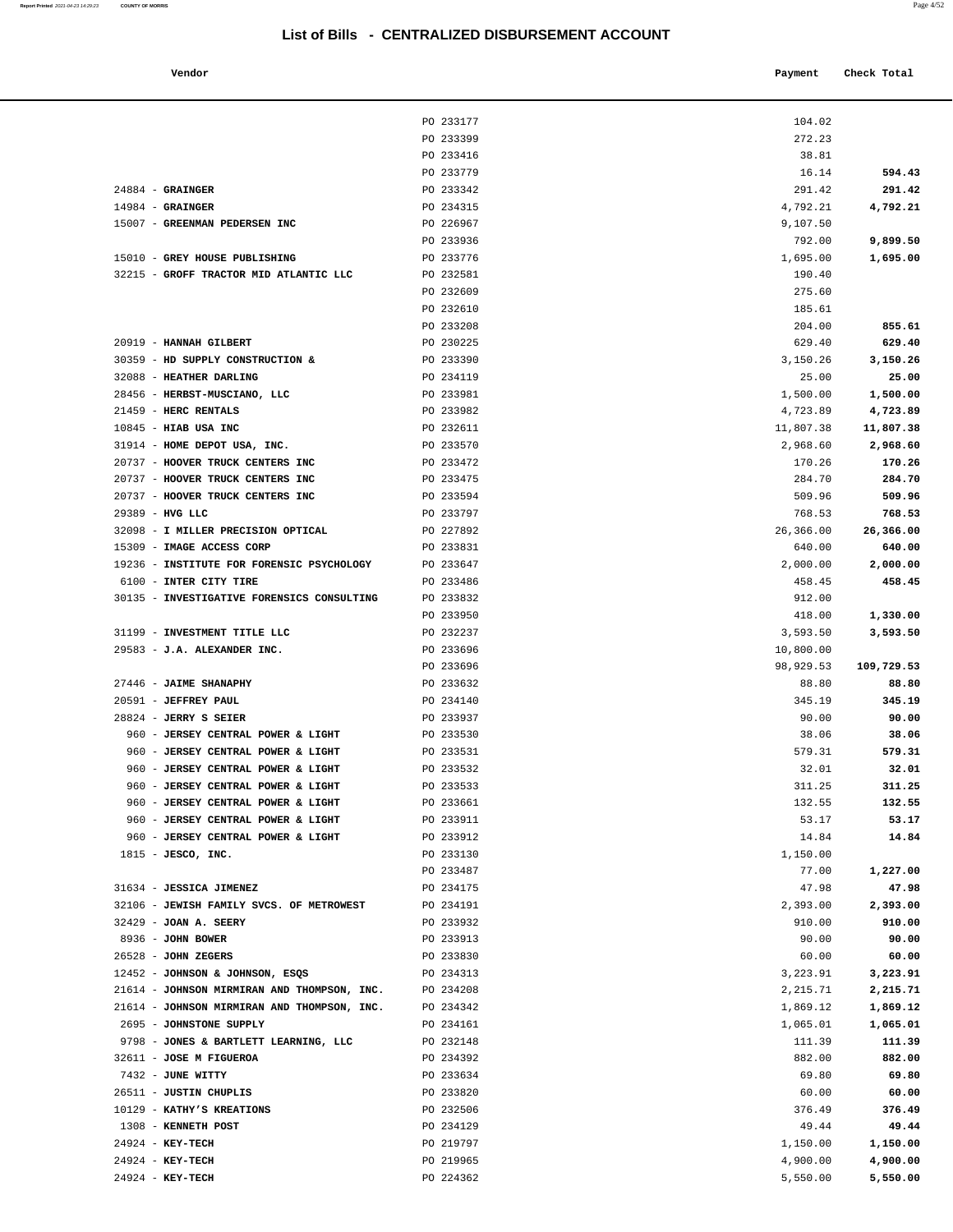# List of Bills - CENTRALIZED DISBURSEMENT ACCOUNT

| Vendor | | Payment | Check Total |
|---|---|---|---|
| | PO 233177 | 104.02 | |
| | PO 233399 | 272.23 | |
| | PO 233416 | 38.81 | |
| | PO 233779 | 16.14 | **594.43** |
| 24884 - **GRAINGER** | PO 233342 | 291.42 | **291.42** |
| 14984 - **GRAINGER** | PO 234315 | 4,792.21 | **4,792.21** |
| 15007 - **GREENMAN PEDERSEN INC** | PO 226967 | 9,107.50 | |
| | PO 233936 | 792.00 | **9,899.50** |
| 15010 - **GREY HOUSE PUBLISHING** | PO 233776 | 1,695.00 | **1,695.00** |
| 32215 - **GROFF TRACTOR MID ATLANTIC LLC** | PO 232581 | 190.40 | |
| | PO 232609 | 275.60 | |
| | PO 232610 | 185.61 | |
| | PO 233208 | 204.00 | **855.61** |
| 20919 - **HANNAH GILBERT** | PO 230225 | 629.40 | **629.40** |
| 30359 - **HD SUPPLY CONSTRUCTION &** | PO 233390 | 3,150.26 | **3,150.26** |
| 32088 - **HEATHER DARLING** | PO 234119 | 25.00 | **25.00** |
| 28456 - **HERBST-MUSCIANO, LLC** | PO 233981 | 1,500.00 | **1,500.00** |
| 21459 - **HERC RENTALS** | PO 233982 | 4,723.89 | **4,723.89** |
| 10845 - **HIAB USA INC** | PO 232611 | 11,807.38 | **11,807.38** |
| 31914 - **HOME DEPOT USA, INC.** | PO 233570 | 2,968.60 | **2,968.60** |
| 20737 - **HOOVER TRUCK CENTERS INC** | PO 233472 | 170.26 | **170.26** |
| 20737 - **HOOVER TRUCK CENTERS INC** | PO 233475 | 284.70 | **284.70** |
| 20737 - **HOOVER TRUCK CENTERS INC** | PO 233594 | 509.96 | **509.96** |
| 29389 - **HVG LLC** | PO 233797 | 768.53 | **768.53** |
| 32098 - **I MILLER PRECISION OPTICAL** | PO 227892 | 26,366.00 | **26,366.00** |
| 15309 - **IMAGE ACCESS CORP** | PO 233831 | 640.00 | **640.00** |
| 19236 - **INSTITUTE FOR FORENSIC PSYCHOLOGY** | PO 233647 | 2,000.00 | **2,000.00** |
| 6100 - **INTER CITY TIRE** | PO 233486 | 458.45 | **458.45** |
| 30135 - **INVESTIGATIVE FORENSICS CONSULTING** | PO 233832 | 912.00 | |
| | PO 233950 | 418.00 | **1,330.00** |
| 31199 - **INVESTMENT TITLE LLC** | PO 232237 | 3,593.50 | **3,593.50** |
| 29583 - **J.A. ALEXANDER INC.** | PO 233696 | 10,800.00 | |
| | PO 233696 | 98,929.53 | **109,729.53** |
| 27446 - **JAIME SHANAPHY** | PO 233632 | 88.80 | **88.80** |
| 20591 - **JEFFREY PAUL** | PO 234140 | 345.19 | **345.19** |
| 28824 - **JERRY S SEIER** | PO 233937 | 90.00 | **90.00** |
| 960 - **JERSEY CENTRAL POWER & LIGHT** | PO 233530 | 38.06 | **38.06** |
| 960 - **JERSEY CENTRAL POWER & LIGHT** | PO 233531 | 579.31 | **579.31** |
| 960 - **JERSEY CENTRAL POWER & LIGHT** | PO 233532 | 32.01 | **32.01** |
| 960 - **JERSEY CENTRAL POWER & LIGHT** | PO 233533 | 311.25 | **311.25** |
| 960 - **JERSEY CENTRAL POWER & LIGHT** | PO 233661 | 132.55 | **132.55** |
| 960 - **JERSEY CENTRAL POWER & LIGHT** | PO 233911 | 53.17 | **53.17** |
| 960 - **JERSEY CENTRAL POWER & LIGHT** | PO 233912 | 14.84 | **14.84** |
| 1815 - **JESCO, INC.** | PO 233130 | 1,150.00 | |
| | PO 233487 | 77.00 | **1,227.00** |
| 31634 - **JESSICA JIMENEZ** | PO 234175 | 47.98 | **47.98** |
| 32106 - **JEWISH FAMILY SVCS. OF METROWEST** | PO 234191 | 2,393.00 | **2,393.00** |
| 32429 - **JOAN A. SEERY** | PO 233932 | 910.00 | **910.00** |
| 8936 - **JOHN BOWER** | PO 233913 | 90.00 | **90.00** |
| 26528 - **JOHN ZEGERS** | PO 233830 | 60.00 | **60.00** |
| 12452 - **JOHNSON & JOHNSON, ESQS** | PO 234313 | 3,223.91 | **3,223.91** |
| 21614 - **JOHNSON MIRMIRAN AND THOMPSON, INC.** | PO 234208 | 2,215.71 | **2,215.71** |
| 21614 - **JOHNSON MIRMIRAN AND THOMPSON, INC.** | PO 234342 | 1,869.12 | **1,869.12** |
| 2695 - **JOHNSTONE SUPPLY** | PO 234161 | 1,065.01 | **1,065.01** |
| 9798 - **JONES & BARTLETT LEARNING, LLC** | PO 232148 | 111.39 | **111.39** |
| 32611 - **JOSE M FIGUEROA** | PO 234392 | 882.00 | **882.00** |
| 7432 - **JUNE WITTY** | PO 233634 | 69.80 | **69.80** |
| 26511 - **JUSTIN CHUPLIS** | PO 233820 | 60.00 | **60.00** |
| 10129 - **KATHY'S KREATIONS** | PO 232506 | 376.49 | **376.49** |
| 1308 - **KENNETH POST** | PO 234129 | 49.44 | **49.44** |
| 24924 - **KEY-TECH** | PO 219797 | 1,150.00 | **1,150.00** |
| 24924 - **KEY-TECH** | PO 219965 | 4,900.00 | **4,900.00** |
| 24924 - **KEY-TECH** | PO 224362 | 5,550.00 | **5,550.00** |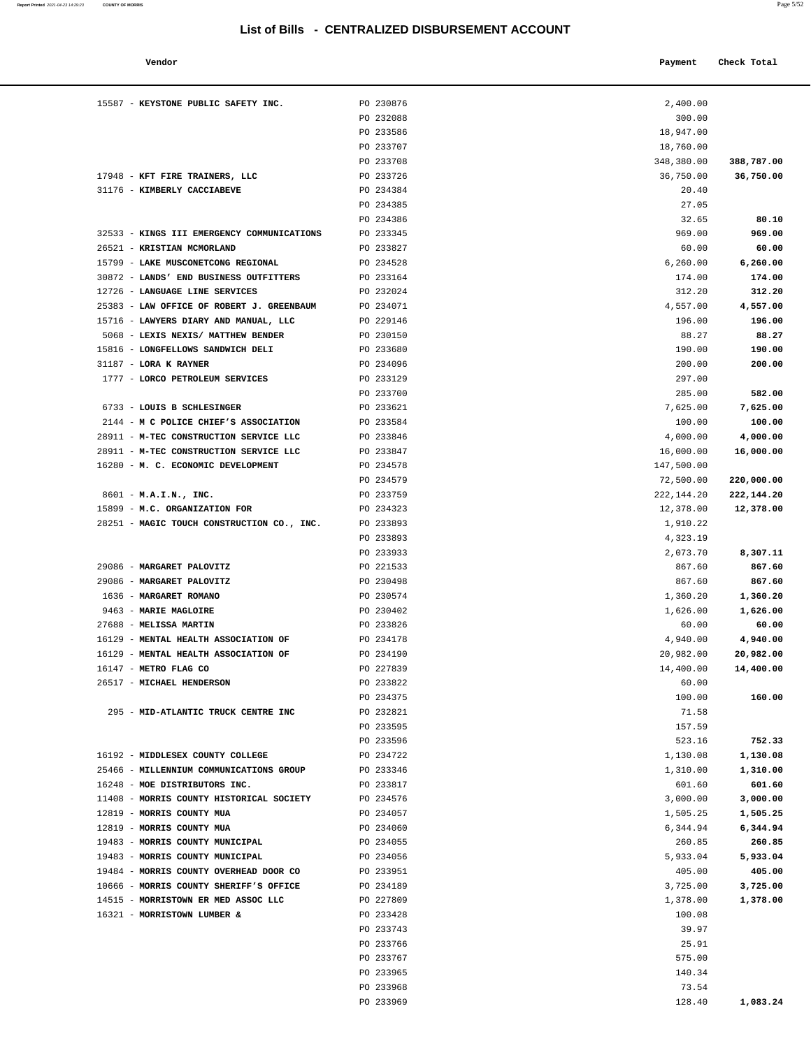## List of Bills - CENTRALIZED DISBURSEMENT ACCOUNT

| Vendor | | Payment | Check Total |
|---|---|---|---|
| 15587 - **KEYSTONE PUBLIC SAFETY INC.** | PO 230876 | 2,400.00 | |
| | PO 232088 | 300.00 | |
| | PO 233586 | 18,947.00 | |
| | PO 233707 | 18,760.00 | |
| | PO 233708 | 348,380.00 | **388,787.00** |
| 17948 - **KFT FIRE TRAINERS, LLC** | PO 233726 | 36,750.00 | **36,750.00** |
| 31176 - **KIMBERLY CACCIABEVE** | PO 234384 | 20.40 | |
| | PO 234385 | 27.05 | |
| | PO 234386 | 32.65 | **80.10** |
| 32533 - **KINGS III EMERGENCY COMMUNICATIONS** | PO 233345 | 969.00 | **969.00** |
| 26521 - **KRISTIAN MCMORLAND** | PO 233827 | 60.00 | **60.00** |
| 15799 - **LAKE MUSCONETCONG REGIONAL** | PO 234528 | 6,260.00 | **6,260.00** |
| 30872 - **LANDS' END BUSINESS OUTFITTERS** | PO 233164 | 174.00 | **174.00** |
| 12726 - **LANGUAGE LINE SERVICES** | PO 232024 | 312.20 | **312.20** |
| 25383 - **LAW OFFICE OF ROBERT J. GREENBAUM** | PO 234071 | 4,557.00 | **4,557.00** |
| 15716 - **LAWYERS DIARY AND MANUAL, LLC** | PO 229146 | 196.00 | **196.00** |
| 5068 - **LEXIS NEXIS/ MATTHEW BENDER** | PO 230150 | 88.27 | **88.27** |
| 15816 - **LONGFELLOWS SANDWICH DELI** | PO 233680 | 190.00 | **190.00** |
| 31187 - **LORA K RAYNER** | PO 234096 | 200.00 | **200.00** |
| 1777 - **LORCO PETROLEUM SERVICES** | PO 233129 | 297.00 | |
| | PO 233700 | 285.00 | **582.00** |
| 6733 - **LOUIS B SCHLESINGER** | PO 233621 | 7,625.00 | **7,625.00** |
| 2144 - **M C POLICE CHIEF'S ASSOCIATION** | PO 233584 | 100.00 | **100.00** |
| 28911 - **M-TEC CONSTRUCTION SERVICE LLC** | PO 233846 | 4,000.00 | **4,000.00** |
| 28911 - **M-TEC CONSTRUCTION SERVICE LLC** | PO 233847 | 16,000.00 | **16,000.00** |
| 16280 - **M. C. ECONOMIC DEVELOPMENT** | PO 234578 | 147,500.00 | |
| | PO 234579 | 72,500.00 | **220,000.00** |
| 8601 - **M.A.I.N., INC.** | PO 233759 | 222,144.20 | **222,144.20** |
| 15899 - **M.C. ORGANIZATION FOR** | PO 234323 | 12,378.00 | **12,378.00** |
| 28251 - **MAGIC TOUCH CONSTRUCTION CO., INC.** | PO 233893 | 1,910.22 | |
| | PO 233893 | 4,323.19 | |
| | PO 233933 | 2,073.70 | **8,307.11** |
| 29086 - **MARGARET PALOVITZ** | PO 221533 | 867.60 | **867.60** |
| 29086 - **MARGARET PALOVITZ** | PO 230498 | 867.60 | **867.60** |
| 1636 - **MARGARET ROMANO** | PO 230574 | 1,360.20 | **1,360.20** |
| 9463 - **MARIE MAGLOIRE** | PO 230402 | 1,626.00 | **1,626.00** |
| 27688 - **MELISSA MARTIN** | PO 233826 | 60.00 | **60.00** |
| 16129 - **MENTAL HEALTH ASSOCIATION OF** | PO 234178 | 4,940.00 | **4,940.00** |
| 16129 - **MENTAL HEALTH ASSOCIATION OF** | PO 234190 | 20,982.00 | **20,982.00** |
| 16147 - **METRO FLAG CO** | PO 227839 | 14,400.00 | **14,400.00** |
| 26517 - **MICHAEL HENDERSON** | PO 233822 | 60.00 | |
| | PO 234375 | 100.00 | **160.00** |
| 295 - **MID-ATLANTIC TRUCK CENTRE INC** | PO 232821 | 71.58 | |
| | PO 233595 | 157.59 | |
| | PO 233596 | 523.16 | **752.33** |
| 16192 - **MIDDLESEX COUNTY COLLEGE** | PO 234722 | 1,130.08 | **1,130.08** |
| 25466 - **MILLENNIUM COMMUNICATIONS GROUP** | PO 233346 | 1,310.00 | **1,310.00** |
| 16248 - **MOE DISTRIBUTORS INC.** | PO 233817 | 601.60 | **601.60** |
| 11408 - **MORRIS COUNTY HISTORICAL SOCIETY** | PO 234576 | 3,000.00 | **3,000.00** |
| 12819 - **MORRIS COUNTY MUA** | PO 234057 | 1,505.25 | **1,505.25** |
| 12819 - **MORRIS COUNTY MUA** | PO 234060 | 6,344.94 | **6,344.94** |
| 19483 - **MORRIS COUNTY MUNICIPAL** | PO 234055 | 260.85 | **260.85** |
| 19483 - **MORRIS COUNTY MUNICIPAL** | PO 234056 | 5,933.04 | **5,933.04** |
| 19484 - **MORRIS COUNTY OVERHEAD DOOR CO** | PO 233951 | 405.00 | **405.00** |
| 10666 - **MORRIS COUNTY SHERIFF'S OFFICE** | PO 234189 | 3,725.00 | **3,725.00** |
| 14515 - **MORRISTOWN ER MED ASSOC LLC** | PO 227809 | 1,378.00 | **1,378.00** |
| 16321 - **MORRISTOWN LUMBER &** | PO 233428 | 100.08 | |
| | PO 233743 | 39.97 | |
| | PO 233766 | 25.91 | |
| | PO 233767 | 575.00 | |
| | PO 233965 | 140.34 | |
| | PO 233968 | 73.54 | |
| | PO 233969 | 128.40 | **1,083.24** |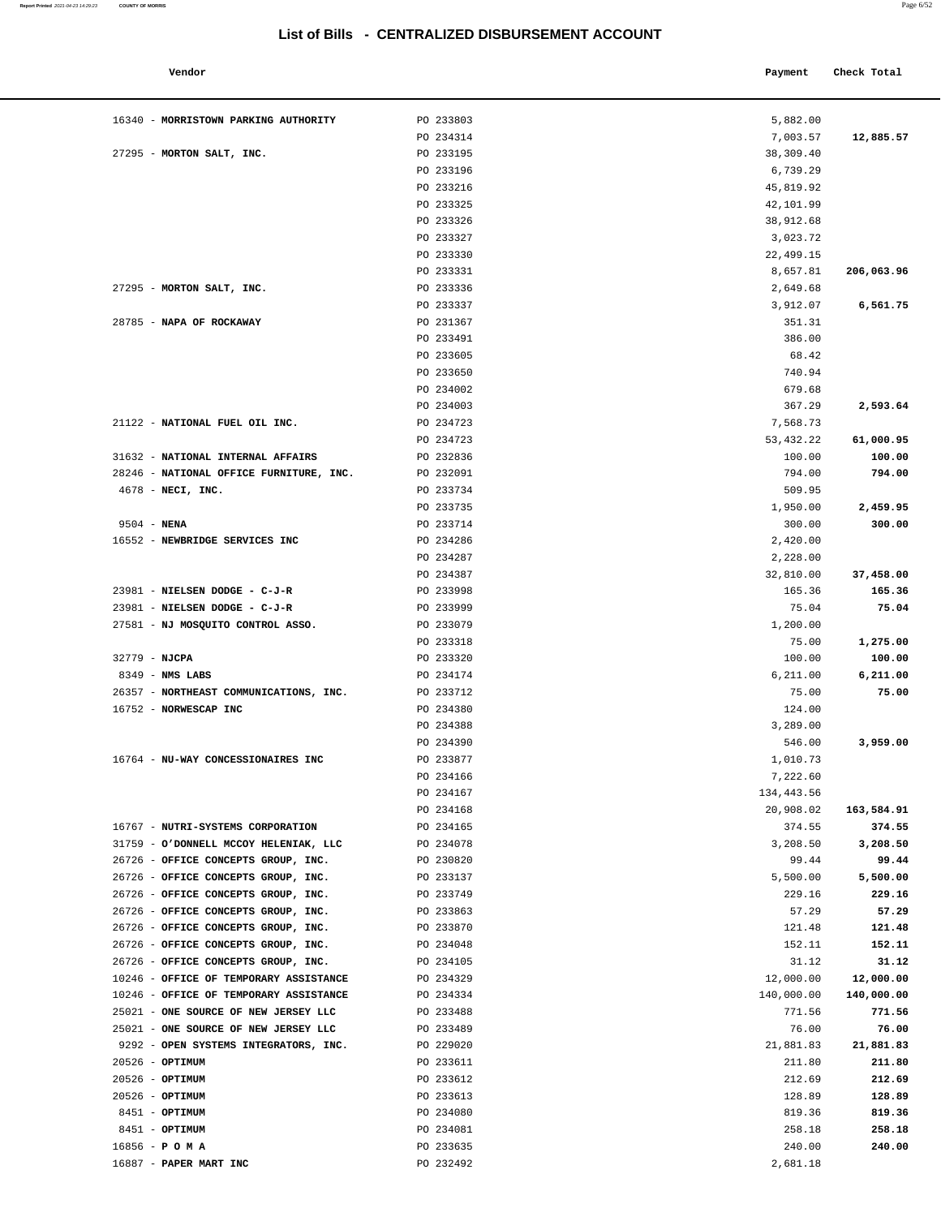# List of Bills - CENTRALIZED DISBURSEMENT ACCOUNT

| Vendor | | Payment | Check Total |
|---|---|---|---|
| 16340 - **MORRISTOWN PARKING AUTHORITY** | PO 233803 | 5,882.00 | |
| | PO 234314 | 7,003.57 | **12,885.57** |
| 27295 - **MORTON SALT, INC.** | PO 233195 | 38,309.40 | |
| | PO 233196 | 6,739.29 | |
| | PO 233216 | 45,819.92 | |
| | PO 233325 | 42,101.99 | |
| | PO 233326 | 38,912.68 | |
| | PO 233327 | 3,023.72 | |
| | PO 233330 | 22,499.15 | |
| | PO 233331 | 8,657.81 | **206,063.96** |
| 27295 - **MORTON SALT, INC.** | PO 233336 | 2,649.68 | |
| | PO 233337 | 3,912.07 | **6,561.75** |
| 28785 - **NAPA OF ROCKAWAY** | PO 231367 | 351.31 | |
| | PO 233491 | 386.00 | |
| | PO 233605 | 68.42 | |
| | PO 233650 | 740.94 | |
| | PO 234002 | 679.68 | |
| | PO 234003 | 367.29 | **2,593.64** |
| 21122 - **NATIONAL FUEL OIL INC.** | PO 234723 | 7,568.73 | |
| | PO 234723 | 53,432.22 | **61,000.95** |
| 31632 - **NATIONAL INTERNAL AFFAIRS** | PO 232836 | 100.00 | **100.00** |
| 28246 - **NATIONAL OFFICE FURNITURE, INC.** | PO 232091 | 794.00 | **794.00** |
| 4678 - **NECI, INC.** | PO 233734 | 509.95 | |
| | PO 233735 | 1,950.00 | **2,459.95** |
| 9504 - **NENA** | PO 233714 | 300.00 | **300.00** |
| 16552 - **NEWBRIDGE SERVICES INC** | PO 234286 | 2,420.00 | |
| | PO 234287 | 2,228.00 | |
| | PO 234387 | 32,810.00 | **37,458.00** |
| 23981 - **NIELSEN DODGE - C-J-R** | PO 233998 | 165.36 | **165.36** |
| 23981 - **NIELSEN DODGE - C-J-R** | PO 233999 | 75.04 | **75.04** |
| 27581 - **NJ MOSQUITO CONTROL ASSO.** | PO 233079 | 1,200.00 | |
| | PO 233318 | 75.00 | **1,275.00** |
| 32779 - **NJCPA** | PO 233320 | 100.00 | **100.00** |
| 8349 - **NMS LABS** | PO 234174 | 6,211.00 | **6,211.00** |
| 26357 - **NORTHEAST COMMUNICATIONS, INC.** | PO 233712 | 75.00 | **75.00** |
| 16752 - **NORWESCAP INC** | PO 234380 | 124.00 | |
| | PO 234388 | 3,289.00 | |
| | PO 234390 | 546.00 | **3,959.00** |
| 16764 - **NU-WAY CONCESSIONAIRES INC** | PO 233877 | 1,010.73 | |
| | PO 234166 | 7,222.60 | |
| | PO 234167 | 134,443.56 | |
| | PO 234168 | 20,908.02 | **163,584.91** |
| 16767 - **NUTRI-SYSTEMS CORPORATION** | PO 234165 | 374.55 | **374.55** |
| 31759 - **O'DONNELL MCCOY HELENIAK, LLC** | PO 234078 | 3,208.50 | **3,208.50** |
| 26726 - **OFFICE CONCEPTS GROUP, INC.** | PO 230820 | 99.44 | **99.44** |
| 26726 - **OFFICE CONCEPTS GROUP, INC.** | PO 233137 | 5,500.00 | **5,500.00** |
| 26726 - **OFFICE CONCEPTS GROUP, INC.** | PO 233749 | 229.16 | **229.16** |
| 26726 - **OFFICE CONCEPTS GROUP, INC.** | PO 233863 | 57.29 | **57.29** |
| 26726 - **OFFICE CONCEPTS GROUP, INC.** | PO 233870 | 121.48 | **121.48** |
| 26726 - **OFFICE CONCEPTS GROUP, INC.** | PO 234048 | 152.11 | **152.11** |
| 26726 - **OFFICE CONCEPTS GROUP, INC.** | PO 234105 | 31.12 | **31.12** |
| 10246 - **OFFICE OF TEMPORARY ASSISTANCE** | PO 234329 | 12,000.00 | **12,000.00** |
| 10246 - **OFFICE OF TEMPORARY ASSISTANCE** | PO 234334 | 140,000.00 | **140,000.00** |
| 25021 - **ONE SOURCE OF NEW JERSEY LLC** | PO 233488 | 771.56 | **771.56** |
| 25021 - **ONE SOURCE OF NEW JERSEY LLC** | PO 233489 | 76.00 | **76.00** |
| 9292 - **OPEN SYSTEMS INTEGRATORS, INC.** | PO 229020 | 21,881.83 | **21,881.83** |
| 20526 - **OPTIMUM** | PO 233611 | 211.80 | **211.80** |
| 20526 - **OPTIMUM** | PO 233612 | 212.69 | **212.69** |
| 20526 - **OPTIMUM** | PO 233613 | 128.89 | **128.89** |
| 8451 - **OPTIMUM** | PO 234080 | 819.36 | **819.36** |
| 8451 - **OPTIMUM** | PO 234081 | 258.18 | **258.18** |
| 16856 - **P O M A** | PO 233635 | 240.00 | **240.00** |
| 16887 - **PAPER MART INC** | PO 232492 | 2,681.18 | |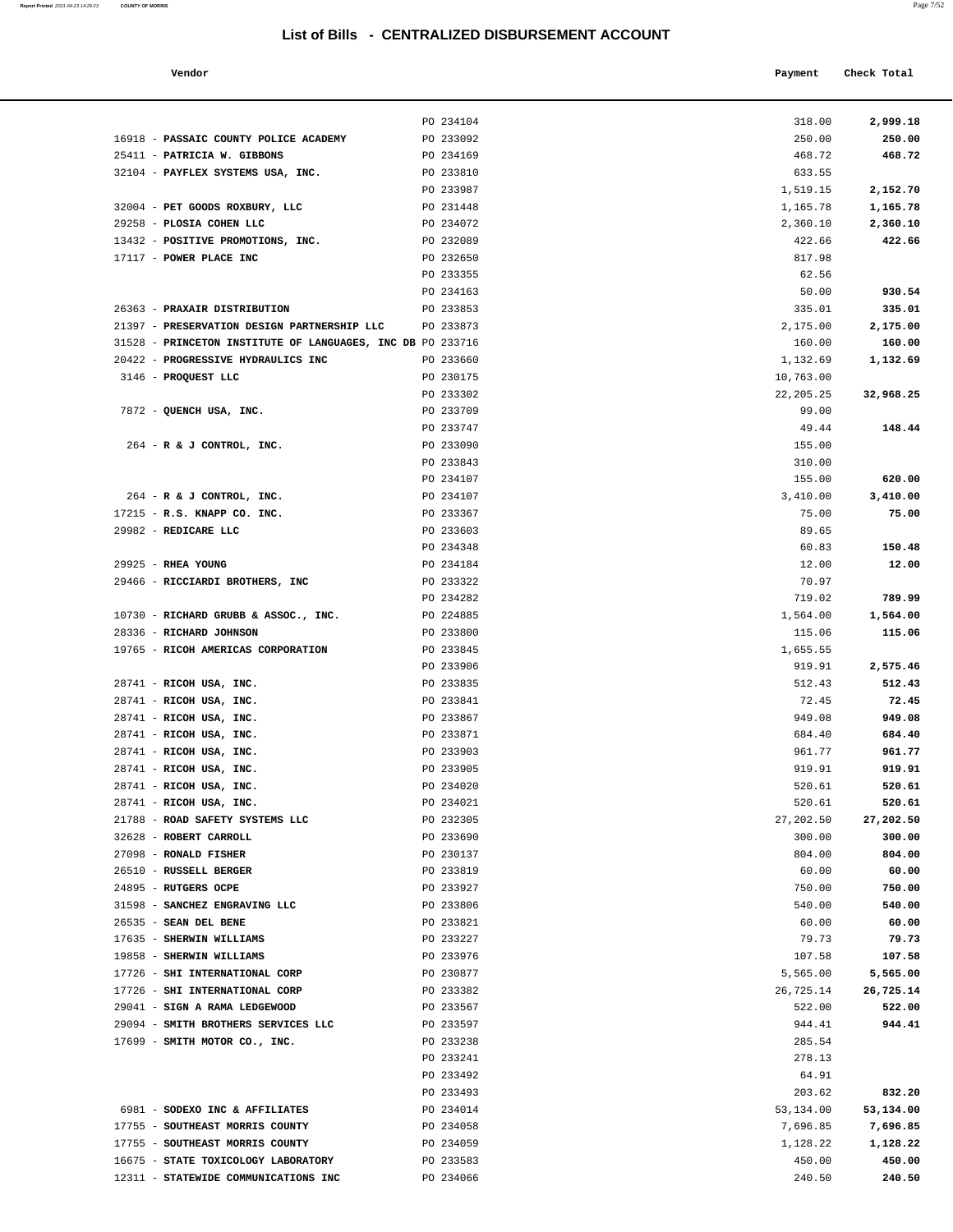# List of Bills - CENTRALIZED DISBURSEMENT ACCOUNT

| Vendor | | Payment | Check Total |
| --- | --- | --- | --- |
| | PO 234104 | 318.00 | **2,999.18** |
| 16918 - **PASSAIC COUNTY POLICE ACADEMY** | PO 233092 | 250.00 | **250.00** |
| 25411 - **PATRICIA W. GIBBONS** | PO 234169 | 468.72 | **468.72** |
| 32104 - **PAYFLEX SYSTEMS USA, INC.** | PO 233810 | 633.55 | |
| | PO 233987 | 1,519.15 | **2,152.70** |
| 32004 - **PET GOODS ROXBURY, LLC** | PO 231448 | 1,165.78 | **1,165.78** |
| 29258 - **PLOSIA COHEN LLC** | PO 234072 | 2,360.10 | **2,360.10** |
| 13432 - **POSITIVE PROMOTIONS, INC.** | PO 232089 | 422.66 | **422.66** |
| 17117 - **POWER PLACE INC** | PO 232650 | 817.98 | |
| | PO 233355 | 62.56 | |
| | PO 234163 | 50.00 | **930.54** |
| 26363 - **PRAXAIR DISTRIBUTION** | PO 233853 | 335.01 | **335.01** |
| 21397 - **PRESERVATION DESIGN PARTNERSHIP LLC** | PO 233873 | 2,175.00 | **2,175.00** |
| 31528 - **PRINCETON INSTITUTE OF LANGUAGES, INC DB** | PO 233716 | 160.00 | **160.00** |
| 20422 - **PROGRESSIVE HYDRAULICS INC** | PO 233660 | 1,132.69 | **1,132.69** |
| 3146 - **PROQUEST LLC** | PO 230175 | 10,763.00 | |
| | PO 233302 | 22,205.25 | **32,968.25** |
| 7872 - **QUENCH USA, INC.** | PO 233709 | 99.00 | |
| | PO 233747 | 49.44 | **148.44** |
| 264 - **R & J CONTROL, INC.** | PO 233090 | 155.00 | |
| | PO 233843 | 310.00 | |
| | PO 234107 | 155.00 | **620.00** |
| 264 - **R & J CONTROL, INC.** | PO 234107 | 3,410.00 | **3,410.00** |
| 17215 - **R.S. KNAPP CO. INC.** | PO 233367 | 75.00 | **75.00** |
| 29982 - **REDICARE LLC** | PO 233603 | 89.65 | |
| | PO 234348 | 60.83 | **150.48** |
| 29925 - **RHEA YOUNG** | PO 234184 | 12.00 | **12.00** |
| 29466 - **RICCIARDI BROTHERS, INC** | PO 233322 | 70.97 | |
| | PO 234282 | 719.02 | **789.99** |
| 10730 - **RICHARD GRUBB & ASSOC., INC.** | PO 224885 | 1,564.00 | **1,564.00** |
| 28336 - **RICHARD JOHNSON** | PO 233800 | 115.06 | **115.06** |
| 19765 - **RICOH AMERICAS CORPORATION** | PO 233845 | 1,655.55 | |
| | PO 233906 | 919.91 | **2,575.46** |
| 28741 - **RICOH USA, INC.** | PO 233835 | 512.43 | **512.43** |
| 28741 - **RICOH USA, INC.** | PO 233841 | 72.45 | **72.45** |
| 28741 - **RICOH USA, INC.** | PO 233867 | 949.08 | **949.08** |
| 28741 - **RICOH USA, INC.** | PO 233871 | 684.40 | **684.40** |
| 28741 - **RICOH USA, INC.** | PO 233903 | 961.77 | **961.77** |
| 28741 - **RICOH USA, INC.** | PO 233905 | 919.91 | **919.91** |
| 28741 - **RICOH USA, INC.** | PO 234020 | 520.61 | **520.61** |
| 28741 - **RICOH USA, INC.** | PO 234021 | 520.61 | **520.61** |
| 21788 - **ROAD SAFETY SYSTEMS LLC** | PO 232305 | 27,202.50 | **27,202.50** |
| 32628 - **ROBERT CARROLL** | PO 233690 | 300.00 | **300.00** |
| 27098 - **RONALD FISHER** | PO 230137 | 804.00 | **804.00** |
| 26510 - **RUSSELL BERGER** | PO 233819 | 60.00 | **60.00** |
| 24895 - **RUTGERS OCPE** | PO 233927 | 750.00 | **750.00** |
| 31598 - **SANCHEZ ENGRAVING LLC** | PO 233806 | 540.00 | **540.00** |
| 26535 - **SEAN DEL BENE** | PO 233821 | 60.00 | **60.00** |
| 17635 - **SHERWIN WILLIAMS** | PO 233227 | 79.73 | **79.73** |
| 19858 - **SHERWIN WILLIAMS** | PO 233976 | 107.58 | **107.58** |
| 17726 - **SHI INTERNATIONAL CORP** | PO 230877 | 5,565.00 | **5,565.00** |
| 17726 - **SHI INTERNATIONAL CORP** | PO 233382 | 26,725.14 | **26,725.14** |
| 29041 - **SIGN A RAMA LEDGEWOOD** | PO 233567 | 522.00 | **522.00** |
| 29094 - **SMITH BROTHERS SERVICES LLC** | PO 233597 | 944.41 | **944.41** |
| 17699 - **SMITH MOTOR CO., INC.** | PO 233238 | 285.54 | |
| | PO 233241 | 278.13 | |
| | PO 233492 | 64.91 | |
| | PO 233493 | 203.62 | **832.20** |
| 6981 - **SODEXO INC & AFFILIATES** | PO 234014 | 53,134.00 | **53,134.00** |
| 17755 - **SOUTHEAST MORRIS COUNTY** | PO 234058 | 7,696.85 | **7,696.85** |
| 17755 - **SOUTHEAST MORRIS COUNTY** | PO 234059 | 1,128.22 | **1,128.22** |
| 16675 - **STATE TOXICOLOGY LABORATORY** | PO 233583 | 450.00 | **450.00** |
| 12311 - **STATEWIDE COMMUNICATIONS INC** | PO 234066 | 240.50 | **240.50** |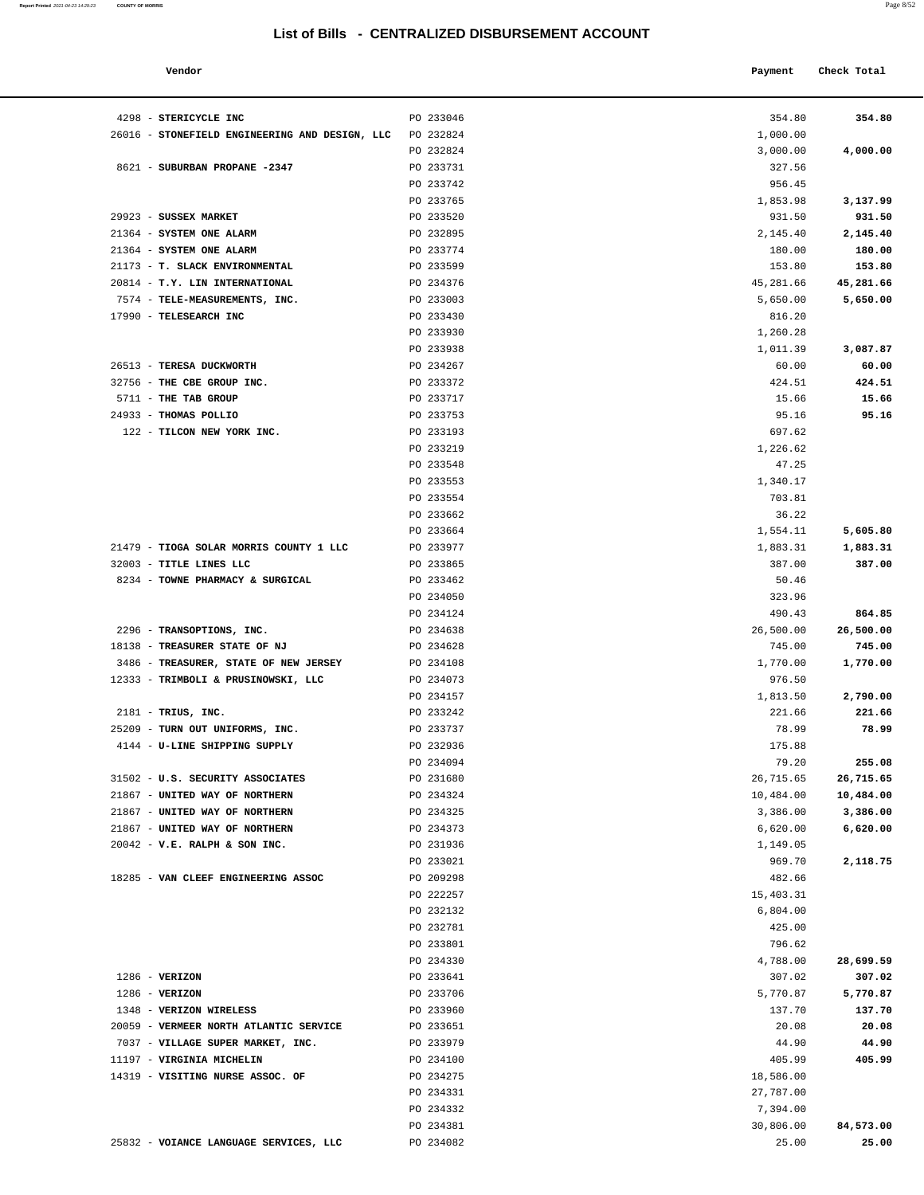# List of Bills - CENTRALIZED DISBURSEMENT ACCOUNT

| Vendor | | Payment | Check Total |
|---|---|---|---|
| 4298 - **STERICYCLE INC** | PO 233046 | 354.80 | **354.80** |
| 26016 - **STONEFIELD ENGINEERING AND DESIGN, LLC** | PO 232824 | 1,000.00 | |
| | PO 232824 | 3,000.00 | **4,000.00** |
| 8621 - **SUBURBAN PROPANE -2347** | PO 233731 | 327.56 | |
| | PO 233742 | 956.45 | |
| | PO 233765 | 1,853.98 | **3,137.99** |
| 29923 - **SUSSEX MARKET** | PO 233520 | 931.50 | **931.50** |
| 21364 - **SYSTEM ONE ALARM** | PO 232895 | 2,145.40 | **2,145.40** |
| 21364 - **SYSTEM ONE ALARM** | PO 233774 | 180.00 | **180.00** |
| 21173 - **T. SLACK ENVIRONMENTAL** | PO 233599 | 153.80 | **153.80** |
| 20814 - **T.Y. LIN INTERNATIONAL** | PO 234376 | 45,281.66 | **45,281.66** |
| 7574 - **TELE-MEASUREMENTS, INC.** | PO 233003 | 5,650.00 | **5,650.00** |
| 17990 - **TELESEARCH INC** | PO 233430 | 816.20 | |
| | PO 233930 | 1,260.28 | |
| | PO 233938 | 1,011.39 | **3,087.87** |
| 26513 - **TERESA DUCKWORTH** | PO 234267 | 60.00 | **60.00** |
| 32756 - **THE CBE GROUP INC.** | PO 233372 | 424.51 | **424.51** |
| 5711 - **THE TAB GROUP** | PO 233717 | 15.66 | **15.66** |
| 24933 - **THOMAS POLLIO** | PO 233753 | 95.16 | **95.16** |
| 122 - **TILCON NEW YORK INC.** | PO 233193 | 697.62 | |
| | PO 233219 | 1,226.62 | |
| | PO 233548 | 47.25 | |
| | PO 233553 | 1,340.17 | |
| | PO 233554 | 703.81 | |
| | PO 233662 | 36.22 | |
| | PO 233664 | 1,554.11 | **5,605.80** |
| 21479 - **TIOGA SOLAR MORRIS COUNTY 1 LLC** | PO 233977 | 1,883.31 | **1,883.31** |
| 32003 - **TITLE LINES LLC** | PO 233865 | 387.00 | **387.00** |
| 8234 - **TOWNE PHARMACY & SURGICAL** | PO 233462 | 50.46 | |
| | PO 234050 | 323.96 | |
| | PO 234124 | 490.43 | **864.85** |
| 2296 - **TRANSOPTIONS, INC.** | PO 234638 | 26,500.00 | **26,500.00** |
| 18138 - **TREASURER STATE OF NJ** | PO 234628 | 745.00 | **745.00** |
| 3486 - **TREASURER, STATE OF NEW JERSEY** | PO 234108 | 1,770.00 | **1,770.00** |
| 12333 - **TRIMBOLI & PRUSINOWSKI, LLC** | PO 234073 | 976.50 | |
| | PO 234157 | 1,813.50 | **2,790.00** |
| 2181 - **TRIUS, INC.** | PO 233242 | 221.66 | **221.66** |
| 25209 - **TURN OUT UNIFORMS, INC.** | PO 233737 | 78.99 | **78.99** |
| 4144 - **U-LINE SHIPPING SUPPLY** | PO 232936 | 175.88 | |
| | PO 234094 | 79.20 | **255.08** |
| 31502 - **U.S. SECURITY ASSOCIATES** | PO 231680 | 26,715.65 | **26,715.65** |
| 21867 - **UNITED WAY OF NORTHERN** | PO 234324 | 10,484.00 | **10,484.00** |
| 21867 - **UNITED WAY OF NORTHERN** | PO 234325 | 3,386.00 | **3,386.00** |
| 21867 - **UNITED WAY OF NORTHERN** | PO 234373 | 6,620.00 | **6,620.00** |
| 20042 - **V.E. RALPH & SON INC.** | PO 231936 | 1,149.05 | |
| | PO 233021 | 969.70 | **2,118.75** |
| 18285 - **VAN CLEEF ENGINEERING ASSOC** | PO 209298 | 482.66 | |
| | PO 222257 | 15,403.31 | |
| | PO 232132 | 6,804.00 | |
| | PO 232781 | 425.00 | |
| | PO 233801 | 796.62 | |
| | PO 234330 | 4,788.00 | **28,699.59** |
| 1286 - **VERIZON** | PO 233641 | 307.02 | **307.02** |
| 1286 - **VERIZON** | PO 233706 | 5,770.87 | **5,770.87** |
| 1348 - **VERIZON WIRELESS** | PO 233960 | 137.70 | **137.70** |
| 20059 - **VERMEER NORTH ATLANTIC SERVICE** | PO 233651 | 20.08 | **20.08** |
| 7037 - **VILLAGE SUPER MARKET, INC.** | PO 233979 | 44.90 | **44.90** |
| 11197 - **VIRGINIA MICHELIN** | PO 234100 | 405.99 | **405.99** |
| 14319 - **VISITING NURSE ASSOC. OF** | PO 234275 | 18,586.00 | |
| | PO 234331 | 27,787.00 | |
| | PO 234332 | 7,394.00 | |
| | PO 234381 | 30,806.00 | **84,573.00** |
| 25832 - **VOIANCE LANGUAGE SERVICES, LLC** | PO 234082 | 25.00 | **25.00** |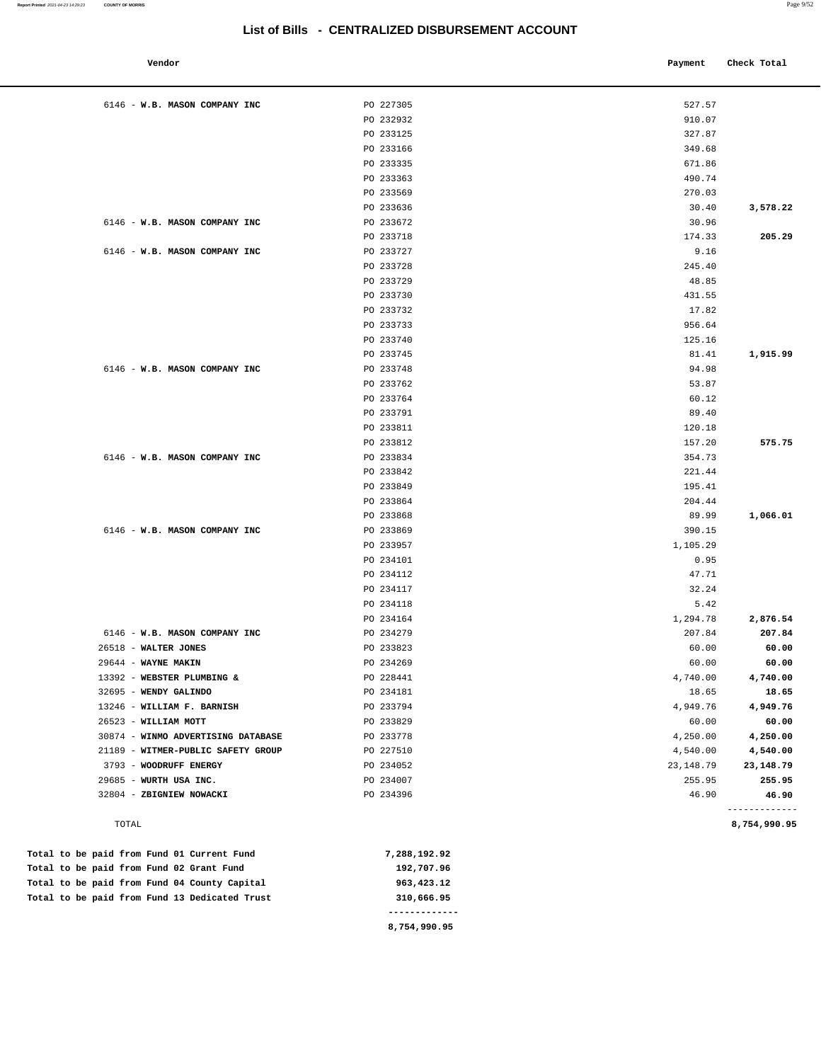# List of Bills - CENTRALIZED DISBURSEMENT ACCOUNT

| Vendor | | Payment | Check Total |
|---|---|---|---|
| 6146 - **W.B. MASON COMPANY INC** | PO 227305 | 527.57 | |
| | PO 232932 | 910.07 | |
| | PO 233125 | 327.87 | |
| | PO 233166 | 349.68 | |
| | PO 233335 | 671.86 | |
| | PO 233363 | 490.74 | |
| | PO 233569 | 270.03 | |
| | PO 233636 | 30.40 | **3,578.22** |
| 6146 - **W.B. MASON COMPANY INC** | PO 233672 | 30.96 | |
| | PO 233718 | 174.33 | **205.29** |
| 6146 - **W.B. MASON COMPANY INC** | PO 233727 | 9.16 | |
| | PO 233728 | 245.40 | |
| | PO 233729 | 48.85 | |
| | PO 233730 | 431.55 | |
| | PO 233732 | 17.82 | |
| | PO 233733 | 956.64 | |
| | PO 233740 | 125.16 | |
| | PO 233745 | 81.41 | **1,915.99** |
| 6146 - **W.B. MASON COMPANY INC** | PO 233748 | 94.98 | |
| | PO 233762 | 53.87 | |
| | PO 233764 | 60.12 | |
| | PO 233791 | 89.40 | |
| | PO 233811 | 120.18 | |
| | PO 233812 | 157.20 | **575.75** |
| 6146 - **W.B. MASON COMPANY INC** | PO 233834 | 354.73 | |
| | PO 233842 | 221.44 | |
| | PO 233849 | 195.41 | |
| | PO 233864 | 204.44 | |
| | PO 233868 | 89.99 | **1,066.01** |
| 6146 - **W.B. MASON COMPANY INC** | PO 233869 | 390.15 | |
| | PO 233957 | 1,105.29 | |
| | PO 234101 | 0.95 | |
| | PO 234112 | 47.71 | |
| | PO 234117 | 32.24 | |
| | PO 234118 | 5.42 | |
| | PO 234164 | 1,294.78 | **2,876.54** |
| 6146 - **W.B. MASON COMPANY INC** | PO 234279 | 207.84 | **207.84** |
| 26518 - **WALTER JONES** | PO 233823 | 60.00 | **60.00** |
| 29644 - **WAYNE MAKIN** | PO 234269 | 60.00 | **60.00** |
| 13392 - **WEBSTER PLUMBING &** | PO 228441 | 4,740.00 | **4,740.00** |
| 32695 - **WENDY GALINDO** | PO 234181 | 18.65 | **18.65** |
| 13246 - **WILLIAM F. BARNISH** | PO 233794 | 4,949.76 | **4,949.76** |
| 26523 - **WILLIAM MOTT** | PO 233829 | 60.00 | **60.00** |
| 30874 - **WINMO ADVERTISING DATABASE** | PO 233778 | 4,250.00 | **4,250.00** |
| 21189 - **WITMER-PUBLIC SAFETY GROUP** | PO 227510 | 4,540.00 | **4,540.00** |
| 3793 - **WOODRUFF ENERGY** | PO 234052 | 23,148.79 | **23,148.79** |
| 29685 - **WURTH USA INC.** | PO 234007 | 255.95 | **255.95** |
| 32804 - **ZBIGNIEW NOWACKI** | PO 234396 | 46.90 | **46.90** |
| TOTAL | | | **8,754,990.95** |

| | |
|---|---|
| **Total to be paid from Fund 01 Current Fund** | **7,288,192.92** |
| **Total to be paid from Fund 02 Grant Fund** | **192,707.96** |
| **Total to be paid from Fund 04 County Capital** | **963,423.12** |
| **Total to be paid from Fund 13 Dedicated Trust** | **310,666.95** |
| | **8,754,990.95** |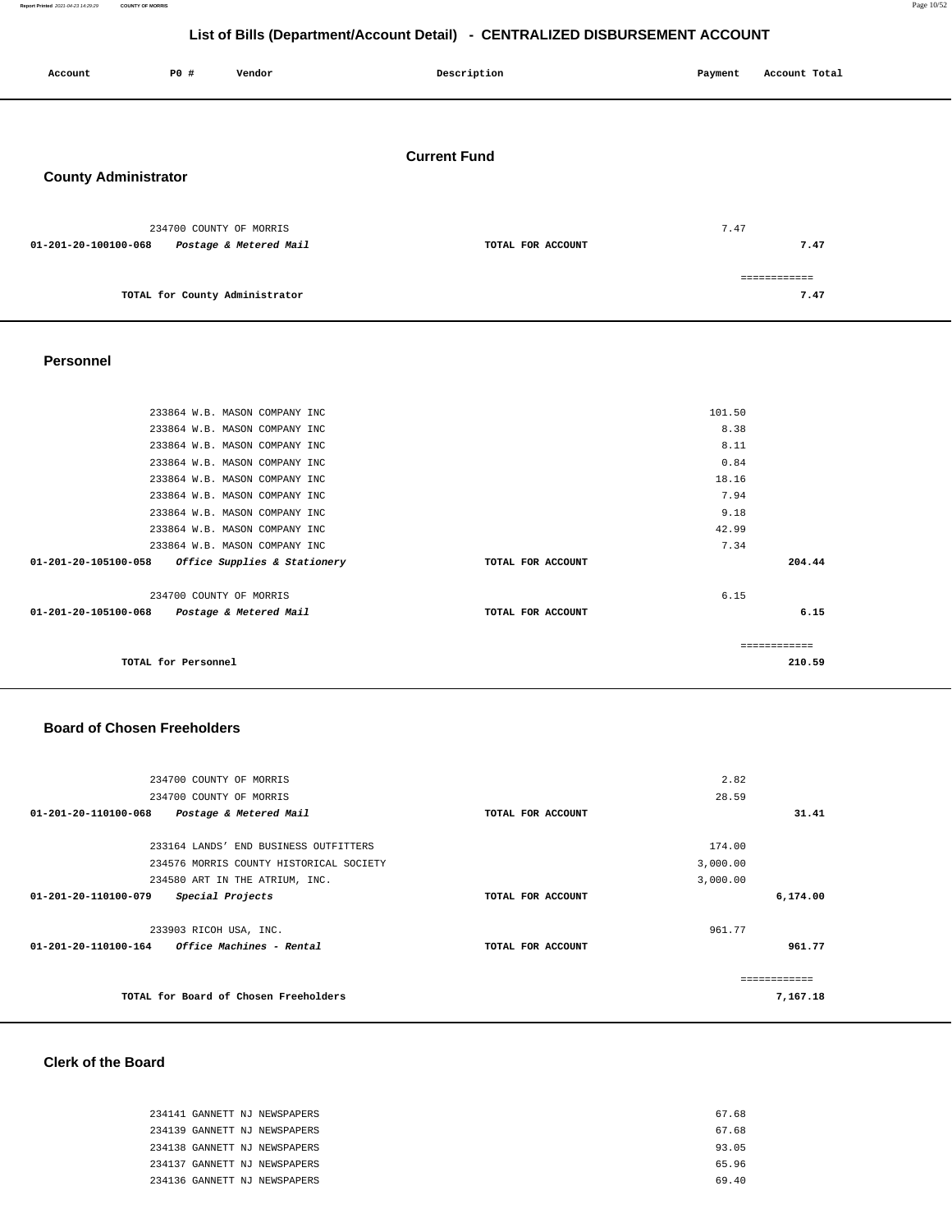# List of Bills (Department/Account Detail) - CENTRALIZED DISBURSEMENT ACCOUNT

| Account | PO # | Vendor | Description | Payment | Account Total |
|---|---|---|---|---|---|

## Current Fund

### County Administrator

| Account | PO # | Vendor | Description | Payment | Account Total |
|---|---|---|---|---|---|
| | 234700 | COUNTY OF MORRIS | | 7.47 | |
| 01-201-20-100100-068 | | *Postage & Metered Mail* | TOTAL FOR ACCOUNT | | 7.47 |
| | | | | | ============ |
| | | TOTAL for County Administrator | | | 7.47 |

### Personnel

| Account | PO # | Vendor | Description | Payment | Account Total |
|---|---|---|---|---|---|
| | 233864 | W.B. MASON COMPANY INC | | 101.50 | |
| | 233864 | W.B. MASON COMPANY INC | | 8.38 | |
| | 233864 | W.B. MASON COMPANY INC | | 8.11 | |
| | 233864 | W.B. MASON COMPANY INC | | 0.84 | |
| | 233864 | W.B. MASON COMPANY INC | | 18.16 | |
| | 233864 | W.B. MASON COMPANY INC | | 7.94 | |
| | 233864 | W.B. MASON COMPANY INC | | 9.18 | |
| | 233864 | W.B. MASON COMPANY INC | | 42.99 | |
| | 233864 | W.B. MASON COMPANY INC | | 7.34 | |
| 01-201-20-105100-058 | | *Office Supplies & Stationery* | TOTAL FOR ACCOUNT | | 204.44 |
| | 234700 | COUNTY OF MORRIS | | 6.15 | |
| 01-201-20-105100-068 | | *Postage & Metered Mail* | TOTAL FOR ACCOUNT | | 6.15 |
| | | | | | ============ |
| | | TOTAL for Personnel | | | 210.59 |

### Board of Chosen Freeholders

| Account | PO # | Vendor | Description | Payment | Account Total |
|---|---|---|---|---|---|
| | 234700 | COUNTY OF MORRIS | | 2.82 | |
| | 234700 | COUNTY OF MORRIS | | 28.59 | |
| 01-201-20-110100-068 | | *Postage & Metered Mail* | TOTAL FOR ACCOUNT | | 31.41 |
| | 233164 | LANDS' END BUSINESS OUTFITTERS | | 174.00 | |
| | 234576 | MORRIS COUNTY HISTORICAL SOCIETY | | 3,000.00 | |
| | 234580 | ART IN THE ATRIUM, INC. | | 3,000.00 | |
| 01-201-20-110100-079 | | *Special Projects* | TOTAL FOR ACCOUNT | | 6,174.00 |
| | 233903 | RICOH USA, INC. | | 961.77 | |
| 01-201-20-110100-164 | | *Office Machines - Rental* | TOTAL FOR ACCOUNT | | 961.77 |
| | | | | | ============ |
| | | TOTAL for Board of Chosen Freeholders | | | 7,167.18 |

### Clerk of the Board

| Account | PO # | Vendor | Description | Payment | Account Total |
|---|---|---|---|---|---|
| | 234141 | GANNETT NJ NEWSPAPERS | | 67.68 | |
| | 234139 | GANNETT NJ NEWSPAPERS | | 67.68 | |
| | 234138 | GANNETT NJ NEWSPAPERS | | 93.05 | |
| | 234137 | GANNETT NJ NEWSPAPERS | | 65.96 | |
| | 234136 | GANNETT NJ NEWSPAPERS | | 69.40 | |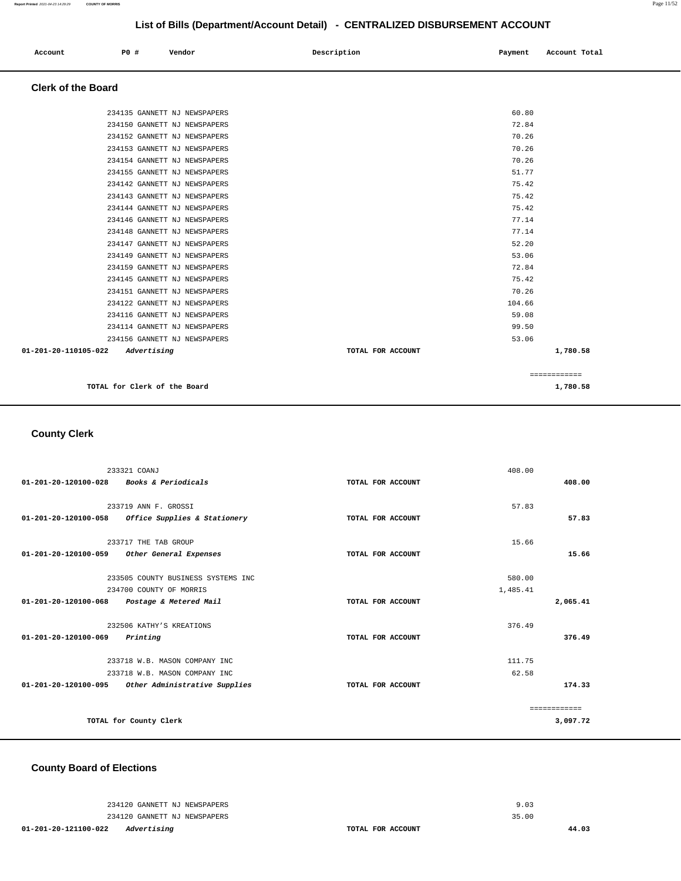# List of Bills (Department/Account Detail) - CENTRALIZED DISBURSEMENT ACCOUNT

| Account | PO # | Vendor | Description | Payment | Account Total |
|---|---|---|---|---|---|

## Clerk of the Board

| Account | PO # | Vendor | Description | Payment | Account Total |
|---|---|---|---|---|---|
| | 234135 | GANNETT NJ NEWSPAPERS | | 60.80 | |
| | 234150 | GANNETT NJ NEWSPAPERS | | 72.84 | |
| | 234152 | GANNETT NJ NEWSPAPERS | | 70.26 | |
| | 234153 | GANNETT NJ NEWSPAPERS | | 70.26 | |
| | 234154 | GANNETT NJ NEWSPAPERS | | 70.26 | |
| | 234155 | GANNETT NJ NEWSPAPERS | | 51.77 | |
| | 234142 | GANNETT NJ NEWSPAPERS | | 75.42 | |
| | 234143 | GANNETT NJ NEWSPAPERS | | 75.42 | |
| | 234144 | GANNETT NJ NEWSPAPERS | | 75.42 | |
| | 234146 | GANNETT NJ NEWSPAPERS | | 77.14 | |
| | 234148 | GANNETT NJ NEWSPAPERS | | 77.14 | |
| | 234147 | GANNETT NJ NEWSPAPERS | | 52.20 | |
| | 234149 | GANNETT NJ NEWSPAPERS | | 53.06 | |
| | 234159 | GANNETT NJ NEWSPAPERS | | 72.84 | |
| | 234145 | GANNETT NJ NEWSPAPERS | | 75.42 | |
| | 234151 | GANNETT NJ NEWSPAPERS | | 70.26 | |
| | 234122 | GANNETT NJ NEWSPAPERS | | 104.66 | |
| | 234116 | GANNETT NJ NEWSPAPERS | | 59.08 | |
| | 234114 | GANNETT NJ NEWSPAPERS | | 99.50 | |
| | 234156 | GANNETT NJ NEWSPAPERS | | 53.06 | |
| **01-201-20-110105-022** | *Advertising* | | **TOTAL FOR ACCOUNT** | | **1,780.58** |
| | | | | | ============ |
| | **TOTAL for Clerk of the Board** | | | | **1,780.58** |

## County Clerk

| Account | PO # | Vendor | Description | Payment | Account Total |
|---|---|---|---|---|---|
| | 233321 | COANJ | | 408.00 | |
| **01-201-20-120100-028** | *Books & Periodicals* | | **TOTAL FOR ACCOUNT** | | **408.00** |
| | 233719 | ANN F. GROSSI | | 57.83 | |
| **01-201-20-120100-058** | *Office Supplies & Stationery* | | **TOTAL FOR ACCOUNT** | | **57.83** |
| | 233717 | THE TAB GROUP | | 15.66 | |
| **01-201-20-120100-059** | *Other General Expenses* | | **TOTAL FOR ACCOUNT** | | **15.66** |
| | 233505 | COUNTY BUSINESS SYSTEMS INC | | 580.00 | |
| | 234700 | COUNTY OF MORRIS | | 1,485.41 | |
| **01-201-20-120100-068** | *Postage & Metered Mail* | | **TOTAL FOR ACCOUNT** | | **2,065.41** |
| | 232506 | KATHY'S KREATIONS | | 376.49 | |
| **01-201-20-120100-069** | *Printing* | | **TOTAL FOR ACCOUNT** | | **376.49** |
| | 233718 | W.B. MASON COMPANY INC | | 111.75 | |
| | 233718 | W.B. MASON COMPANY INC | | 62.58 | |
| **01-201-20-120100-095** | *Other Administrative Supplies* | | **TOTAL FOR ACCOUNT** | | **174.33** |
| | | | | | ============ |
| | **TOTAL for County Clerk** | | | | **3,097.72** |

## County Board of Elections

| Account | PO # | Vendor | Description | Payment | Account Total |
|---|---|---|---|---|---|
| | 234120 | GANNETT NJ NEWSPAPERS | | 9.03 | |
| | 234120 | GANNETT NJ NEWSPAPERS | | 35.00 | |
| **01-201-20-121100-022** | *Advertising* | | **TOTAL FOR ACCOUNT** | | **44.03** |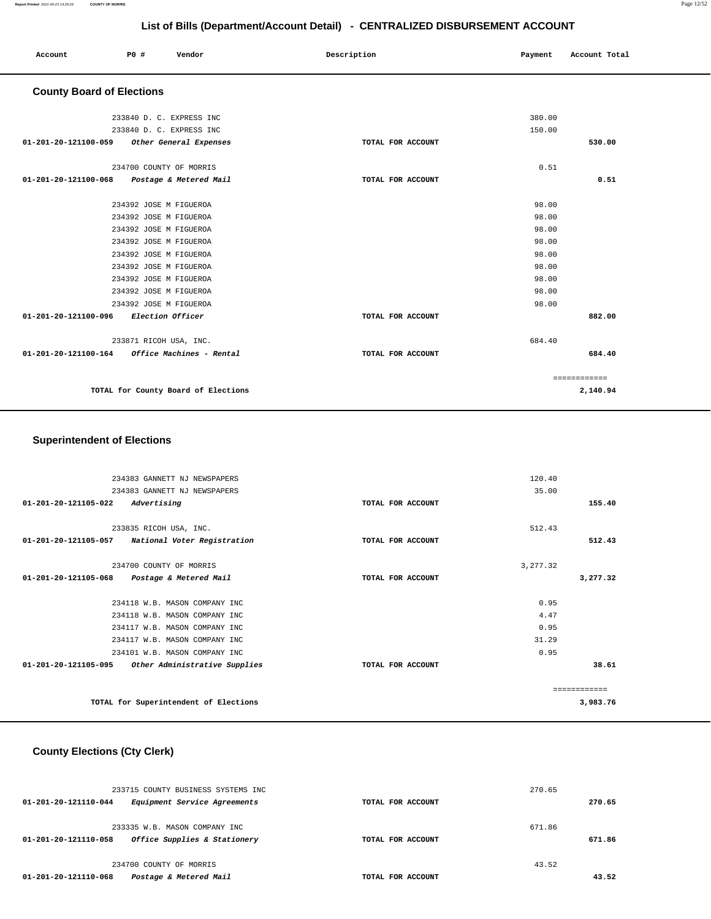## List of Bills (Department/Account Detail) - CENTRALIZED DISBURSEMENT ACCOUNT

| Account | PO # | Vendor | Description | Payment | Account Total |
|---|---|---|---|---|---|

### County Board of Elections

| Account | PO # | Vendor | Description | Payment | Account Total |
|---|---|---|---|---|---|
| | 233840 | D. C. EXPRESS INC | | 380.00 | |
| | 233840 | D. C. EXPRESS INC | | 150.00 | |
| 01-201-20-121100-059 | | *Other General Expenses* | TOTAL FOR ACCOUNT | | 530.00 |
| | 234700 | COUNTY OF MORRIS | | 0.51 | |
| 01-201-20-121100-068 | | *Postage & Metered Mail* | TOTAL FOR ACCOUNT | | 0.51 |
| | 234392 | JOSE M FIGUEROA | | 98.00 | |
| | 234392 | JOSE M FIGUEROA | | 98.00 | |
| | 234392 | JOSE M FIGUEROA | | 98.00 | |
| | 234392 | JOSE M FIGUEROA | | 98.00 | |
| | 234392 | JOSE M FIGUEROA | | 98.00 | |
| | 234392 | JOSE M FIGUEROA | | 98.00 | |
| | 234392 | JOSE M FIGUEROA | | 98.00 | |
| | 234392 | JOSE M FIGUEROA | | 98.00 | |
| | 234392 | JOSE M FIGUEROA | | 98.00 | |
| 01-201-20-121100-096 | | *Election Officer* | TOTAL FOR ACCOUNT | | 882.00 |
| | 233871 | RICOH USA, INC. | | 684.40 | |
| 01-201-20-121100-164 | | *Office Machines - Rental* | TOTAL FOR ACCOUNT | | 684.40 |
| | | | | | ============ |
| | | TOTAL for County Board of Elections | | | 2,140.94 |

### Superintendent of Elections

| Account | PO # | Vendor | Description | Payment | Account Total |
|---|---|---|---|---|---|
| | 234383 | GANNETT NJ NEWSPAPERS | | 120.40 | |
| | 234383 | GANNETT NJ NEWSPAPERS | | 35.00 | |
| 01-201-20-121105-022 | | *Advertising* | TOTAL FOR ACCOUNT | | 155.40 |
| | 233835 | RICOH USA, INC. | | 512.43 | |
| 01-201-20-121105-057 | | *National Voter Registration* | TOTAL FOR ACCOUNT | | 512.43 |
| | 234700 | COUNTY OF MORRIS | | 3,277.32 | |
| 01-201-20-121105-068 | | *Postage & Metered Mail* | TOTAL FOR ACCOUNT | | 3,277.32 |
| | 234118 | W.B. MASON COMPANY INC | | 0.95 | |
| | 234118 | W.B. MASON COMPANY INC | | 4.47 | |
| | 234117 | W.B. MASON COMPANY INC | | 0.95 | |
| | 234117 | W.B. MASON COMPANY INC | | 31.29 | |
| | 234101 | W.B. MASON COMPANY INC | | 0.95 | |
| 01-201-20-121105-095 | | *Other Administrative Supplies* | TOTAL FOR ACCOUNT | | 38.61 |
| | | | | | ============ |
| | | TOTAL for Superintendent of Elections | | | 3,983.76 |

### County Elections (Cty Clerk)

| Account | PO # | Vendor | Description | Payment | Account Total |
|---|---|---|---|---|---|
| | 233715 | COUNTY BUSINESS SYSTEMS INC | | 270.65 | |
| 01-201-20-121110-044 | | *Equipment Service Agreements* | TOTAL FOR ACCOUNT | | 270.65 |
| | 233335 | W.B. MASON COMPANY INC | | 671.86 | |
| 01-201-20-121110-058 | | *Office Supplies & Stationery* | TOTAL FOR ACCOUNT | | 671.86 |
| | 234700 | COUNTY OF MORRIS | | 43.52 | |
| 01-201-20-121110-068 | | *Postage & Metered Mail* | TOTAL FOR ACCOUNT | | 43.52 |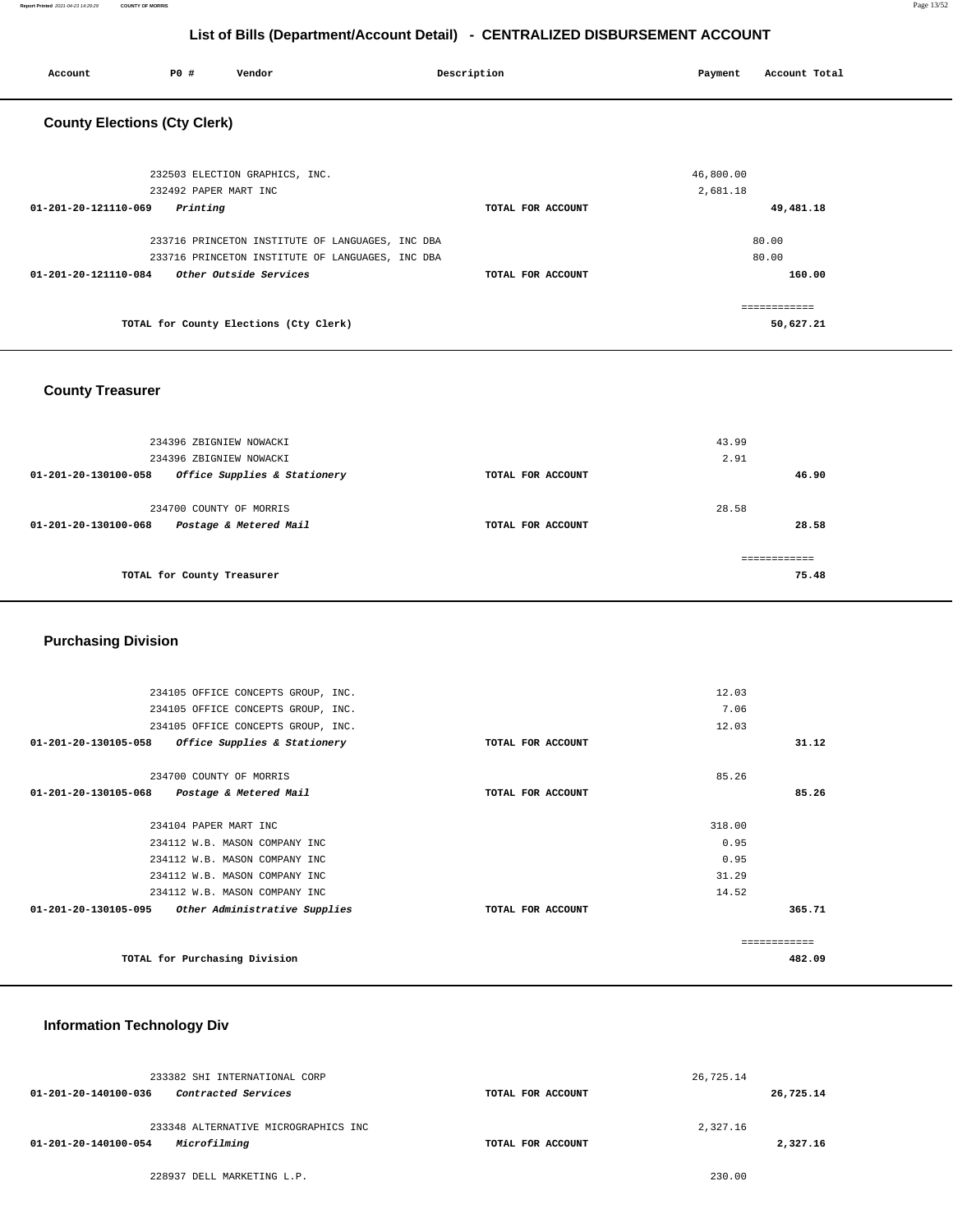## List of Bills (Department/Account Detail) - CENTRALIZED DISBURSEMENT ACCOUNT

| Account | PO # | Vendor | Description | Payment | Account Total |
| --- | --- | --- | --- | --- | --- |

### County Elections (Cty Clerk)

| Account | PO # | Vendor | Description | Payment | Account Total |
| --- | --- | --- | --- | --- | --- |
| | 232503 | ELECTION GRAPHICS, INC. | | 46,800.00 | |
| | 232492 | PAPER MART INC | | 2,681.18 | |
| 01-201-20-121110-069 | | *Printing* | TOTAL FOR ACCOUNT | | 49,481.18 |
| | 233716 | PRINCETON INSTITUTE OF LANGUAGES, INC DBA | | 80.00 | |
| | 233716 | PRINCETON INSTITUTE OF LANGUAGES, INC DBA | | 80.00 | |
| 01-201-20-121110-084 | | *Other Outside Services* | TOTAL FOR ACCOUNT | | 160.00 |
| | | | | | ============ |
| | | TOTAL for County Elections (Cty Clerk) | | | 50,627.21 |

### County Treasurer

| Account | PO # | Vendor | Description | Payment | Account Total |
| --- | --- | --- | --- | --- | --- |
| | 234396 | ZBIGNIEW NOWACKI | | 43.99 | |
| | 234396 | ZBIGNIEW NOWACKI | | 2.91 | |
| 01-201-20-130100-058 | | *Office Supplies & Stationery* | TOTAL FOR ACCOUNT | | 46.90 |
| | 234700 | COUNTY OF MORRIS | | 28.58 | |
| 01-201-20-130100-068 | | *Postage & Metered Mail* | TOTAL FOR ACCOUNT | | 28.58 |
| | | | | | ============ |
| | | TOTAL for County Treasurer | | | 75.48 |

### Purchasing Division

| Account | PO # | Vendor | Description | Payment | Account Total |
| --- | --- | --- | --- | --- | --- |
| | 234105 | OFFICE CONCEPTS GROUP, INC. | | 12.03 | |
| | 234105 | OFFICE CONCEPTS GROUP, INC. | | 7.06 | |
| | 234105 | OFFICE CONCEPTS GROUP, INC. | | 12.03 | |
| 01-201-20-130105-058 | | *Office Supplies & Stationery* | TOTAL FOR ACCOUNT | | 31.12 |
| | 234700 | COUNTY OF MORRIS | | 85.26 | |
| 01-201-20-130105-068 | | *Postage & Metered Mail* | TOTAL FOR ACCOUNT | | 85.26 |
| | 234104 | PAPER MART INC | | 318.00 | |
| | 234112 | W.B. MASON COMPANY INC | | 0.95 | |
| | 234112 | W.B. MASON COMPANY INC | | 0.95 | |
| | 234112 | W.B. MASON COMPANY INC | | 31.29 | |
| | 234112 | W.B. MASON COMPANY INC | | 14.52 | |
| 01-201-20-130105-095 | | *Other Administrative Supplies* | TOTAL FOR ACCOUNT | | 365.71 |
| | | | | | ============ |
| | | TOTAL for Purchasing Division | | | 482.09 |

### Information Technology Div

| Account | PO # | Vendor | Description | Payment | Account Total |
| --- | --- | --- | --- | --- | --- |
| | 233382 | SHI INTERNATIONAL CORP | | 26,725.14 | |
| 01-201-20-140100-036 | | *Contracted Services* | TOTAL FOR ACCOUNT | | 26,725.14 |
| | 233348 | ALTERNATIVE MICROGRAPHICS INC | | 2,327.16 | |
| 01-201-20-140100-054 | | *Microfilming* | TOTAL FOR ACCOUNT | | 2,327.16 |
| | 228937 | DELL MARKETING L.P. | | 230.00 | |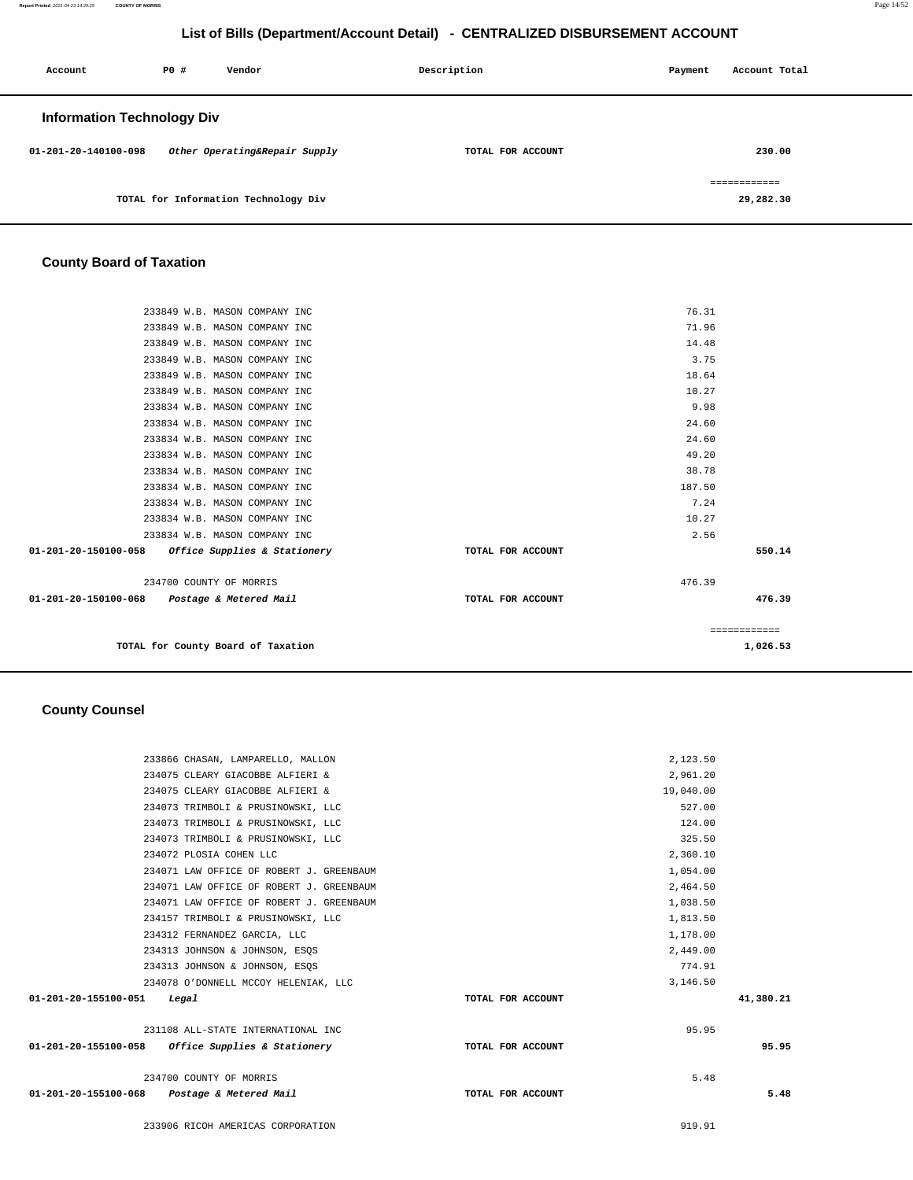# List of Bills (Department/Account Detail) - CENTRALIZED DISBURSEMENT ACCOUNT

| Account | PO # | Vendor | Description | Payment | Account Total |
|---|---|---|---|---|---|

## Information Technology Div

| | | | | | |
|---|---|---|---|---|---|
| 01-201-20-140100-098 | | *Other Operating&Repair Supply* | TOTAL FOR ACCOUNT | | 230.00 |
| | | | | | ============ |
| | | TOTAL for Information Technology Div | | | 29,282.30 |

## County Board of Taxation

| | | | | | |
|---|---|---|---|---|---|
| | 233849 | W.B. MASON COMPANY INC | | 76.31 | |
| | 233849 | W.B. MASON COMPANY INC | | 71.96 | |
| | 233849 | W.B. MASON COMPANY INC | | 14.48 | |
| | 233849 | W.B. MASON COMPANY INC | | 3.75 | |
| | 233849 | W.B. MASON COMPANY INC | | 18.64 | |
| | 233849 | W.B. MASON COMPANY INC | | 10.27 | |
| | 233834 | W.B. MASON COMPANY INC | | 9.98 | |
| | 233834 | W.B. MASON COMPANY INC | | 24.60 | |
| | 233834 | W.B. MASON COMPANY INC | | 24.60 | |
| | 233834 | W.B. MASON COMPANY INC | | 49.20 | |
| | 233834 | W.B. MASON COMPANY INC | | 38.78 | |
| | 233834 | W.B. MASON COMPANY INC | | 187.50 | |
| | 233834 | W.B. MASON COMPANY INC | | 7.24 | |
| | 233834 | W.B. MASON COMPANY INC | | 10.27 | |
| | 233834 | W.B. MASON COMPANY INC | | 2.56 | |
| 01-201-20-150100-058 | | *Office Supplies & Stationery* | TOTAL FOR ACCOUNT | | 550.14 |
| | 234700 | COUNTY OF MORRIS | | 476.39 | |
| 01-201-20-150100-068 | | *Postage & Metered Mail* | TOTAL FOR ACCOUNT | | 476.39 |
| | | | | | ============ |
| | | TOTAL for County Board of Taxation | | | 1,026.53 |

## County Counsel

| | | | | | |
|---|---|---|---|---|---|
| | 233866 | CHASAN, LAMPARELLO, MALLON | | 2,123.50 | |
| | 234075 | CLEARY GIACOBBE ALFIERI & | | 2,961.20 | |
| | 234075 | CLEARY GIACOBBE ALFIERI & | | 19,040.00 | |
| | 234073 | TRIMBOLI & PRUSINOWSKI, LLC | | 527.00 | |
| | 234073 | TRIMBOLI & PRUSINOWSKI, LLC | | 124.00 | |
| | 234073 | TRIMBOLI & PRUSINOWSKI, LLC | | 325.50 | |
| | 234072 | PLOSIA COHEN LLC | | 2,360.10 | |
| | 234071 | LAW OFFICE OF ROBERT J. GREENBAUM | | 1,054.00 | |
| | 234071 | LAW OFFICE OF ROBERT J. GREENBAUM | | 2,464.50 | |
| | 234071 | LAW OFFICE OF ROBERT J. GREENBAUM | | 1,038.50 | |
| | 234157 | TRIMBOLI & PRUSINOWSKI, LLC | | 1,813.50 | |
| | 234312 | FERNANDEZ GARCIA, LLC | | 1,178.00 | |
| | 234313 | JOHNSON & JOHNSON, ESQS | | 2,449.00 | |
| | 234313 | JOHNSON & JOHNSON, ESQS | | 774.91 | |
| | 234078 | O'DONNELL MCCOY HELENIAK, LLC | | 3,146.50 | |
| 01-201-20-155100-051 | | *Legal* | TOTAL FOR ACCOUNT | | 41,380.21 |
| | 231108 | ALL-STATE INTERNATIONAL INC | | 95.95 | |
| 01-201-20-155100-058 | | *Office Supplies & Stationery* | TOTAL FOR ACCOUNT | | 95.95 |
| | 234700 | COUNTY OF MORRIS | | 5.48 | |
| 01-201-20-155100-068 | | *Postage & Metered Mail* | TOTAL FOR ACCOUNT | | 5.48 |
| | 233906 | RICOH AMERICAS CORPORATION | | 919.91 | |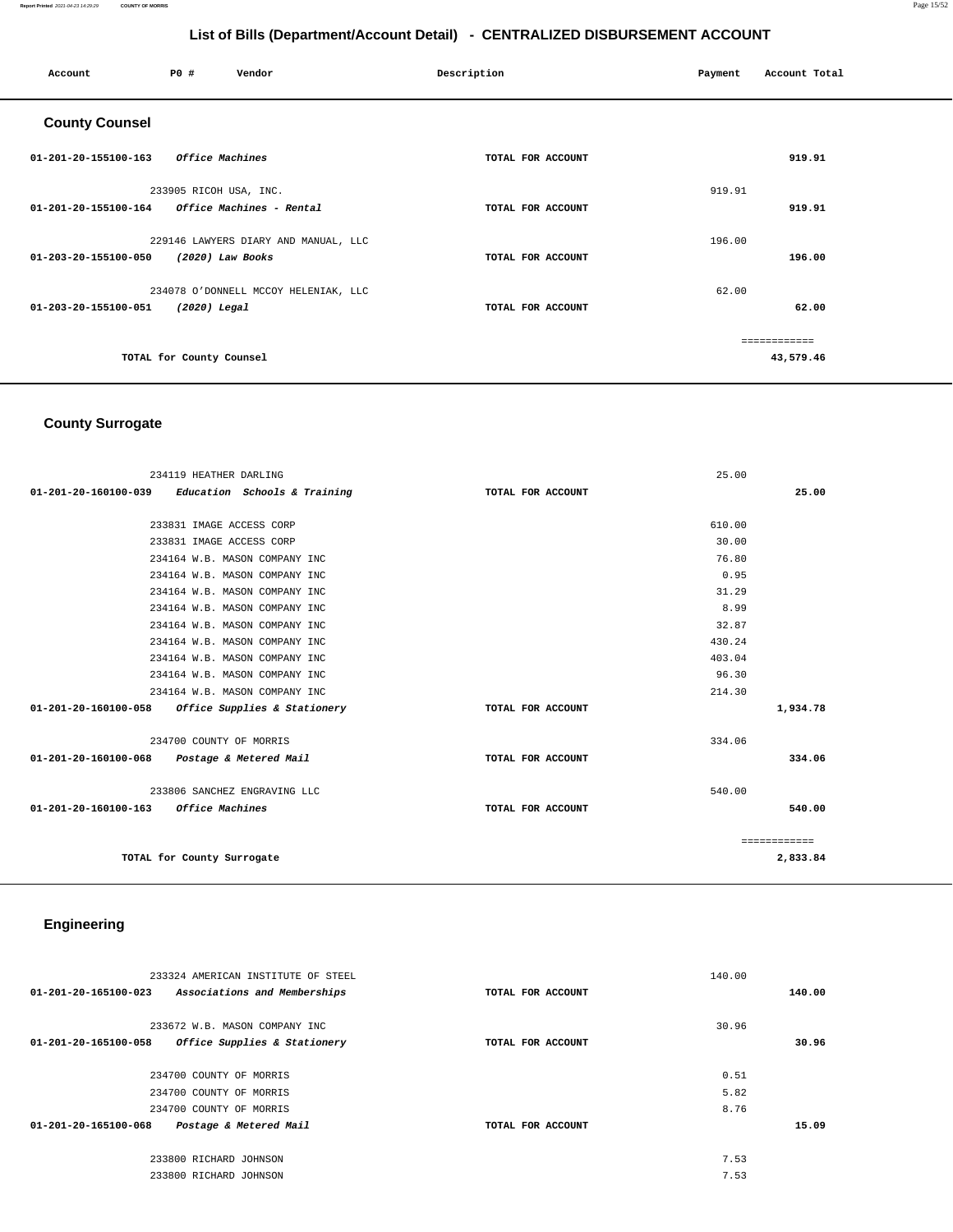## List of Bills (Department/Account Detail) - CENTRALIZED DISBURSEMENT ACCOUNT

| Account | PO # | Vendor | Description | Payment | Account Total |
|---|---|---|---|---|---|

### County Counsel

| Account | PO # | Vendor | Description | Payment | Account Total |
|---|---|---|---|---|---|
| 01-201-20-155100-163 | | *Office Machines* | TOTAL FOR ACCOUNT | | 919.91 |
| | 233905 | RICOH USA, INC. | | 919.91 | |
| 01-201-20-155100-164 | | *Office Machines - Rental* | TOTAL FOR ACCOUNT | | 919.91 |
| | 229146 | LAWYERS DIARY AND MANUAL, LLC | | 196.00 | |
| 01-203-20-155100-050 | | *(2020) Law Books* | TOTAL FOR ACCOUNT | | 196.00 |
| | 234078 | O'DONNELL MCCOY HELENIAK, LLC | | 62.00 | |
| 01-203-20-155100-051 | | *(2020) Legal* | TOTAL FOR ACCOUNT | | 62.00 |
| | | | | | ============ |
| | | TOTAL for County Counsel | | | 43,579.46 |

### County Surrogate

| Account | PO # | Vendor | Description | Payment | Account Total |
|---|---|---|---|---|---|
| | 234119 | HEATHER DARLING | | 25.00 | |
| 01-201-20-160100-039 | | *Education Schools & Training* | TOTAL FOR ACCOUNT | | 25.00 |
| | 233831 | IMAGE ACCESS CORP | | 610.00 | |
| | 233831 | IMAGE ACCESS CORP | | 30.00 | |
| | 234164 | W.B. MASON COMPANY INC | | 76.80 | |
| | 234164 | W.B. MASON COMPANY INC | | 0.95 | |
| | 234164 | W.B. MASON COMPANY INC | | 31.29 | |
| | 234164 | W.B. MASON COMPANY INC | | 8.99 | |
| | 234164 | W.B. MASON COMPANY INC | | 32.87 | |
| | 234164 | W.B. MASON COMPANY INC | | 430.24 | |
| | 234164 | W.B. MASON COMPANY INC | | 403.04 | |
| | 234164 | W.B. MASON COMPANY INC | | 96.30 | |
| | 234164 | W.B. MASON COMPANY INC | | 214.30 | |
| 01-201-20-160100-058 | | *Office Supplies & Stationery* | TOTAL FOR ACCOUNT | | 1,934.78 |
| | 234700 | COUNTY OF MORRIS | | 334.06 | |
| 01-201-20-160100-068 | | *Postage & Metered Mail* | TOTAL FOR ACCOUNT | | 334.06 |
| | 233806 | SANCHEZ ENGRAVING LLC | | 540.00 | |
| 01-201-20-160100-163 | | *Office Machines* | TOTAL FOR ACCOUNT | | 540.00 |
| | | | | | ============ |
| | | TOTAL for County Surrogate | | | 2,833.84 |

### Engineering

| Account | PO # | Vendor | Description | Payment | Account Total |
|---|---|---|---|---|---|
| | 233324 | AMERICAN INSTITUTE OF STEEL | | 140.00 | |
| 01-201-20-165100-023 | | *Associations and Memberships* | TOTAL FOR ACCOUNT | | 140.00 |
| | 233672 | W.B. MASON COMPANY INC | | 30.96 | |
| 01-201-20-165100-058 | | *Office Supplies & Stationery* | TOTAL FOR ACCOUNT | | 30.96 |
| | 234700 | COUNTY OF MORRIS | | 0.51 | |
| | 234700 | COUNTY OF MORRIS | | 5.82 | |
| | 234700 | COUNTY OF MORRIS | | 8.76 | |
| 01-201-20-165100-068 | | *Postage & Metered Mail* | TOTAL FOR ACCOUNT | | 15.09 |
| | 233800 | RICHARD JOHNSON | | 7.53 | |
| | 233800 | RICHARD JOHNSON | | 7.53 | |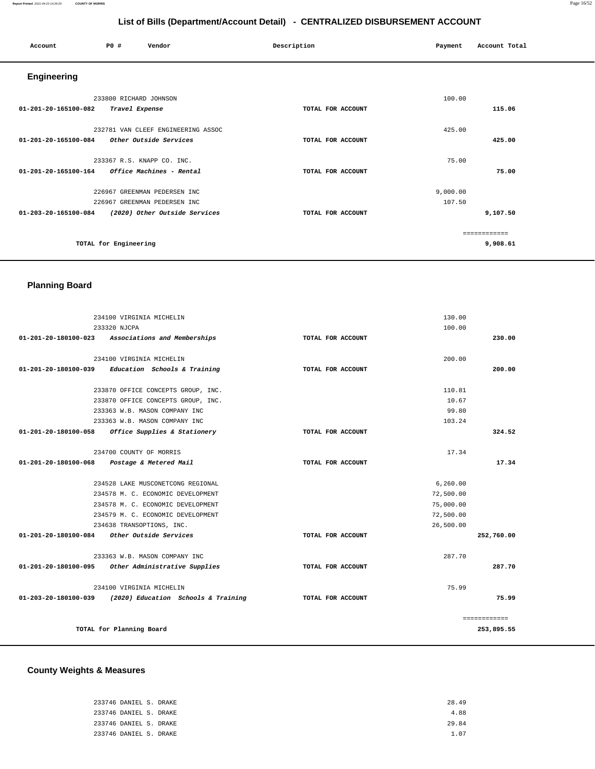# List of Bills (Department/Account Detail) - CENTRALIZED DISBURSEMENT ACCOUNT

| Account | PO # | Vendor | Description | Payment | Account Total |
|---|---|---|---|---|---|

## Engineering

| Account | PO # | Vendor | Description | Payment | Account Total |
|---|---|---|---|---|---|
| | 233800 | RICHARD JOHNSON | | 100.00 | |
| **01-201-20-165100-082** | | *Travel Expense* | TOTAL FOR ACCOUNT | | **115.06** |
| | 232781 | VAN CLEEF ENGINEERING ASSOC | | 425.00 | |
| **01-201-20-165100-084** | | *Other Outside Services* | TOTAL FOR ACCOUNT | | **425.00** |
| | 233367 | R.S. KNAPP CO. INC. | | 75.00 | |
| **01-201-20-165100-164** | | *Office Machines - Rental* | TOTAL FOR ACCOUNT | | **75.00** |
| | 226967 | GREENMAN PEDERSEN INC | | 9,000.00 | |
| | 226967 | GREENMAN PEDERSEN INC | | 107.50 | |
| **01-203-20-165100-084** | | *(2020) Other Outside Services* | TOTAL FOR ACCOUNT | | **9,107.50** |
| | | | | | ============ |
| | | **TOTAL for Engineering** | | | **9,908.61** |

## Planning Board

| Account | PO # | Vendor | Description | Payment | Account Total |
|---|---|---|---|---|---|
| | 234100 | VIRGINIA MICHELIN | | 130.00 | |
| | 233320 | NJCPA | | 100.00 | |
| **01-201-20-180100-023** | | *Associations and Memberships* | TOTAL FOR ACCOUNT | | **230.00** |
| | 234100 | VIRGINIA MICHELIN | | 200.00 | |
| **01-201-20-180100-039** | | *Education Schools & Training* | TOTAL FOR ACCOUNT | | **200.00** |
| | 233870 | OFFICE CONCEPTS GROUP, INC. | | 110.81 | |
| | 233870 | OFFICE CONCEPTS GROUP, INC. | | 10.67 | |
| | 233363 | W.B. MASON COMPANY INC | | 99.80 | |
| | 233363 | W.B. MASON COMPANY INC | | 103.24 | |
| **01-201-20-180100-058** | | *Office Supplies & Stationery* | TOTAL FOR ACCOUNT | | **324.52** |
| | 234700 | COUNTY OF MORRIS | | 17.34 | |
| **01-201-20-180100-068** | | *Postage & Metered Mail* | TOTAL FOR ACCOUNT | | **17.34** |
| | 234528 | LAKE MUSCONETCONG REGIONAL | | 6,260.00 | |
| | 234578 | M. C. ECONOMIC DEVELOPMENT | | 72,500.00 | |
| | 234578 | M. C. ECONOMIC DEVELOPMENT | | 75,000.00 | |
| | 234579 | M. C. ECONOMIC DEVELOPMENT | | 72,500.00 | |
| | 234638 | TRANSOPTIONS, INC. | | 26,500.00 | |
| **01-201-20-180100-084** | | *Other Outside Services* | TOTAL FOR ACCOUNT | | **252,760.00** |
| | 233363 | W.B. MASON COMPANY INC | | 287.70 | |
| **01-201-20-180100-095** | | *Other Administrative Supplies* | TOTAL FOR ACCOUNT | | **287.70** |
| | 234100 | VIRGINIA MICHELIN | | 75.99 | |
| **01-203-20-180100-039** | | *(2020) Education Schools & Training* | TOTAL FOR ACCOUNT | | **75.99** |
| | | | | | ============ |
| | | **TOTAL for Planning Board** | | | **253,895.55** |

## County Weights & Measures

| Account | PO # | Vendor | Description | Payment | Account Total |
|---|---|---|---|---|---|
| | 233746 | DANIEL S. DRAKE | | 28.49 | |
| | 233746 | DANIEL S. DRAKE | | 4.88 | |
| | 233746 | DANIEL S. DRAKE | | 29.84 | |
| | 233746 | DANIEL S. DRAKE | | 1.07 | |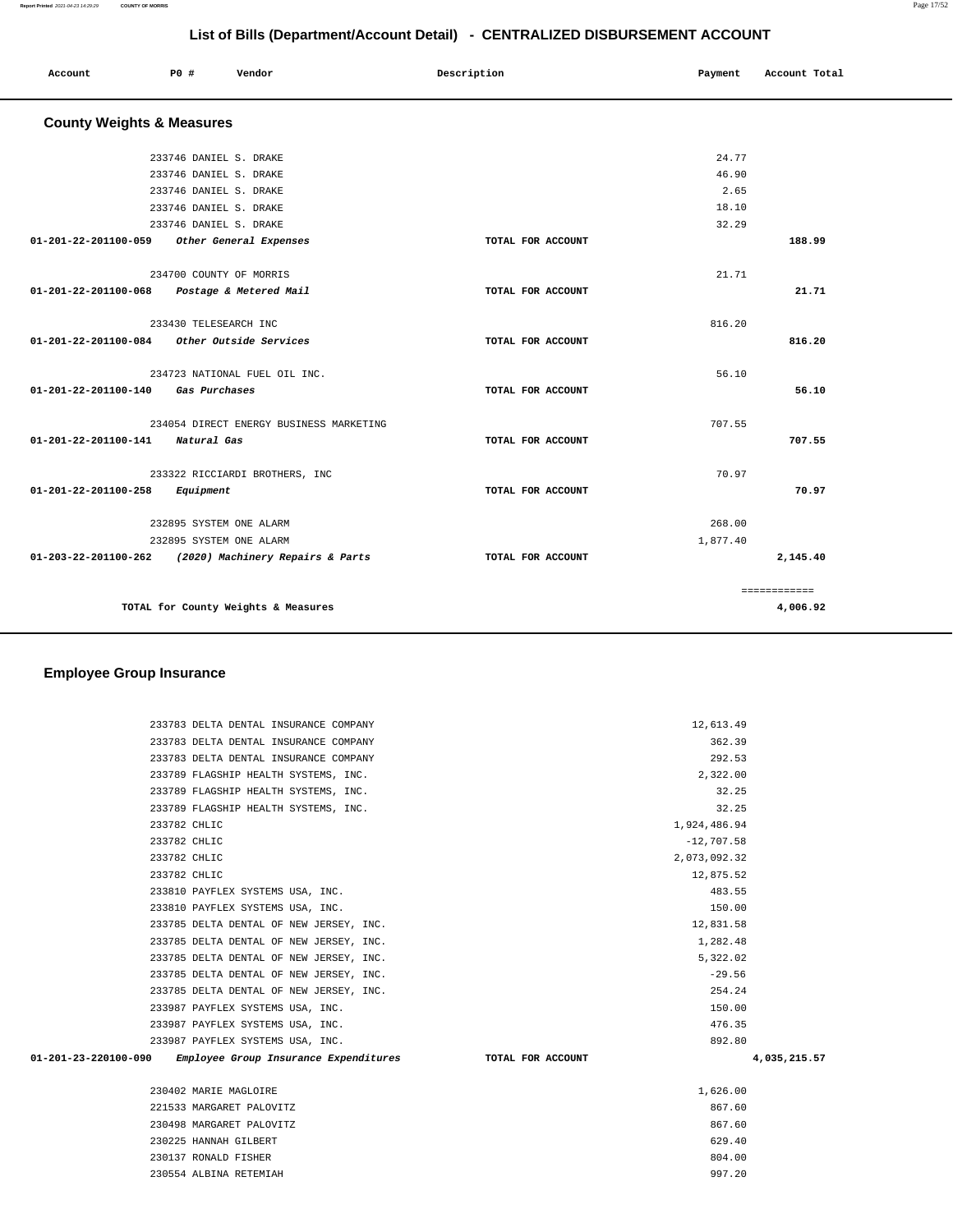## List of Bills (Department/Account Detail) - CENTRALIZED DISBURSEMENT ACCOUNT

| Account | PO # | Vendor | Description | Payment | Account Total |
|---|---|---|---|---|---|

### County Weights & Measures

| Account | PO # | Vendor | Description | Payment | Account Total |
|---|---|---|---|---|---|
| | 233746 | DANIEL S. DRAKE | | 24.77 | |
| | 233746 | DANIEL S. DRAKE | | 46.90 | |
| | 233746 | DANIEL S. DRAKE | | 2.65 | |
| | 233746 | DANIEL S. DRAKE | | 18.10 | |
| | 233746 | DANIEL S. DRAKE | | 32.29 | |
| 01-201-22-201100-059 | | *Other General Expenses* | TOTAL FOR ACCOUNT | | 188.99 |
| | 234700 | COUNTY OF MORRIS | | 21.71 | |
| 01-201-22-201100-068 | | *Postage & Metered Mail* | TOTAL FOR ACCOUNT | | 21.71 |
| | 233430 | TELESEARCH INC | | 816.20 | |
| 01-201-22-201100-084 | | *Other Outside Services* | TOTAL FOR ACCOUNT | | 816.20 |
| | 234723 | NATIONAL FUEL OIL INC. | | 56.10 | |
| 01-201-22-201100-140 | | *Gas Purchases* | TOTAL FOR ACCOUNT | | 56.10 |
| | 234054 | DIRECT ENERGY BUSINESS MARKETING | | 707.55 | |
| 01-201-22-201100-141 | | *Natural Gas* | TOTAL FOR ACCOUNT | | 707.55 |
| | 233322 | RICCIARDI BROTHERS, INC | | 70.97 | |
| 01-201-22-201100-258 | | *Equipment* | TOTAL FOR ACCOUNT | | 70.97 |
| | 232895 | SYSTEM ONE ALARM | | 268.00 | |
| | 232895 | SYSTEM ONE ALARM | | 1,877.40 | |
| 01-203-22-201100-262 | | *(2020) Machinery Repairs & Parts* | TOTAL FOR ACCOUNT | | 2,145.40 |
| | | | | | ============ |
| | | TOTAL for County Weights & Measures | | | 4,006.92 |

### Employee Group Insurance

| Account | PO # | Vendor | Description | Payment | Account Total |
|---|---|---|---|---|---|
| | 233783 | DELTA DENTAL INSURANCE COMPANY | | 12,613.49 | |
| | 233783 | DELTA DENTAL INSURANCE COMPANY | | 362.39 | |
| | 233783 | DELTA DENTAL INSURANCE COMPANY | | 292.53 | |
| | 233789 | FLAGSHIP HEALTH SYSTEMS, INC. | | 2,322.00 | |
| | 233789 | FLAGSHIP HEALTH SYSTEMS, INC. | | 32.25 | |
| | 233789 | FLAGSHIP HEALTH SYSTEMS, INC. | | 32.25 | |
| | 233782 | CHLIC | | 1,924,486.94 | |
| | 233782 | CHLIC | | -12,707.58 | |
| | 233782 | CHLIC | | 2,073,092.32 | |
| | 233782 | CHLIC | | 12,875.52 | |
| | 233810 | PAYFLEX SYSTEMS USA, INC. | | 483.55 | |
| | 233810 | PAYFLEX SYSTEMS USA, INC. | | 150.00 | |
| | 233785 | DELTA DENTAL OF NEW JERSEY, INC. | | 12,831.58 | |
| | 233785 | DELTA DENTAL OF NEW JERSEY, INC. | | 1,282.48 | |
| | 233785 | DELTA DENTAL OF NEW JERSEY, INC. | | 5,322.02 | |
| | 233785 | DELTA DENTAL OF NEW JERSEY, INC. | | -29.56 | |
| | 233785 | DELTA DENTAL OF NEW JERSEY, INC. | | 254.24 | |
| | 233987 | PAYFLEX SYSTEMS USA, INC. | | 150.00 | |
| | 233987 | PAYFLEX SYSTEMS USA, INC. | | 476.35 | |
| | 233987 | PAYFLEX SYSTEMS USA, INC. | | 892.80 | |
| 01-201-23-220100-090 | | *Employee Group Insurance Expenditures* | TOTAL FOR ACCOUNT | | 4,035,215.57 |
| | 230402 | MARIE MAGLOIRE | | 1,626.00 | |
| | 221533 | MARGARET PALOVITZ | | 867.60 | |
| | 230498 | MARGARET PALOVITZ | | 867.60 | |
| | 230225 | HANNAH GILBERT | | 629.40 | |
| | 230137 | RONALD FISHER | | 804.00 | |
| | 230554 | ALBINA RETEMIAH | | 997.20 | |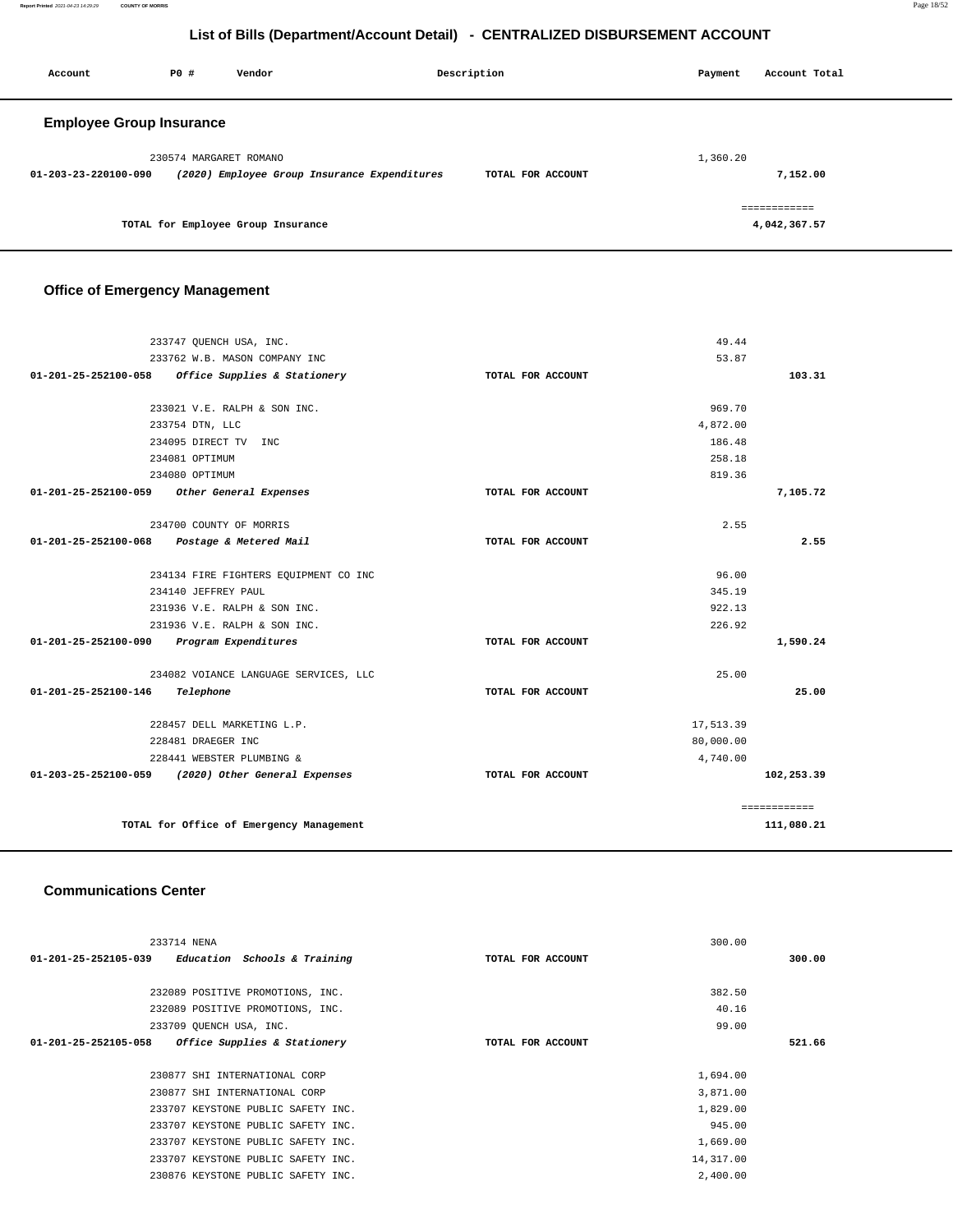## List of Bills (Department/Account Detail) - CENTRALIZED DISBURSEMENT ACCOUNT

| Account | PO # | Vendor | Description | Payment | Account Total |
|---|---|---|---|---|---|

### Employee Group Insurance

| Account | PO # | Vendor | Description | Payment | Account Total |
|---|---|---|---|---|---|
| | 230574 | MARGARET ROMANO | | 1,360.20 | |
| 01-203-23-220100-090 | | *(2020) Employee Group Insurance Expenditures* | TOTAL FOR ACCOUNT | | 7,152.00 |
| | | TOTAL for Employee Group Insurance | | | 4,042,367.57 |

### Office of Emergency Management

| Account | PO # | Vendor | Description | Payment | Account Total |
|---|---|---|---|---|---|
| | 233747 | QUENCH USA, INC. | | 49.44 | |
| | 233762 | W.B. MASON COMPANY INC | | 53.87 | |
| 01-201-25-252100-058 | | *Office Supplies & Stationery* | TOTAL FOR ACCOUNT | | 103.31 |
| | 233021 | V.E. RALPH & SON INC. | | 969.70 | |
| | 233754 | DTN, LLC | | 4,872.00 | |
| | 234095 | DIRECT TV INC | | 186.48 | |
| | 234081 | OPTIMUM | | 258.18 | |
| | 234080 | OPTIMUM | | 819.36 | |
| 01-201-25-252100-059 | | *Other General Expenses* | TOTAL FOR ACCOUNT | | 7,105.72 |
| | 234700 | COUNTY OF MORRIS | | 2.55 | |
| 01-201-25-252100-068 | | *Postage & Metered Mail* | TOTAL FOR ACCOUNT | | 2.55 |
| | 234134 | FIRE FIGHTERS EQUIPMENT CO INC | | 96.00 | |
| | 234140 | JEFFREY PAUL | | 345.19 | |
| | 231936 | V.E. RALPH & SON INC. | | 922.13 | |
| | 231936 | V.E. RALPH & SON INC. | | 226.92 | |
| 01-201-25-252100-090 | | *Program Expenditures* | TOTAL FOR ACCOUNT | | 1,590.24 |
| | 234082 | VOIANCE LANGUAGE SERVICES, LLC | | 25.00 | |
| 01-201-25-252100-146 | | *Telephone* | TOTAL FOR ACCOUNT | | 25.00 |
| | 228457 | DELL MARKETING L.P. | | 17,513.39 | |
| | 228481 | DRAEGER INC | | 80,000.00 | |
| | 228441 | WEBSTER PLUMBING & | | 4,740.00 | |
| 01-203-25-252100-059 | | *(2020) Other General Expenses* | TOTAL FOR ACCOUNT | | 102,253.39 |
| | | TOTAL for Office of Emergency Management | | | 111,080.21 |

### Communications Center

| Account | PO # | Vendor | Description | Payment | Account Total |
|---|---|---|---|---|---|
| | 233714 | NENA | | 300.00 | |
| 01-201-25-252105-039 | | *Education Schools & Training* | TOTAL FOR ACCOUNT | | 300.00 |
| | 232089 | POSITIVE PROMOTIONS, INC. | | 382.50 | |
| | 232089 | POSITIVE PROMOTIONS, INC. | | 40.16 | |
| | 233709 | QUENCH USA, INC. | | 99.00 | |
| 01-201-25-252105-058 | | *Office Supplies & Stationery* | TOTAL FOR ACCOUNT | | 521.66 |
| | 230877 | SHI INTERNATIONAL CORP | | 1,694.00 | |
| | 230877 | SHI INTERNATIONAL CORP | | 3,871.00 | |
| | 233707 | KEYSTONE PUBLIC SAFETY INC. | | 1,829.00 | |
| | 233707 | KEYSTONE PUBLIC SAFETY INC. | | 945.00 | |
| | 233707 | KEYSTONE PUBLIC SAFETY INC. | | 1,669.00 | |
| | 233707 | KEYSTONE PUBLIC SAFETY INC. | | 14,317.00 | |
| | 230876 | KEYSTONE PUBLIC SAFETY INC. | | 2,400.00 | |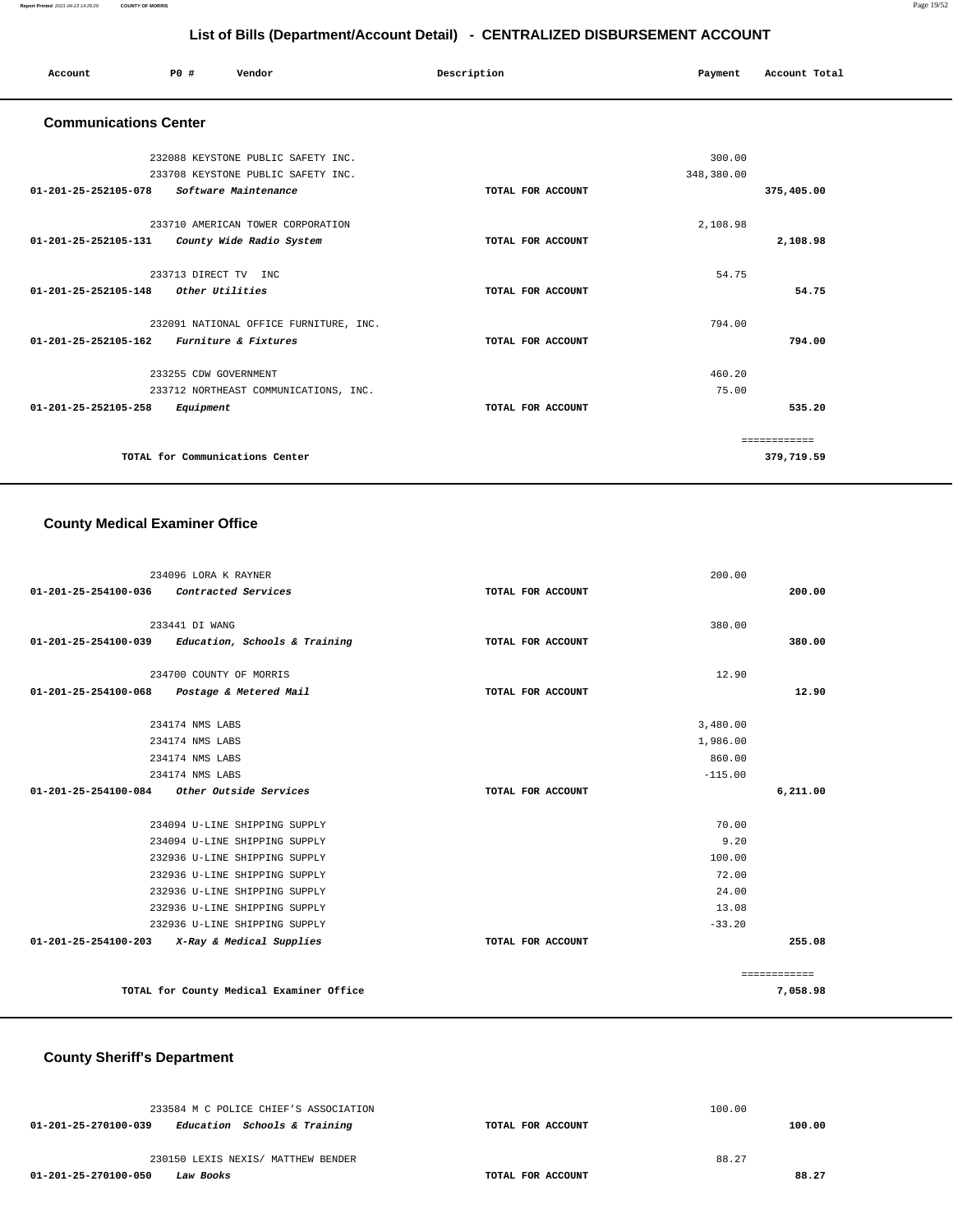## List of Bills (Department/Account Detail) - CENTRALIZED DISBURSEMENT ACCOUNT

| Account | PO # | Vendor | Description | Payment | Account Total |
|---|---|---|---|---|---|

### Communications Center

| Account | PO # | Vendor | Description | Payment | Account Total |
|---|---|---|---|---|---|
| | 232088 | KEYSTONE PUBLIC SAFETY INC. | | 300.00 | |
| | 233708 | KEYSTONE PUBLIC SAFETY INC. | | 348,380.00 | |
| 01-201-25-252105-078 | | *Software Maintenance* | TOTAL FOR ACCOUNT | | 375,405.00 |
| | 233710 | AMERICAN TOWER CORPORATION | | 2,108.98 | |
| 01-201-25-252105-131 | | *County Wide Radio System* | TOTAL FOR ACCOUNT | | 2,108.98 |
| | 233713 | DIRECT TV INC | | 54.75 | |
| 01-201-25-252105-148 | | *Other Utilities* | TOTAL FOR ACCOUNT | | 54.75 |
| | 232091 | NATIONAL OFFICE FURNITURE, INC. | | 794.00 | |
| 01-201-25-252105-162 | | *Furniture & Fixtures* | TOTAL FOR ACCOUNT | | 794.00 |
| | 233255 | CDW GOVERNMENT | | 460.20 | |
| | 233712 | NORTHEAST COMMUNICATIONS, INC. | | 75.00 | |
| 01-201-25-252105-258 | | *Equipment* | TOTAL FOR ACCOUNT | | 535.20 |
| | | | | | ============ |
| | | TOTAL for Communications Center | | | 379,719.59 |

### County Medical Examiner Office

| Account | PO # | Vendor | Description | Payment | Account Total |
|---|---|---|---|---|---|
| | 234096 | LORA K RAYNER | | 200.00 | |
| 01-201-25-254100-036 | | *Contracted Services* | TOTAL FOR ACCOUNT | | 200.00 |
| | 233441 | DI WANG | | 380.00 | |
| 01-201-25-254100-039 | | *Education, Schools & Training* | TOTAL FOR ACCOUNT | | 380.00 |
| | 234700 | COUNTY OF MORRIS | | 12.90 | |
| 01-201-25-254100-068 | | *Postage & Metered Mail* | TOTAL FOR ACCOUNT | | 12.90 |
| | 234174 | NMS LABS | | 3,480.00 | |
| | 234174 | NMS LABS | | 1,986.00 | |
| | 234174 | NMS LABS | | 860.00 | |
| | 234174 | NMS LABS | | -115.00 | |
| 01-201-25-254100-084 | | *Other Outside Services* | TOTAL FOR ACCOUNT | | 6,211.00 |
| | 234094 | U-LINE SHIPPING SUPPLY | | 70.00 | |
| | 234094 | U-LINE SHIPPING SUPPLY | | 9.20 | |
| | 232936 | U-LINE SHIPPING SUPPLY | | 100.00 | |
| | 232936 | U-LINE SHIPPING SUPPLY | | 72.00 | |
| | 232936 | U-LINE SHIPPING SUPPLY | | 24.00 | |
| | 232936 | U-LINE SHIPPING SUPPLY | | 13.08 | |
| | 232936 | U-LINE SHIPPING SUPPLY | | -33.20 | |
| 01-201-25-254100-203 | | *X-Ray & Medical Supplies* | TOTAL FOR ACCOUNT | | 255.08 |
| | | | | | ============ |
| | | TOTAL for County Medical Examiner Office | | | 7,058.98 |

### County Sheriff's Department

| Account | PO # | Vendor | Description | Payment | Account Total |
|---|---|---|---|---|---|
| | 233584 | M C POLICE CHIEF'S ASSOCIATION | | 100.00 | |
| 01-201-25-270100-039 | | *Education Schools & Training* | TOTAL FOR ACCOUNT | | 100.00 |
| | 230150 | LEXIS NEXIS/ MATTHEW BENDER | | 88.27 | |
| 01-201-25-270100-050 | | *Law Books* | TOTAL FOR ACCOUNT | | 88.27 |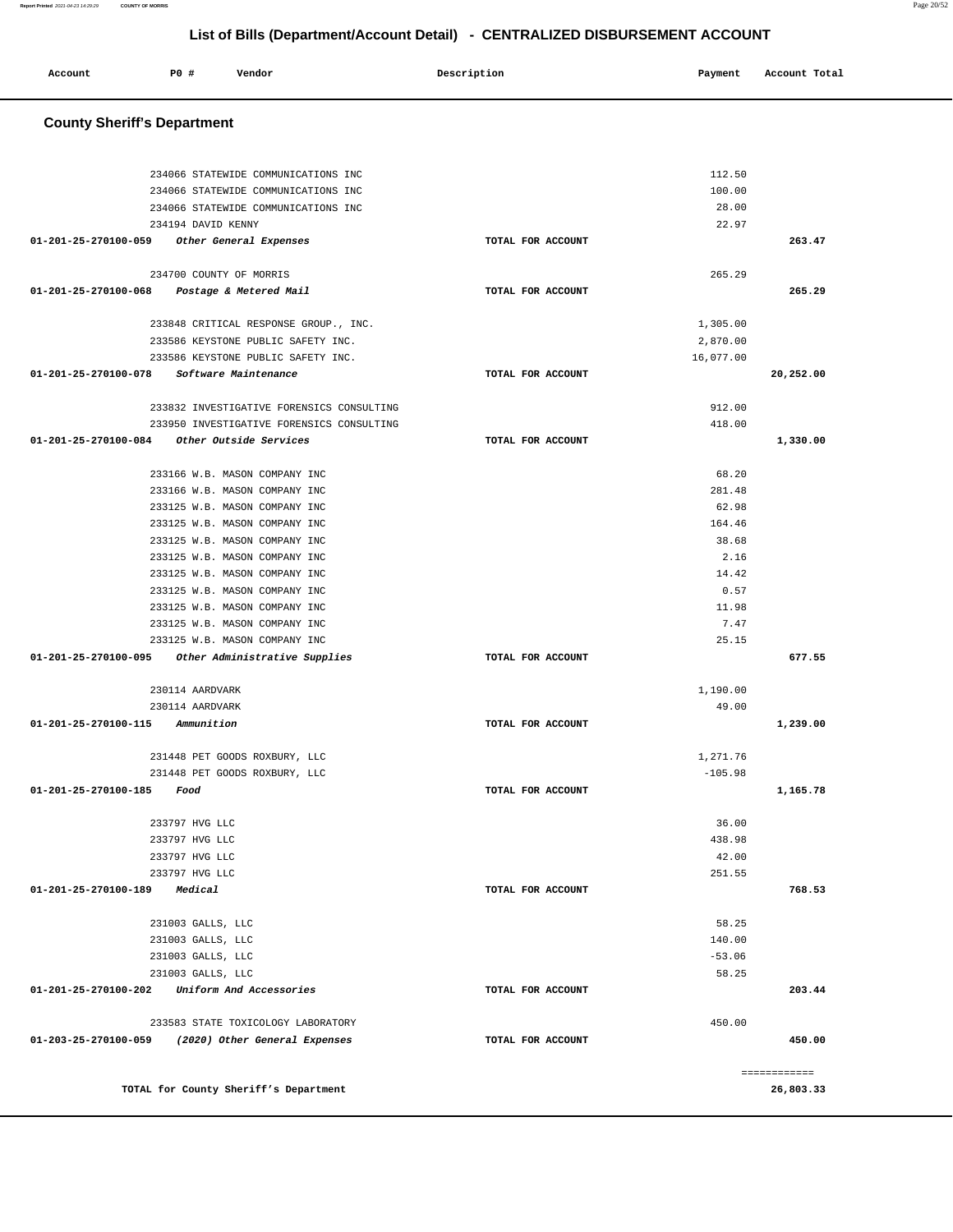# List of Bills (Department/Account Detail) - CENTRALIZED DISBURSEMENT ACCOUNT

| Account | PO # | Vendor | Description | Payment | Account Total |
|---|---|---|---|---|---|

## County Sheriff's Department

| Account | PO # | Vendor | Description | Payment | Account Total |
|---|---|---|---|---|---|
| | 234066 | STATEWIDE COMMUNICATIONS INC | | 112.50 | |
| | 234066 | STATEWIDE COMMUNICATIONS INC | | 100.00 | |
| | 234066 | STATEWIDE COMMUNICATIONS INC | | 28.00 | |
| | 234194 | DAVID KENNY | | 22.97 | |
| **01-201-25-270100-059** | | *Other General Expenses* | TOTAL FOR ACCOUNT | | **263.47** |
| | 234700 | COUNTY OF MORRIS | | 265.29 | |
| **01-201-25-270100-068** | | *Postage & Metered Mail* | TOTAL FOR ACCOUNT | | **265.29** |
| | 233848 | CRITICAL RESPONSE GROUP., INC. | | 1,305.00 | |
| | 233586 | KEYSTONE PUBLIC SAFETY INC. | | 2,870.00 | |
| | 233586 | KEYSTONE PUBLIC SAFETY INC. | | 16,077.00 | |
| **01-201-25-270100-078** | | *Software Maintenance* | TOTAL FOR ACCOUNT | | **20,252.00** |
| | 233832 | INVESTIGATIVE FORENSICS CONSULTING | | 912.00 | |
| | 233950 | INVESTIGATIVE FORENSICS CONSULTING | | 418.00 | |
| **01-201-25-270100-084** | | *Other Outside Services* | TOTAL FOR ACCOUNT | | **1,330.00** |
| | 233166 | W.B. MASON COMPANY INC | | 68.20 | |
| | 233166 | W.B. MASON COMPANY INC | | 281.48 | |
| | 233125 | W.B. MASON COMPANY INC | | 62.98 | |
| | 233125 | W.B. MASON COMPANY INC | | 164.46 | |
| | 233125 | W.B. MASON COMPANY INC | | 38.68 | |
| | 233125 | W.B. MASON COMPANY INC | | 2.16 | |
| | 233125 | W.B. MASON COMPANY INC | | 14.42 | |
| | 233125 | W.B. MASON COMPANY INC | | 0.57 | |
| | 233125 | W.B. MASON COMPANY INC | | 11.98 | |
| | 233125 | W.B. MASON COMPANY INC | | 7.47 | |
| | 233125 | W.B. MASON COMPANY INC | | 25.15 | |
| **01-201-25-270100-095** | | *Other Administrative Supplies* | TOTAL FOR ACCOUNT | | **677.55** |
| | 230114 | AARDVARK | | 1,190.00 | |
| | 230114 | AARDVARK | | 49.00 | |
| **01-201-25-270100-115** | | *Ammunition* | TOTAL FOR ACCOUNT | | **1,239.00** |
| | 231448 | PET GOODS ROXBURY, LLC | | 1,271.76 | |
| | 231448 | PET GOODS ROXBURY, LLC | | -105.98 | |
| **01-201-25-270100-185** | | *Food* | TOTAL FOR ACCOUNT | | **1,165.78** |
| | 233797 | HVG LLC | | 36.00 | |
| | 233797 | HVG LLC | | 438.98 | |
| | 233797 | HVG LLC | | 42.00 | |
| | 233797 | HVG LLC | | 251.55 | |
| **01-201-25-270100-189** | | *Medical* | TOTAL FOR ACCOUNT | | **768.53** |
| | 231003 | GALLS, LLC | | 58.25 | |
| | 231003 | GALLS, LLC | | 140.00 | |
| | 231003 | GALLS, LLC | | -53.06 | |
| | 231003 | GALLS, LLC | | 58.25 | |
| **01-201-25-270100-202** | | *Uniform And Accessories* | TOTAL FOR ACCOUNT | | **203.44** |
| | 233583 | STATE TOXICOLOGY LABORATORY | | 450.00 | |
| **01-203-25-270100-059** | | *(2020) Other General Expenses* | TOTAL FOR ACCOUNT | | **450.00** |

============

**TOTAL for County Sheriff's Department** **26,803.33**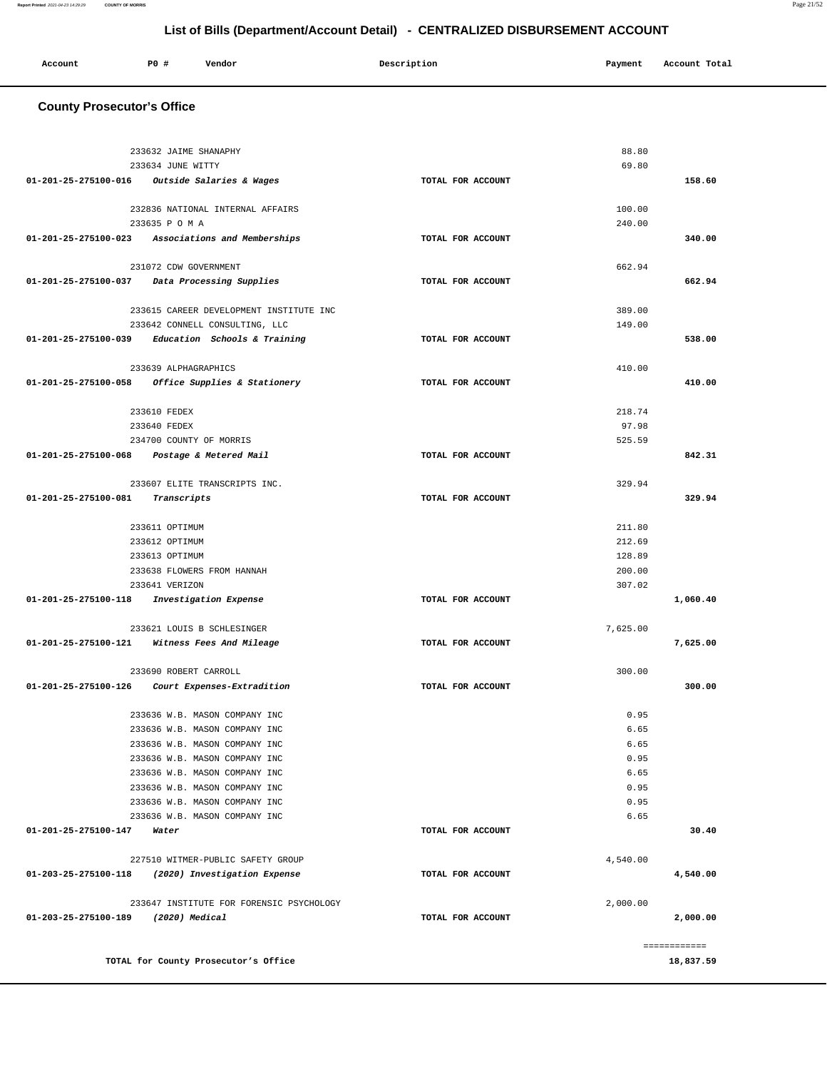## List of Bills (Department/Account Detail) - CENTRALIZED DISBURSEMENT ACCOUNT

| Account | PO # | Vendor | Description | Payment | Account Total |
|---|---|---|---|---|---|

### County Prosecutor's Office

| Account | PO # | Vendor | Description | Payment | Account Total |
|---|---|---|---|---|---|
| | 233632 | JAIME SHANAPHY | | 88.80 | |
| | 233634 | JUNE WITTY | | 69.80 | |
| 01-201-25-275100-016 | | *Outside Salaries & Wages* | TOTAL FOR ACCOUNT | | 158.60 |
| | 232836 | NATIONAL INTERNAL AFFAIRS | | 100.00 | |
| | 233635 | P O M A | | 240.00 | |
| 01-201-25-275100-023 | | *Associations and Memberships* | TOTAL FOR ACCOUNT | | 340.00 |
| | 231072 | CDW GOVERNMENT | | 662.94 | |
| 01-201-25-275100-037 | | *Data Processing Supplies* | TOTAL FOR ACCOUNT | | 662.94 |
| | 233615 | CAREER DEVELOPMENT INSTITUTE INC | | 389.00 | |
| | 233642 | CONNELL CONSULTING, LLC | | 149.00 | |
| 01-201-25-275100-039 | | *Education Schools & Training* | TOTAL FOR ACCOUNT | | 538.00 |
| | 233639 | ALPHAGRAPHICS | | 410.00 | |
| 01-201-25-275100-058 | | *Office Supplies & Stationery* | TOTAL FOR ACCOUNT | | 410.00 |
| | 233610 | FEDEX | | 218.74 | |
| | 233640 | FEDEX | | 97.98 | |
| | 234700 | COUNTY OF MORRIS | | 525.59 | |
| 01-201-25-275100-068 | | *Postage & Metered Mail* | TOTAL FOR ACCOUNT | | 842.31 |
| | 233607 | ELITE TRANSCRIPTS INC. | | 329.94 | |
| 01-201-25-275100-081 | | *Transcripts* | TOTAL FOR ACCOUNT | | 329.94 |
| | 233611 | OPTIMUM | | 211.80 | |
| | 233612 | OPTIMUM | | 212.69 | |
| | 233613 | OPTIMUM | | 128.89 | |
| | 233638 | FLOWERS FROM HANNAH | | 200.00 | |
| | 233641 | VERIZON | | 307.02 | |
| 01-201-25-275100-118 | | *Investigation Expense* | TOTAL FOR ACCOUNT | | 1,060.40 |
| | 233621 | LOUIS B SCHLESINGER | | 7,625.00 | |
| 01-201-25-275100-121 | | *Witness Fees And Mileage* | TOTAL FOR ACCOUNT | | 7,625.00 |
| | 233690 | ROBERT CARROLL | | 300.00 | |
| 01-201-25-275100-126 | | *Court Expenses-Extradition* | TOTAL FOR ACCOUNT | | 300.00 |
| | 233636 | W.B. MASON COMPANY INC | | 0.95 | |
| | 233636 | W.B. MASON COMPANY INC | | 6.65 | |
| | 233636 | W.B. MASON COMPANY INC | | 6.65 | |
| | 233636 | W.B. MASON COMPANY INC | | 0.95 | |
| | 233636 | W.B. MASON COMPANY INC | | 6.65 | |
| | 233636 | W.B. MASON COMPANY INC | | 0.95 | |
| | 233636 | W.B. MASON COMPANY INC | | 0.95 | |
| | 233636 | W.B. MASON COMPANY INC | | 6.65 | |
| 01-201-25-275100-147 | | *Water* | TOTAL FOR ACCOUNT | | 30.40 |
| | 227510 | WITMER-PUBLIC SAFETY GROUP | | 4,540.00 | |
| 01-203-25-275100-118 | | *(2020) Investigation Expense* | TOTAL FOR ACCOUNT | | 4,540.00 |
| | 233647 | INSTITUTE FOR FORENSIC PSYCHOLOGY | | 2,000.00 | |
| 01-203-25-275100-189 | | *(2020) Medical* | TOTAL FOR ACCOUNT | | 2,000.00 |
| | | | | | ============ |
| | | TOTAL for County Prosecutor's Office | | | 18,837.59 |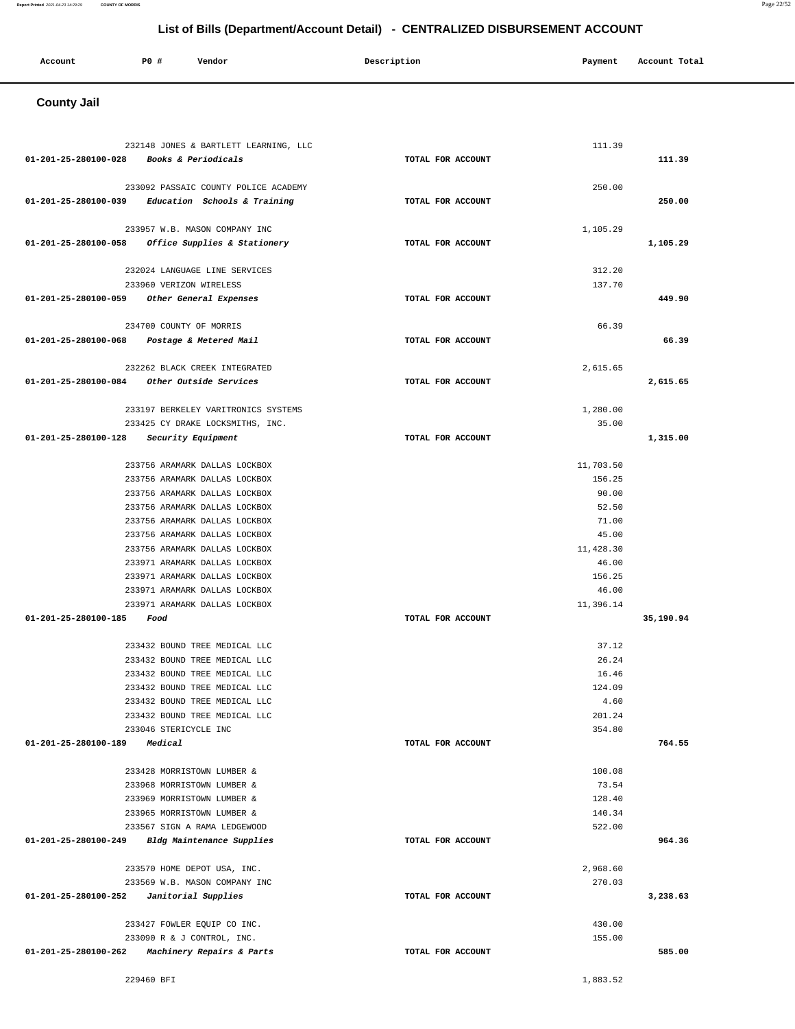# List of Bills (Department/Account Detail) - CENTRALIZED DISBURSEMENT ACCOUNT

| Account | PO # | Vendor | Description | Payment | Account Total |
| --- | --- | --- | --- | --- | --- |

## County Jail

| Account | PO # | Vendor | Description | Payment | Account Total |
| --- | --- | --- | --- | --- | --- |
| | 232148 | JONES & BARTLETT LEARNING, LLC | | 111.39 | |
| 01-201-25-280100-028 | | *Books & Periodicals* | TOTAL FOR ACCOUNT | | 111.39 |
| | 233092 | PASSAIC COUNTY POLICE ACADEMY | | 250.00 | |
| 01-201-25-280100-039 | | *Education Schools & Training* | TOTAL FOR ACCOUNT | | 250.00 |
| | 233957 | W.B. MASON COMPANY INC | | 1,105.29 | |
| 01-201-25-280100-058 | | *Office Supplies & Stationery* | TOTAL FOR ACCOUNT | | 1,105.29 |
| | 232024 | LANGUAGE LINE SERVICES | | 312.20 | |
| | 233960 | VERIZON WIRELESS | | 137.70 | |
| 01-201-25-280100-059 | | *Other General Expenses* | TOTAL FOR ACCOUNT | | 449.90 |
| | 234700 | COUNTY OF MORRIS | | 66.39 | |
| 01-201-25-280100-068 | | *Postage & Metered Mail* | TOTAL FOR ACCOUNT | | 66.39 |
| | 232262 | BLACK CREEK INTEGRATED | | 2,615.65 | |
| 01-201-25-280100-084 | | *Other Outside Services* | TOTAL FOR ACCOUNT | | 2,615.65 |
| | 233197 | BERKELEY VARITRONICS SYSTEMS | | 1,280.00 | |
| | 233425 | CY DRAKE LOCKSMITHS, INC. | | 35.00 | |
| 01-201-25-280100-128 | | *Security Equipment* | TOTAL FOR ACCOUNT | | 1,315.00 |
| | 233756 | ARAMARK DALLAS LOCKBOX | | 11,703.50 | |
| | 233756 | ARAMARK DALLAS LOCKBOX | | 156.25 | |
| | 233756 | ARAMARK DALLAS LOCKBOX | | 90.00 | |
| | 233756 | ARAMARK DALLAS LOCKBOX | | 52.50 | |
| | 233756 | ARAMARK DALLAS LOCKBOX | | 71.00 | |
| | 233756 | ARAMARK DALLAS LOCKBOX | | 45.00 | |
| | 233756 | ARAMARK DALLAS LOCKBOX | | 11,428.30 | |
| | 233971 | ARAMARK DALLAS LOCKBOX | | 46.00 | |
| | 233971 | ARAMARK DALLAS LOCKBOX | | 156.25 | |
| | 233971 | ARAMARK DALLAS LOCKBOX | | 46.00 | |
| | 233971 | ARAMARK DALLAS LOCKBOX | | 11,396.14 | |
| 01-201-25-280100-185 | | *Food* | TOTAL FOR ACCOUNT | | 35,190.94 |
| | 233432 | BOUND TREE MEDICAL LLC | | 37.12 | |
| | 233432 | BOUND TREE MEDICAL LLC | | 26.24 | |
| | 233432 | BOUND TREE MEDICAL LLC | | 16.46 | |
| | 233432 | BOUND TREE MEDICAL LLC | | 124.09 | |
| | 233432 | BOUND TREE MEDICAL LLC | | 4.60 | |
| | 233432 | BOUND TREE MEDICAL LLC | | 201.24 | |
| | 233046 | STERICYCLE INC | | 354.80 | |
| 01-201-25-280100-189 | | *Medical* | TOTAL FOR ACCOUNT | | 764.55 |
| | 233428 | MORRISTOWN LUMBER & | | 100.08 | |
| | 233968 | MORRISTOWN LUMBER & | | 73.54 | |
| | 233969 | MORRISTOWN LUMBER & | | 128.40 | |
| | 233965 | MORRISTOWN LUMBER & | | 140.34 | |
| | 233567 | SIGN A RAMA LEDGEWOOD | | 522.00 | |
| 01-201-25-280100-249 | | *Bldg Maintenance Supplies* | TOTAL FOR ACCOUNT | | 964.36 |
| | 233570 | HOME DEPOT USA, INC. | | 2,968.60 | |
| | 233569 | W.B. MASON COMPANY INC | | 270.03 | |
| 01-201-25-280100-252 | | *Janitorial Supplies* | TOTAL FOR ACCOUNT | | 3,238.63 |
| | 233427 | FOWLER EQUIP CO INC. | | 430.00 | |
| | 233090 | R & J CONTROL, INC. | | 155.00 | |
| 01-201-25-280100-262 | | *Machinery Repairs & Parts* | TOTAL FOR ACCOUNT | | 585.00 |
| | 229460 | BFI | | 1,883.52 | |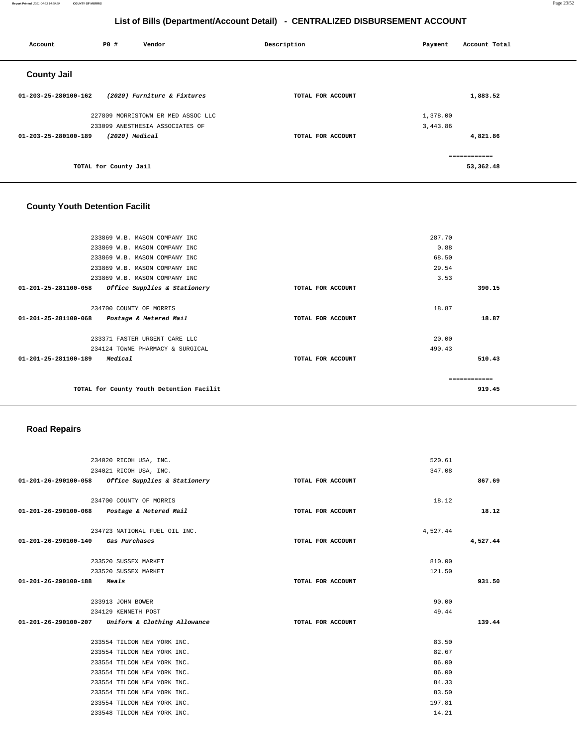# List of Bills (Department/Account Detail) - CENTRALIZED DISBURSEMENT ACCOUNT

| Account | PO # | Vendor | Description | Payment | Account Total |
|---|---|---|---|---|---|

## County Jail

| Account | PO # | Vendor | Description | Payment | Account Total |
|---|---|---|---|---|---|
| 01-203-25-280100-162 | | *(2020) Furniture & Fixtures* | TOTAL FOR ACCOUNT | | 1,883.52 |
| | 227809 | MORRISTOWN ER MED ASSOC LLC | | 1,378.00 | |
| | 233099 | ANESTHESIA ASSOCIATES OF | | 3,443.86 | |
| 01-203-25-280100-189 | | *(2020) Medical* | TOTAL FOR ACCOUNT | | 4,821.86 |
| | | | | | ============ |
| | | TOTAL for County Jail | | | 53,362.48 |

## County Youth Detention Facilit

| Account | PO # | Vendor | Description | Payment | Account Total |
|---|---|---|---|---|---|
| | 233869 | W.B. MASON COMPANY INC | | 287.70 | |
| | 233869 | W.B. MASON COMPANY INC | | 0.88 | |
| | 233869 | W.B. MASON COMPANY INC | | 68.50 | |
| | 233869 | W.B. MASON COMPANY INC | | 29.54 | |
| | 233869 | W.B. MASON COMPANY INC | | 3.53 | |
| 01-201-25-281100-058 | | *Office Supplies & Stationery* | TOTAL FOR ACCOUNT | | 390.15 |
| | 234700 | COUNTY OF MORRIS | | 18.87 | |
| 01-201-25-281100-068 | | *Postage & Metered Mail* | TOTAL FOR ACCOUNT | | 18.87 |
| | 233371 | FASTER URGENT CARE LLC | | 20.00 | |
| | 234124 | TOWNE PHARMACY & SURGICAL | | 490.43 | |
| 01-201-25-281100-189 | | *Medical* | TOTAL FOR ACCOUNT | | 510.43 |
| | | | | | ============ |
| | | TOTAL for County Youth Detention Facilit | | | 919.45 |

## Road Repairs

| Account | PO # | Vendor | Description | Payment | Account Total |
|---|---|---|---|---|---|
| | 234020 | RICOH USA, INC. | | 520.61 | |
| | 234021 | RICOH USA, INC. | | 347.08 | |
| 01-201-26-290100-058 | | *Office Supplies & Stationery* | TOTAL FOR ACCOUNT | | 867.69 |
| | 234700 | COUNTY OF MORRIS | | 18.12 | |
| 01-201-26-290100-068 | | *Postage & Metered Mail* | TOTAL FOR ACCOUNT | | 18.12 |
| | 234723 | NATIONAL FUEL OIL INC. | | 4,527.44 | |
| 01-201-26-290100-140 | | *Gas Purchases* | TOTAL FOR ACCOUNT | | 4,527.44 |
| | 233520 | SUSSEX MARKET | | 810.00 | |
| | 233520 | SUSSEX MARKET | | 121.50 | |
| 01-201-26-290100-188 | | *Meals* | TOTAL FOR ACCOUNT | | 931.50 |
| | 233913 | JOHN BOWER | | 90.00 | |
| | 234129 | KENNETH POST | | 49.44 | |
| 01-201-26-290100-207 | | *Uniform & Clothing Allowance* | TOTAL FOR ACCOUNT | | 139.44 |
| | 233554 | TILCON NEW YORK INC. | | 83.50 | |
| | 233554 | TILCON NEW YORK INC. | | 82.67 | |
| | 233554 | TILCON NEW YORK INC. | | 86.00 | |
| | 233554 | TILCON NEW YORK INC. | | 86.00 | |
| | 233554 | TILCON NEW YORK INC. | | 84.33 | |
| | 233554 | TILCON NEW YORK INC. | | 83.50 | |
| | 233554 | TILCON NEW YORK INC. | | 197.81 | |
| | 233548 | TILCON NEW YORK INC. | | 14.21 | |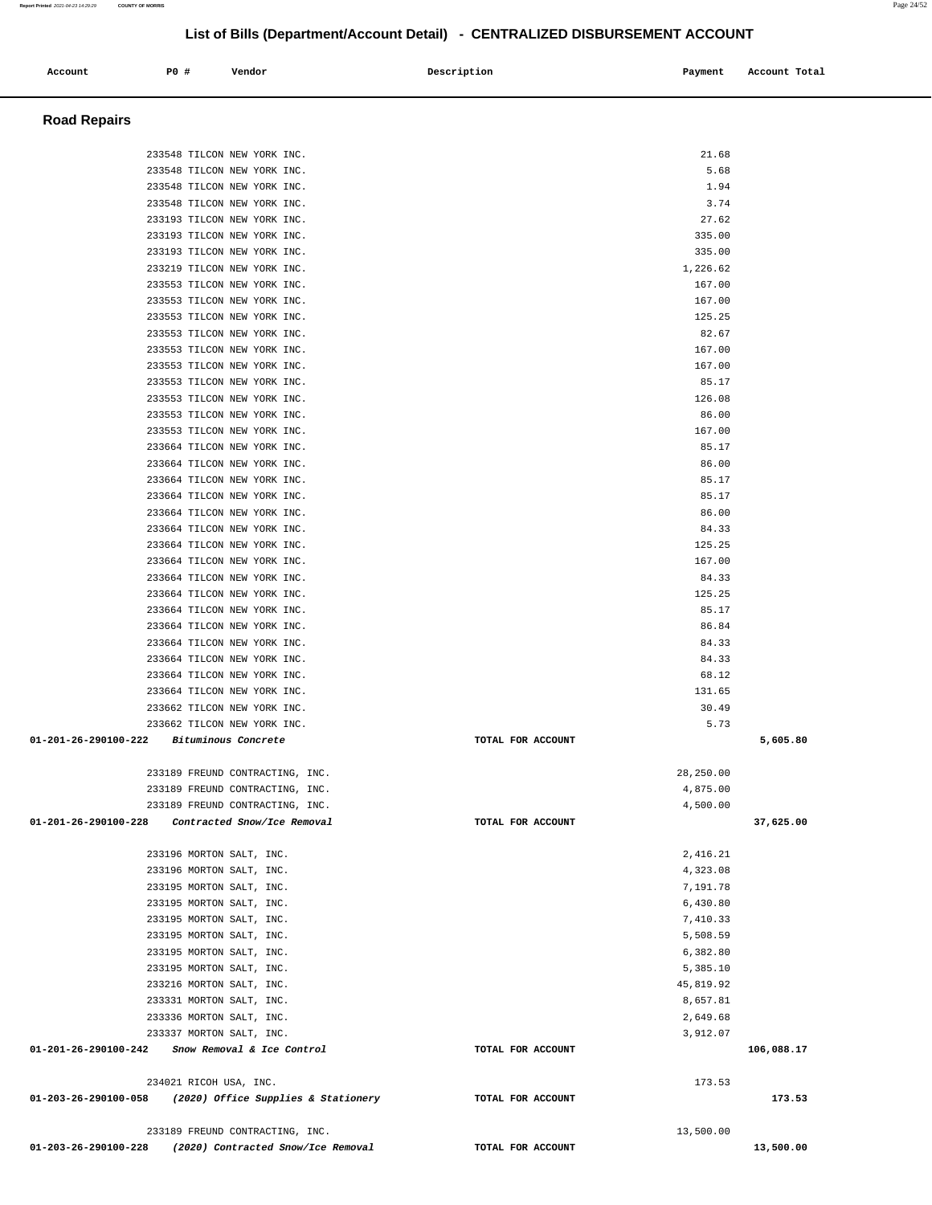## List of Bills (Department/Account Detail) - CENTRALIZED DISBURSEMENT ACCOUNT

| Account | PO # | Vendor | Description | Payment | Account Total |
|---|---|---|---|---|---|

### Road Repairs

| Account | PO # | Vendor | Description | Payment | Account Total |
|---|---|---|---|---|---|
| | 233548 | TILCON NEW YORK INC. | | 21.68 | |
| | 233548 | TILCON NEW YORK INC. | | 5.68 | |
| | 233548 | TILCON NEW YORK INC. | | 1.94 | |
| | 233548 | TILCON NEW YORK INC. | | 3.74 | |
| | 233193 | TILCON NEW YORK INC. | | 27.62 | |
| | 233193 | TILCON NEW YORK INC. | | 335.00 | |
| | 233193 | TILCON NEW YORK INC. | | 335.00 | |
| | 233219 | TILCON NEW YORK INC. | | 1,226.62 | |
| | 233553 | TILCON NEW YORK INC. | | 167.00 | |
| | 233553 | TILCON NEW YORK INC. | | 167.00 | |
| | 233553 | TILCON NEW YORK INC. | | 125.25 | |
| | 233553 | TILCON NEW YORK INC. | | 82.67 | |
| | 233553 | TILCON NEW YORK INC. | | 167.00 | |
| | 233553 | TILCON NEW YORK INC. | | 167.00 | |
| | 233553 | TILCON NEW YORK INC. | | 85.17 | |
| | 233553 | TILCON NEW YORK INC. | | 126.08 | |
| | 233553 | TILCON NEW YORK INC. | | 86.00 | |
| | 233553 | TILCON NEW YORK INC. | | 167.00 | |
| | 233664 | TILCON NEW YORK INC. | | 85.17 | |
| | 233664 | TILCON NEW YORK INC. | | 86.00 | |
| | 233664 | TILCON NEW YORK INC. | | 85.17 | |
| | 233664 | TILCON NEW YORK INC. | | 85.17 | |
| | 233664 | TILCON NEW YORK INC. | | 86.00 | |
| | 233664 | TILCON NEW YORK INC. | | 84.33 | |
| | 233664 | TILCON NEW YORK INC. | | 125.25 | |
| | 233664 | TILCON NEW YORK INC. | | 167.00 | |
| | 233664 | TILCON NEW YORK INC. | | 84.33 | |
| | 233664 | TILCON NEW YORK INC. | | 125.25 | |
| | 233664 | TILCON NEW YORK INC. | | 85.17 | |
| | 233664 | TILCON NEW YORK INC. | | 86.84 | |
| | 233664 | TILCON NEW YORK INC. | | 84.33 | |
| | 233664 | TILCON NEW YORK INC. | | 84.33 | |
| | 233664 | TILCON NEW YORK INC. | | 68.12 | |
| | 233664 | TILCON NEW YORK INC. | | 131.65 | |
| | 233662 | TILCON NEW YORK INC. | | 30.49 | |
| | 233662 | TILCON NEW YORK INC. | | 5.73 | |
| **01-201-26-290100-222** | | *Bituminous Concrete* | TOTAL FOR ACCOUNT | | **5,605.80** |
| | 233189 | FREUND CONTRACTING, INC. | | 28,250.00 | |
| | 233189 | FREUND CONTRACTING, INC. | | 4,875.00 | |
| | 233189 | FREUND CONTRACTING, INC. | | 4,500.00 | |
| **01-201-26-290100-228** | | *Contracted Snow/Ice Removal* | TOTAL FOR ACCOUNT | | **37,625.00** |
| | 233196 | MORTON SALT, INC. | | 2,416.21 | |
| | 233196 | MORTON SALT, INC. | | 4,323.08 | |
| | 233195 | MORTON SALT, INC. | | 7,191.78 | |
| | 233195 | MORTON SALT, INC. | | 6,430.80 | |
| | 233195 | MORTON SALT, INC. | | 7,410.33 | |
| | 233195 | MORTON SALT, INC. | | 5,508.59 | |
| | 233195 | MORTON SALT, INC. | | 6,382.80 | |
| | 233195 | MORTON SALT, INC. | | 5,385.10 | |
| | 233216 | MORTON SALT, INC. | | 45,819.92 | |
| | 233331 | MORTON SALT, INC. | | 8,657.81 | |
| | 233336 | MORTON SALT, INC. | | 2,649.68 | |
| | 233337 | MORTON SALT, INC. | | 3,912.07 | |
| **01-201-26-290100-242** | | *Snow Removal & Ice Control* | TOTAL FOR ACCOUNT | | **106,088.17** |
| | 234021 | RICOH USA, INC. | | 173.53 | |
| **01-203-26-290100-058** | | *(2020) Office Supplies & Stationery* | TOTAL FOR ACCOUNT | | **173.53** |
| | 233189 | FREUND CONTRACTING, INC. | | 13,500.00 | |
| **01-203-26-290100-228** | | *(2020) Contracted Snow/Ice Removal* | TOTAL FOR ACCOUNT | | **13,500.00** |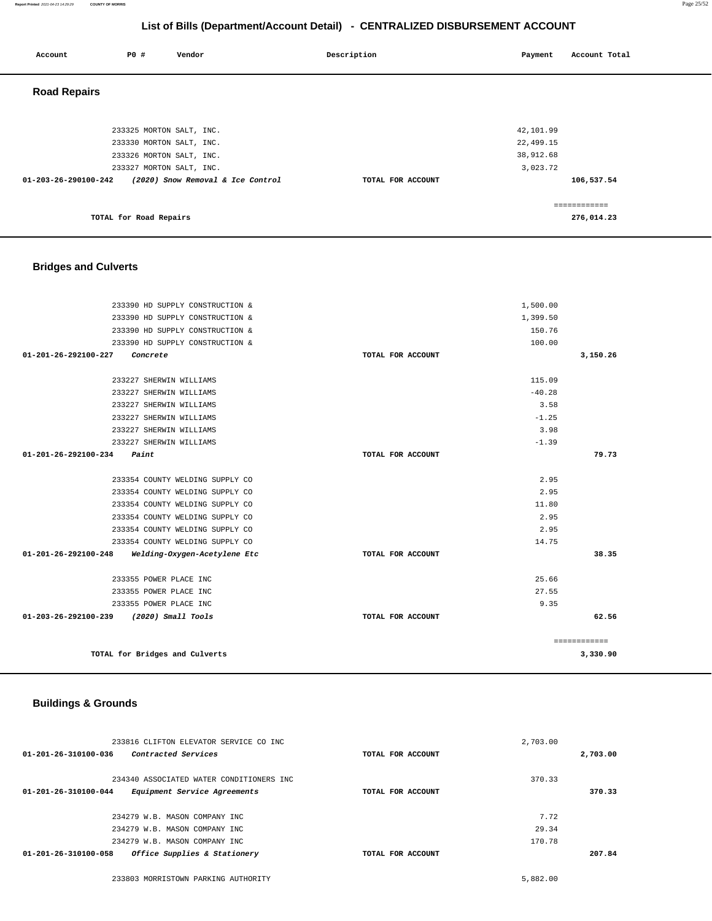## List of Bills (Department/Account Detail) - CENTRALIZED DISBURSEMENT ACCOUNT

| Account | PO # | Vendor | Description | Payment | Account Total |
|---|---|---|---|---|---|

### Road Repairs

| Account | PO # | Vendor | Description | Payment | Account Total |
|---|---|---|---|---|---|
| | 233325 | MORTON SALT, INC. | | 42,101.99 | |
| | 233330 | MORTON SALT, INC. | | 22,499.15 | |
| | 233326 | MORTON SALT, INC. | | 38,912.68 | |
| | 233327 | MORTON SALT, INC. | | 3,023.72 | |
| 01-203-26-290100-242 | | *(2020) Snow Removal & Ice Control* | TOTAL FOR ACCOUNT | | 106,537.54 |
| | | | | | ============ |
| | | TOTAL for Road Repairs | | | 276,014.23 |

### Bridges and Culverts

| Account | PO # | Vendor | Description | Payment | Account Total |
|---|---|---|---|---|---|
| | 233390 | HD SUPPLY CONSTRUCTION & | | 1,500.00 | |
| | 233390 | HD SUPPLY CONSTRUCTION & | | 1,399.50 | |
| | 233390 | HD SUPPLY CONSTRUCTION & | | 150.76 | |
| | 233390 | HD SUPPLY CONSTRUCTION & | | 100.00 | |
| 01-201-26-292100-227 | | *Concrete* | TOTAL FOR ACCOUNT | | 3,150.26 |
| | 233227 | SHERWIN WILLIAMS | | 115.09 | |
| | 233227 | SHERWIN WILLIAMS | | -40.28 | |
| | 233227 | SHERWIN WILLIAMS | | 3.58 | |
| | 233227 | SHERWIN WILLIAMS | | -1.25 | |
| | 233227 | SHERWIN WILLIAMS | | 3.98 | |
| | 233227 | SHERWIN WILLIAMS | | -1.39 | |
| 01-201-26-292100-234 | | *Paint* | TOTAL FOR ACCOUNT | | 79.73 |
| | 233354 | COUNTY WELDING SUPPLY CO | | 2.95 | |
| | 233354 | COUNTY WELDING SUPPLY CO | | 2.95 | |
| | 233354 | COUNTY WELDING SUPPLY CO | | 11.80 | |
| | 233354 | COUNTY WELDING SUPPLY CO | | 2.95 | |
| | 233354 | COUNTY WELDING SUPPLY CO | | 2.95 | |
| | 233354 | COUNTY WELDING SUPPLY CO | | 14.75 | |
| 01-201-26-292100-248 | | *Welding-Oxygen-Acetylene Etc* | TOTAL FOR ACCOUNT | | 38.35 |
| | 233355 | POWER PLACE INC | | 25.66 | |
| | 233355 | POWER PLACE INC | | 27.55 | |
| | 233355 | POWER PLACE INC | | 9.35 | |
| 01-203-26-292100-239 | | *(2020) Small Tools* | TOTAL FOR ACCOUNT | | 62.56 |
| | | | | | ============ |
| | | TOTAL for Bridges and Culverts | | | 3,330.90 |

### Buildings & Grounds

| Account | PO # | Vendor | Description | Payment | Account Total |
|---|---|---|---|---|---|
| | 233816 | CLIFTON ELEVATOR SERVICE CO INC | | 2,703.00 | |
| 01-201-26-310100-036 | | *Contracted Services* | TOTAL FOR ACCOUNT | | 2,703.00 |
| | 234340 | ASSOCIATED WATER CONDITIONERS INC | | 370.33 | |
| 01-201-26-310100-044 | | *Equipment Service Agreements* | TOTAL FOR ACCOUNT | | 370.33 |
| | 234279 | W.B. MASON COMPANY INC | | 7.72 | |
| | 234279 | W.B. MASON COMPANY INC | | 29.34 | |
| | 234279 | W.B. MASON COMPANY INC | | 170.78 | |
| 01-201-26-310100-058 | | *Office Supplies & Stationery* | TOTAL FOR ACCOUNT | | 207.84 |
| | 233803 | MORRISTOWN PARKING AUTHORITY | | 5,882.00 | |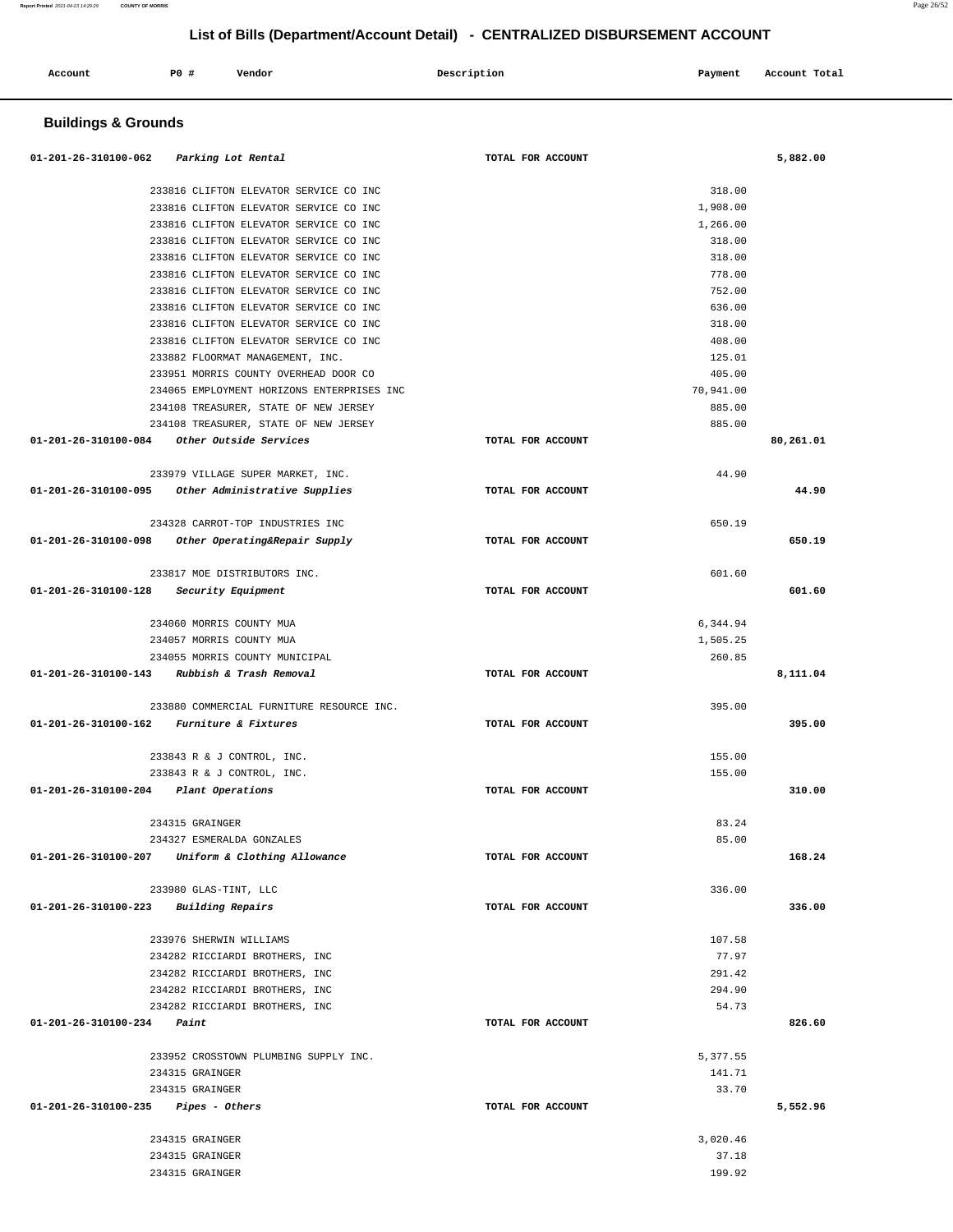# List of Bills (Department/Account Detail) - CENTRALIZED DISBURSEMENT ACCOUNT

| Account | PO # | Vendor | Description | Payment | Account Total |
|---|---|---|---|---|---|

## Buildings & Grounds

| Account | PO # | Vendor | Description | Payment | Account Total |
|---|---|---|---|---|---|
| 01-201-26-310100-062 *Parking Lot Rental* | | | TOTAL FOR ACCOUNT | | 5,882.00 |
| | 233816 | CLIFTON ELEVATOR SERVICE CO INC | | 318.00 | |
| | 233816 | CLIFTON ELEVATOR SERVICE CO INC | | 1,908.00 | |
| | 233816 | CLIFTON ELEVATOR SERVICE CO INC | | 1,266.00 | |
| | 233816 | CLIFTON ELEVATOR SERVICE CO INC | | 318.00 | |
| | 233816 | CLIFTON ELEVATOR SERVICE CO INC | | 318.00 | |
| | 233816 | CLIFTON ELEVATOR SERVICE CO INC | | 778.00 | |
| | 233816 | CLIFTON ELEVATOR SERVICE CO INC | | 752.00 | |
| | 233816 | CLIFTON ELEVATOR SERVICE CO INC | | 636.00 | |
| | 233816 | CLIFTON ELEVATOR SERVICE CO INC | | 318.00 | |
| | 233816 | CLIFTON ELEVATOR SERVICE CO INC | | 408.00 | |
| | 233882 | FLOORMAT MANAGEMENT, INC. | | 125.01 | |
| | 233951 | MORRIS COUNTY OVERHEAD DOOR CO | | 405.00 | |
| | 234065 | EMPLOYMENT HORIZONS ENTERPRISES INC | | 70,941.00 | |
| | 234108 | TREASURER, STATE OF NEW JERSEY | | 885.00 | |
| | 234108 | TREASURER, STATE OF NEW JERSEY | | 885.00 | |
| 01-201-26-310100-084 *Other Outside Services* | | | TOTAL FOR ACCOUNT | | 80,261.01 |
| | 233979 | VILLAGE SUPER MARKET, INC. | | 44.90 | |
| 01-201-26-310100-095 *Other Administrative Supplies* | | | TOTAL FOR ACCOUNT | | 44.90 |
| | 234328 | CARROT-TOP INDUSTRIES INC | | 650.19 | |
| 01-201-26-310100-098 *Other Operating&Repair Supply* | | | TOTAL FOR ACCOUNT | | 650.19 |
| | 233817 | MOE DISTRIBUTORS INC. | | 601.60 | |
| 01-201-26-310100-128 *Security Equipment* | | | TOTAL FOR ACCOUNT | | 601.60 |
| | 234060 | MORRIS COUNTY MUA | | 6,344.94 | |
| | 234057 | MORRIS COUNTY MUA | | 1,505.25 | |
| | 234055 | MORRIS COUNTY MUNICIPAL | | 260.85 | |
| 01-201-26-310100-143 *Rubbish & Trash Removal* | | | TOTAL FOR ACCOUNT | | 8,111.04 |
| | 233880 | COMMERCIAL FURNITURE RESOURCE INC. | | 395.00 | |
| 01-201-26-310100-162 *Furniture & Fixtures* | | | TOTAL FOR ACCOUNT | | 395.00 |
| | 233843 | R & J CONTROL, INC. | | 155.00 | |
| | 233843 | R & J CONTROL, INC. | | 155.00 | |
| 01-201-26-310100-204 *Plant Operations* | | | TOTAL FOR ACCOUNT | | 310.00 |
| | 234315 | GRAINGER | | 83.24 | |
| | 234327 | ESMERALDA GONZALES | | 85.00 | |
| 01-201-26-310100-207 *Uniform & Clothing Allowance* | | | TOTAL FOR ACCOUNT | | 168.24 |
| | 233980 | GLAS-TINT, LLC | | 336.00 | |
| 01-201-26-310100-223 *Building Repairs* | | | TOTAL FOR ACCOUNT | | 336.00 |
| | 233976 | SHERWIN WILLIAMS | | 107.58 | |
| | 234282 | RICCIARDI BROTHERS, INC | | 77.97 | |
| | 234282 | RICCIARDI BROTHERS, INC | | 291.42 | |
| | 234282 | RICCIARDI BROTHERS, INC | | 294.90 | |
| | 234282 | RICCIARDI BROTHERS, INC | | 54.73 | |
| 01-201-26-310100-234 *Paint* | | | TOTAL FOR ACCOUNT | | 826.60 |
| | 233952 | CROSSTOWN PLUMBING SUPPLY INC. | | 5,377.55 | |
| | 234315 | GRAINGER | | 141.71 | |
| | 234315 | GRAINGER | | 33.70 | |
| 01-201-26-310100-235 *Pipes - Others* | | | TOTAL FOR ACCOUNT | | 5,552.96 |
| | 234315 | GRAINGER | | 3,020.46 | |
| | 234315 | GRAINGER | | 37.18 | |
| | 234315 | GRAINGER | | 199.92 | |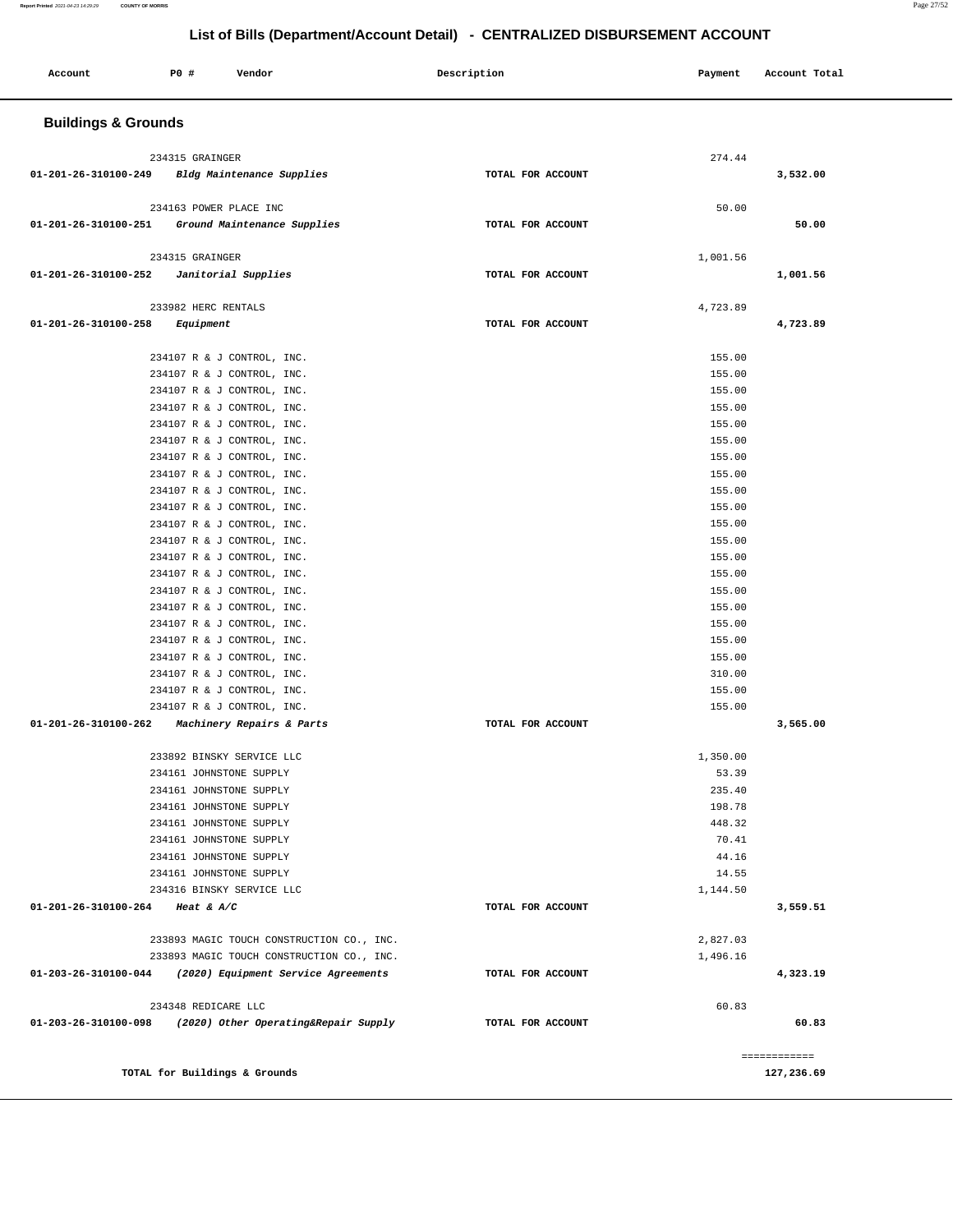# List of Bills (Department/Account Detail) - CENTRALIZED DISBURSEMENT ACCOUNT

| Account | PO # | Vendor | Description | Payment | Account Total |
|---|---|---|---|---|---|

## Buildings & Grounds

| Account | PO # | Vendor | Description | Payment | Account Total |
|---|---|---|---|---|---|
| | 234315 | GRAINGER | | 274.44 | |
| **01-201-26-310100-249** | | ***Bldg Maintenance Supplies*** | **TOTAL FOR ACCOUNT** | | **3,532.00** |
| | 234163 | POWER PLACE INC | | 50.00 | |
| **01-201-26-310100-251** | | ***Ground Maintenance Supplies*** | **TOTAL FOR ACCOUNT** | | **50.00** |
| | 234315 | GRAINGER | | 1,001.56 | |
| **01-201-26-310100-252** | | ***Janitorial Supplies*** | **TOTAL FOR ACCOUNT** | | **1,001.56** |
| | 233982 | HERC RENTALS | | 4,723.89 | |
| **01-201-26-310100-258** | | ***Equipment*** | **TOTAL FOR ACCOUNT** | | **4,723.89** |
| | 234107 | R & J CONTROL, INC. | | 155.00 | |
| | 234107 | R & J CONTROL, INC. | | 155.00 | |
| | 234107 | R & J CONTROL, INC. | | 155.00 | |
| | 234107 | R & J CONTROL, INC. | | 155.00 | |
| | 234107 | R & J CONTROL, INC. | | 155.00 | |
| | 234107 | R & J CONTROL, INC. | | 155.00 | |
| | 234107 | R & J CONTROL, INC. | | 155.00 | |
| | 234107 | R & J CONTROL, INC. | | 155.00 | |
| | 234107 | R & J CONTROL, INC. | | 155.00 | |
| | 234107 | R & J CONTROL, INC. | | 155.00 | |
| | 234107 | R & J CONTROL, INC. | | 155.00 | |
| | 234107 | R & J CONTROL, INC. | | 155.00 | |
| | 234107 | R & J CONTROL, INC. | | 155.00 | |
| | 234107 | R & J CONTROL, INC. | | 155.00 | |
| | 234107 | R & J CONTROL, INC. | | 155.00 | |
| | 234107 | R & J CONTROL, INC. | | 155.00 | |
| | 234107 | R & J CONTROL, INC. | | 155.00 | |
| | 234107 | R & J CONTROL, INC. | | 155.00 | |
| | 234107 | R & J CONTROL, INC. | | 155.00 | |
| | 234107 | R & J CONTROL, INC. | | 310.00 | |
| | 234107 | R & J CONTROL, INC. | | 155.00 | |
| | 234107 | R & J CONTROL, INC. | | 155.00 | |
| **01-201-26-310100-262** | | ***Machinery Repairs & Parts*** | **TOTAL FOR ACCOUNT** | | **3,565.00** |
| | 233892 | BINSKY SERVICE LLC | | 1,350.00 | |
| | 234161 | JOHNSTONE SUPPLY | | 53.39 | |
| | 234161 | JOHNSTONE SUPPLY | | 235.40 | |
| | 234161 | JOHNSTONE SUPPLY | | 198.78 | |
| | 234161 | JOHNSTONE SUPPLY | | 448.32 | |
| | 234161 | JOHNSTONE SUPPLY | | 70.41 | |
| | 234161 | JOHNSTONE SUPPLY | | 44.16 | |
| | 234161 | JOHNSTONE SUPPLY | | 14.55 | |
| | 234316 | BINSKY SERVICE LLC | | 1,144.50 | |
| **01-201-26-310100-264** | | ***Heat & A/C*** | **TOTAL FOR ACCOUNT** | | **3,559.51** |
| | 233893 | MAGIC TOUCH CONSTRUCTION CO., INC. | | 2,827.03 | |
| | 233893 | MAGIC TOUCH CONSTRUCTION CO., INC. | | 1,496.16 | |
| **01-203-26-310100-044** | | ***(2020) Equipment Service Agreements*** | **TOTAL FOR ACCOUNT** | | **4,323.19** |
| | 234348 | REDICARE LLC | | 60.83 | |
| **01-203-26-310100-098** | | ***(2020) Other Operating&Repair Supply*** | **TOTAL FOR ACCOUNT** | | **60.83** |
| | | | | | ============ |
| **TOTAL for Buildings & Grounds** | | | | | **127,236.69** |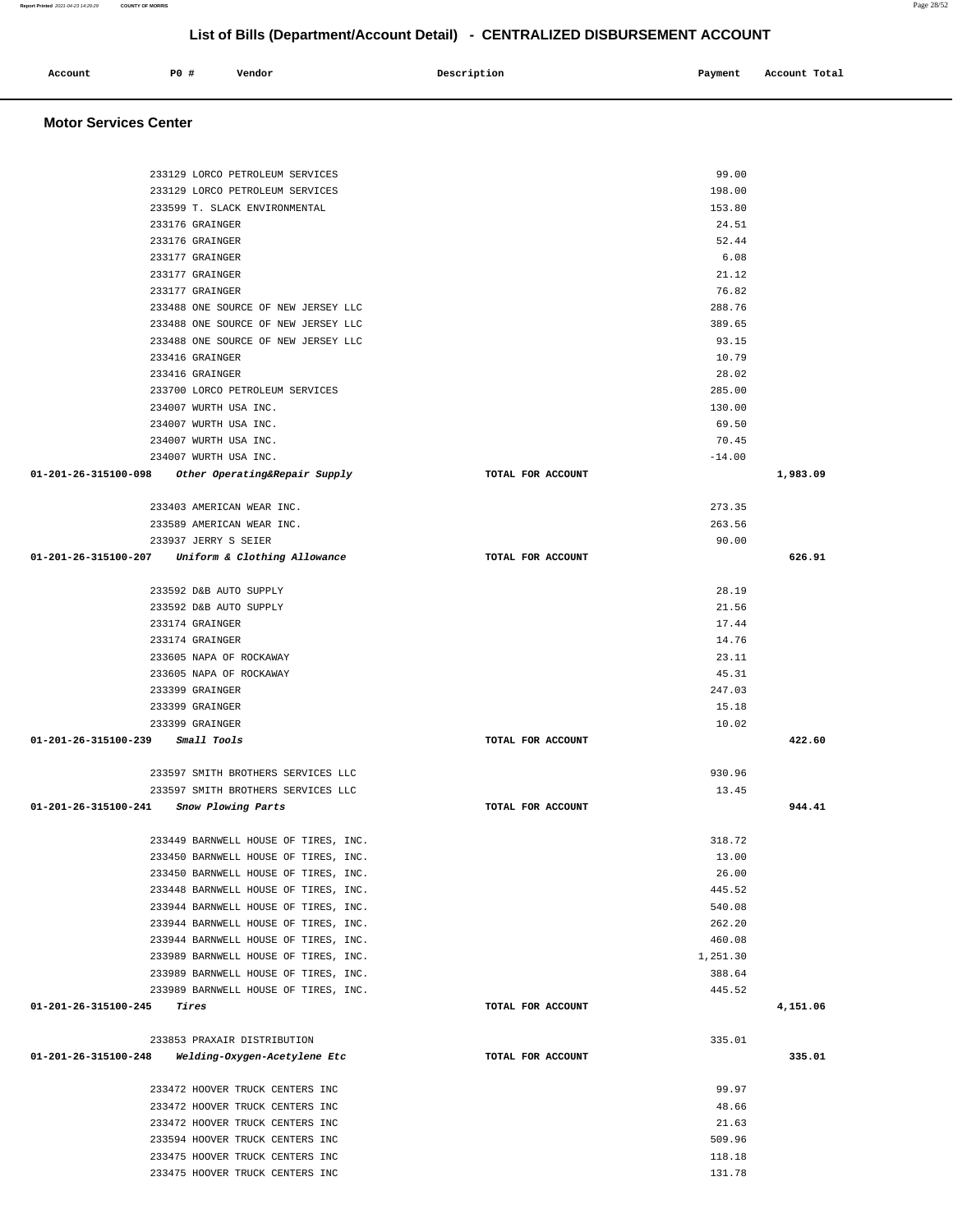## List of Bills (Department/Account Detail) - CENTRALIZED DISBURSEMENT ACCOUNT

| Account | P0 # | Vendor | Description | Payment | Account Total |
|---|---|---|---|---|---|

### Motor Services Center

| Account | P0 # | Vendor | Description | Payment | Account Total |
|---|---|---|---|---|---|
| | 233129 | LORCO PETROLEUM SERVICES | | 99.00 | |
| | 233129 | LORCO PETROLEUM SERVICES | | 198.00 | |
| | 233599 | T. SLACK ENVIRONMENTAL | | 153.80 | |
| | 233176 | GRAINGER | | 24.51 | |
| | 233176 | GRAINGER | | 52.44 | |
| | 233177 | GRAINGER | | 6.08 | |
| | 233177 | GRAINGER | | 21.12 | |
| | 233177 | GRAINGER | | 76.82 | |
| | 233488 | ONE SOURCE OF NEW JERSEY LLC | | 288.76 | |
| | 233488 | ONE SOURCE OF NEW JERSEY LLC | | 389.65 | |
| | 233488 | ONE SOURCE OF NEW JERSEY LLC | | 93.15 | |
| | 233416 | GRAINGER | | 10.79 | |
| | 233416 | GRAINGER | | 28.02 | |
| | 233700 | LORCO PETROLEUM SERVICES | | 285.00 | |
| | 234007 | WURTH USA INC. | | 130.00 | |
| | 234007 | WURTH USA INC. | | 69.50 | |
| | 234007 | WURTH USA INC. | | 70.45 | |
| | 234007 | WURTH USA INC. | | -14.00 | |
| **01-201-26-315100-098** | | *Other Operating&Repair Supply* | TOTAL FOR ACCOUNT | | **1,983.09** |
| | 233403 | AMERICAN WEAR INC. | | 273.35 | |
| | 233589 | AMERICAN WEAR INC. | | 263.56 | |
| | 233937 | JERRY S SEIER | | 90.00 | |
| **01-201-26-315100-207** | | *Uniform & Clothing Allowance* | TOTAL FOR ACCOUNT | | **626.91** |
| | 233592 | D&B AUTO SUPPLY | | 28.19 | |
| | 233592 | D&B AUTO SUPPLY | | 21.56 | |
| | 233174 | GRAINGER | | 17.44 | |
| | 233174 | GRAINGER | | 14.76 | |
| | 233605 | NAPA OF ROCKAWAY | | 23.11 | |
| | 233605 | NAPA OF ROCKAWAY | | 45.31 | |
| | 233399 | GRAINGER | | 247.03 | |
| | 233399 | GRAINGER | | 15.18 | |
| | 233399 | GRAINGER | | 10.02 | |
| **01-201-26-315100-239** | | *Small Tools* | TOTAL FOR ACCOUNT | | **422.60** |
| | 233597 | SMITH BROTHERS SERVICES LLC | | 930.96 | |
| | 233597 | SMITH BROTHERS SERVICES LLC | | 13.45 | |
| **01-201-26-315100-241** | | *Snow Plowing Parts* | TOTAL FOR ACCOUNT | | **944.41** |
| | 233449 | BARNWELL HOUSE OF TIRES, INC. | | 318.72 | |
| | 233450 | BARNWELL HOUSE OF TIRES, INC. | | 13.00 | |
| | 233450 | BARNWELL HOUSE OF TIRES, INC. | | 26.00 | |
| | 233448 | BARNWELL HOUSE OF TIRES, INC. | | 445.52 | |
| | 233944 | BARNWELL HOUSE OF TIRES, INC. | | 540.08 | |
| | 233944 | BARNWELL HOUSE OF TIRES, INC. | | 262.20 | |
| | 233944 | BARNWELL HOUSE OF TIRES, INC. | | 460.08 | |
| | 233989 | BARNWELL HOUSE OF TIRES, INC. | | 1,251.30 | |
| | 233989 | BARNWELL HOUSE OF TIRES, INC. | | 388.64 | |
| | 233989 | BARNWELL HOUSE OF TIRES, INC. | | 445.52 | |
| **01-201-26-315100-245** | | *Tires* | TOTAL FOR ACCOUNT | | **4,151.06** |
| | 233853 | PRAXAIR DISTRIBUTION | | 335.01 | |
| **01-201-26-315100-248** | | *Welding-Oxygen-Acetylene Etc* | TOTAL FOR ACCOUNT | | **335.01** |
| | 233472 | HOOVER TRUCK CENTERS INC | | 99.97 | |
| | 233472 | HOOVER TRUCK CENTERS INC | | 48.66 | |
| | 233472 | HOOVER TRUCK CENTERS INC | | 21.63 | |
| | 233594 | HOOVER TRUCK CENTERS INC | | 509.96 | |
| | 233475 | HOOVER TRUCK CENTERS INC | | 118.18 | |
| | 233475 | HOOVER TRUCK CENTERS INC | | 131.78 | |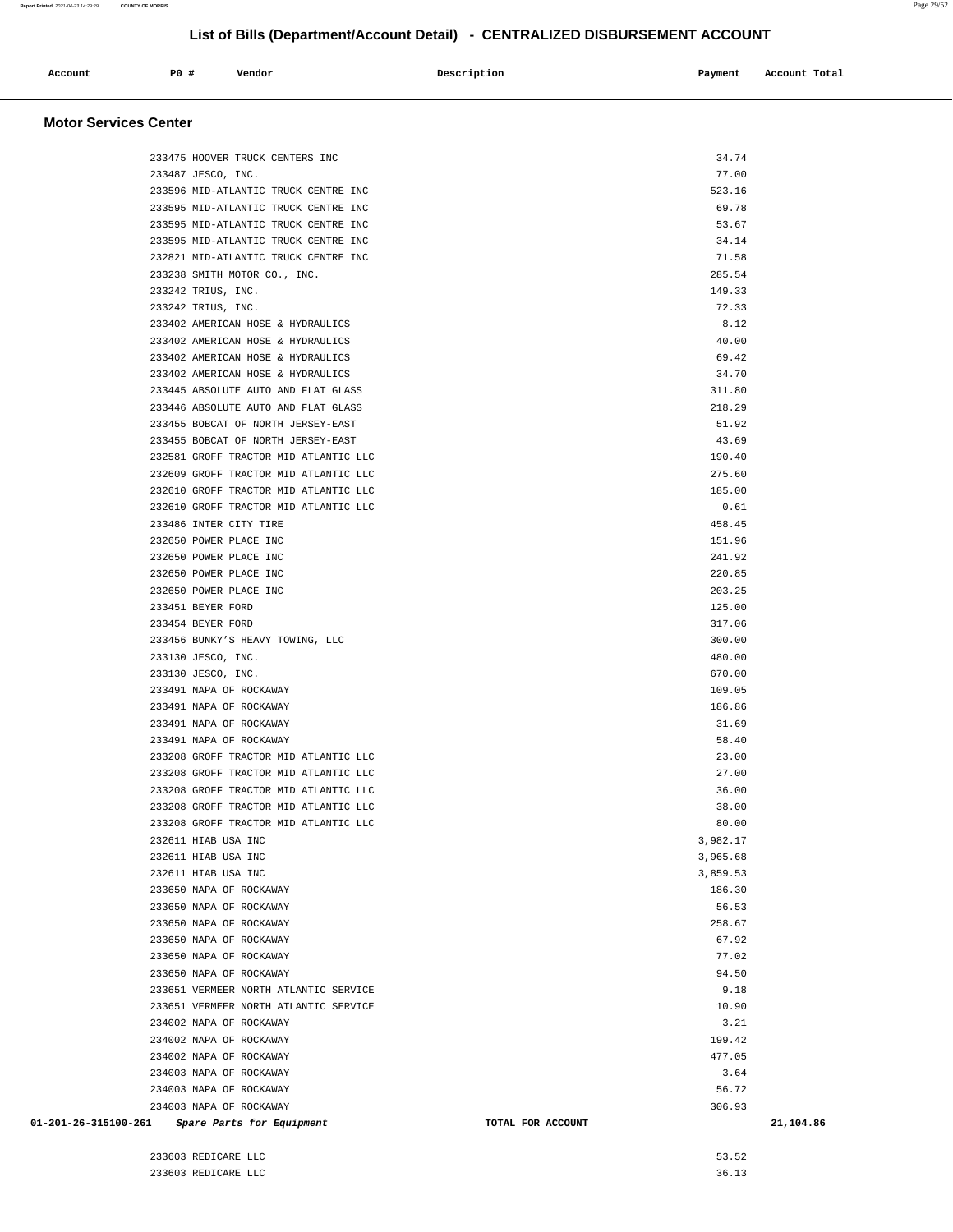# List of Bills (Department/Account Detail) - CENTRALIZED DISBURSEMENT ACCOUNT

| Account | PO # | Vendor | Description | Payment | Account Total |
|---|---|---|---|---|---|

## Motor Services Center

| Account | PO # | Vendor | Description | Payment | Account Total |
|---|---|---|---|---|---|
| | 233475 | HOOVER TRUCK CENTERS INC | | 34.74 | |
| | 233487 | JESCO, INC. | | 77.00 | |
| | 233596 | MID-ATLANTIC TRUCK CENTRE INC | | 523.16 | |
| | 233595 | MID-ATLANTIC TRUCK CENTRE INC | | 69.78 | |
| | 233595 | MID-ATLANTIC TRUCK CENTRE INC | | 53.67 | |
| | 233595 | MID-ATLANTIC TRUCK CENTRE INC | | 34.14 | |
| | 232821 | MID-ATLANTIC TRUCK CENTRE INC | | 71.58 | |
| | 233238 | SMITH MOTOR CO., INC. | | 285.54 | |
| | 233242 | TRIUS, INC. | | 149.33 | |
| | 233242 | TRIUS, INC. | | 72.33 | |
| | 233402 | AMERICAN HOSE & HYDRAULICS | | 8.12 | |
| | 233402 | AMERICAN HOSE & HYDRAULICS | | 40.00 | |
| | 233402 | AMERICAN HOSE & HYDRAULICS | | 69.42 | |
| | 233402 | AMERICAN HOSE & HYDRAULICS | | 34.70 | |
| | 233445 | ABSOLUTE AUTO AND FLAT GLASS | | 311.80 | |
| | 233446 | ABSOLUTE AUTO AND FLAT GLASS | | 218.29 | |
| | 233455 | BOBCAT OF NORTH JERSEY-EAST | | 51.92 | |
| | 233455 | BOBCAT OF NORTH JERSEY-EAST | | 43.69 | |
| | 232581 | GROFF TRACTOR MID ATLANTIC LLC | | 190.40 | |
| | 232609 | GROFF TRACTOR MID ATLANTIC LLC | | 275.60 | |
| | 232610 | GROFF TRACTOR MID ATLANTIC LLC | | 185.00 | |
| | 232610 | GROFF TRACTOR MID ATLANTIC LLC | | 0.61 | |
| | 233486 | INTER CITY TIRE | | 458.45 | |
| | 232650 | POWER PLACE INC | | 151.96 | |
| | 232650 | POWER PLACE INC | | 241.92 | |
| | 232650 | POWER PLACE INC | | 220.85 | |
| | 232650 | POWER PLACE INC | | 203.25 | |
| | 233451 | BEYER FORD | | 125.00 | |
| | 233454 | BEYER FORD | | 317.06 | |
| | 233456 | BUNKY'S HEAVY TOWING, LLC | | 300.00 | |
| | 233130 | JESCO, INC. | | 480.00 | |
| | 233130 | JESCO, INC. | | 670.00 | |
| | 233491 | NAPA OF ROCKAWAY | | 109.05 | |
| | 233491 | NAPA OF ROCKAWAY | | 186.86 | |
| | 233491 | NAPA OF ROCKAWAY | | 31.69 | |
| | 233491 | NAPA OF ROCKAWAY | | 58.40 | |
| | 233208 | GROFF TRACTOR MID ATLANTIC LLC | | 23.00 | |
| | 233208 | GROFF TRACTOR MID ATLANTIC LLC | | 27.00 | |
| | 233208 | GROFF TRACTOR MID ATLANTIC LLC | | 36.00 | |
| | 233208 | GROFF TRACTOR MID ATLANTIC LLC | | 38.00 | |
| | 233208 | GROFF TRACTOR MID ATLANTIC LLC | | 80.00 | |
| | 232611 | HIAB USA INC | | 3,982.17 | |
| | 232611 | HIAB USA INC | | 3,965.68 | |
| | 232611 | HIAB USA INC | | 3,859.53 | |
| | 233650 | NAPA OF ROCKAWAY | | 186.30 | |
| | 233650 | NAPA OF ROCKAWAY | | 56.53 | |
| | 233650 | NAPA OF ROCKAWAY | | 258.67 | |
| | 233650 | NAPA OF ROCKAWAY | | 67.92 | |
| | 233650 | NAPA OF ROCKAWAY | | 77.02 | |
| | 233650 | NAPA OF ROCKAWAY | | 94.50 | |
| | 233651 | VERMEER NORTH ATLANTIC SERVICE | | 9.18 | |
| | 233651 | VERMEER NORTH ATLANTIC SERVICE | | 10.90 | |
| | 234002 | NAPA OF ROCKAWAY | | 3.21 | |
| | 234002 | NAPA OF ROCKAWAY | | 199.42 | |
| | 234002 | NAPA OF ROCKAWAY | | 477.05 | |
| | 234003 | NAPA OF ROCKAWAY | | 3.64 | |
| | 234003 | NAPA OF ROCKAWAY | | 56.72 | |
| | 234003 | NAPA OF ROCKAWAY | | 306.93 | |
| **01-201-26-315100-261** | | *Spare Parts for Equipment* | **TOTAL FOR ACCOUNT** | | **21,104.86** |
| | 233603 | REDICARE LLC | | 53.52 | |
| | 233603 | REDICARE LLC | | 36.13 | |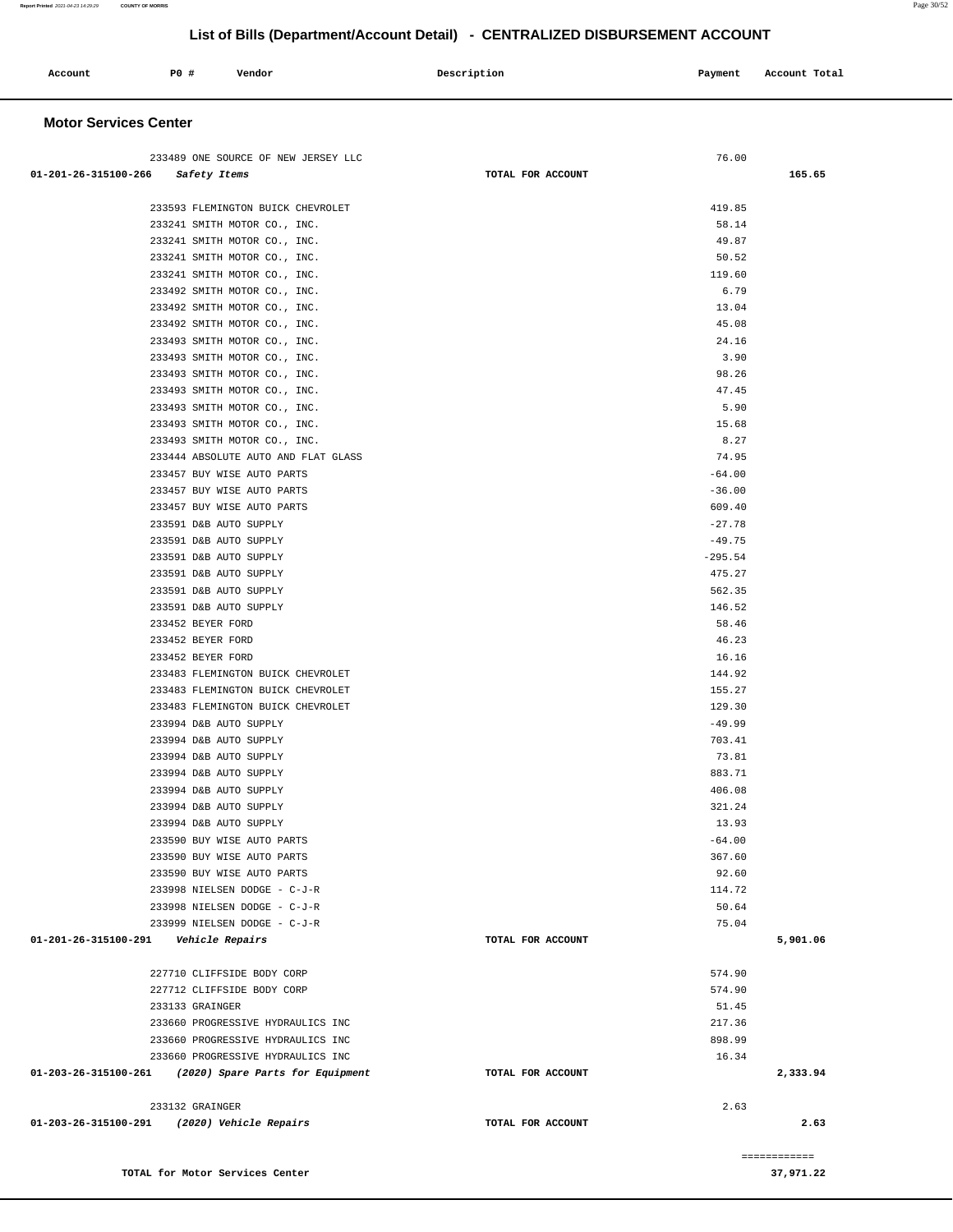## List of Bills (Department/Account Detail) - CENTRALIZED DISBURSEMENT ACCOUNT

| Account | PO # | Vendor | Description | Payment | Account Total |
|---|---|---|---|---|---|

### Motor Services Center

| Account | PO # | Vendor | Description | Payment | Account Total |
|---|---|---|---|---|---|
| | 233489 | ONE SOURCE OF NEW JERSEY LLC | | 76.00 | |
| 01-201-26-315100-266 | | *Safety Items* | TOTAL FOR ACCOUNT | | 165.65 |
| | 233593 | FLEMINGTON BUICK CHEVROLET | | 419.85 | |
| | 233241 | SMITH MOTOR CO., INC. | | 58.14 | |
| | 233241 | SMITH MOTOR CO., INC. | | 49.87 | |
| | 233241 | SMITH MOTOR CO., INC. | | 50.52 | |
| | 233241 | SMITH MOTOR CO., INC. | | 119.60 | |
| | 233492 | SMITH MOTOR CO., INC. | | 6.79 | |
| | 233492 | SMITH MOTOR CO., INC. | | 13.04 | |
| | 233492 | SMITH MOTOR CO., INC. | | 45.08 | |
| | 233493 | SMITH MOTOR CO., INC. | | 24.16 | |
| | 233493 | SMITH MOTOR CO., INC. | | 3.90 | |
| | 233493 | SMITH MOTOR CO., INC. | | 98.26 | |
| | 233493 | SMITH MOTOR CO., INC. | | 47.45 | |
| | 233493 | SMITH MOTOR CO., INC. | | 5.90 | |
| | 233493 | SMITH MOTOR CO., INC. | | 15.68 | |
| | 233493 | SMITH MOTOR CO., INC. | | 8.27 | |
| | 233444 | ABSOLUTE AUTO AND FLAT GLASS | | 74.95 | |
| | 233457 | BUY WISE AUTO PARTS | | -64.00 | |
| | 233457 | BUY WISE AUTO PARTS | | -36.00 | |
| | 233457 | BUY WISE AUTO PARTS | | 609.40 | |
| | 233591 | D&B AUTO SUPPLY | | -27.78 | |
| | 233591 | D&B AUTO SUPPLY | | -49.75 | |
| | 233591 | D&B AUTO SUPPLY | | -295.54 | |
| | 233591 | D&B AUTO SUPPLY | | 475.27 | |
| | 233591 | D&B AUTO SUPPLY | | 562.35 | |
| | 233591 | D&B AUTO SUPPLY | | 146.52 | |
| | 233452 | BEYER FORD | | 58.46 | |
| | 233452 | BEYER FORD | | 46.23 | |
| | 233452 | BEYER FORD | | 16.16 | |
| | 233483 | FLEMINGTON BUICK CHEVROLET | | 144.92 | |
| | 233483 | FLEMINGTON BUICK CHEVROLET | | 155.27 | |
| | 233483 | FLEMINGTON BUICK CHEVROLET | | 129.30 | |
| | 233994 | D&B AUTO SUPPLY | | -49.99 | |
| | 233994 | D&B AUTO SUPPLY | | 703.41 | |
| | 233994 | D&B AUTO SUPPLY | | 73.81 | |
| | 233994 | D&B AUTO SUPPLY | | 883.71 | |
| | 233994 | D&B AUTO SUPPLY | | 406.08 | |
| | 233994 | D&B AUTO SUPPLY | | 321.24 | |
| | 233994 | D&B AUTO SUPPLY | | 13.93 | |
| | 233590 | BUY WISE AUTO PARTS | | -64.00 | |
| | 233590 | BUY WISE AUTO PARTS | | 367.60 | |
| | 233590 | BUY WISE AUTO PARTS | | 92.60 | |
| | 233998 | NIELSEN DODGE - C-J-R | | 114.72 | |
| | 233998 | NIELSEN DODGE - C-J-R | | 50.64 | |
| | 233999 | NIELSEN DODGE - C-J-R | | 75.04 | |
| 01-201-26-315100-291 | | *Vehicle Repairs* | TOTAL FOR ACCOUNT | | 5,901.06 |
| | 227710 | CLIFFSIDE BODY CORP | | 574.90 | |
| | 227712 | CLIFFSIDE BODY CORP | | 574.90 | |
| | 233133 | GRAINGER | | 51.45 | |
| | 233660 | PROGRESSIVE HYDRAULICS INC | | 217.36 | |
| | 233660 | PROGRESSIVE HYDRAULICS INC | | 898.99 | |
| | 233660 | PROGRESSIVE HYDRAULICS INC | | 16.34 | |
| 01-203-26-315100-261 | | *(2020) Spare Parts for Equipment* | TOTAL FOR ACCOUNT | | 2,333.94 |
| | 233132 | GRAINGER | | 2.63 | |
| 01-203-26-315100-291 | | *(2020) Vehicle Repairs* | TOTAL FOR ACCOUNT | | 2.63 |

============

**TOTAL for Motor Services Center** **37,971.22**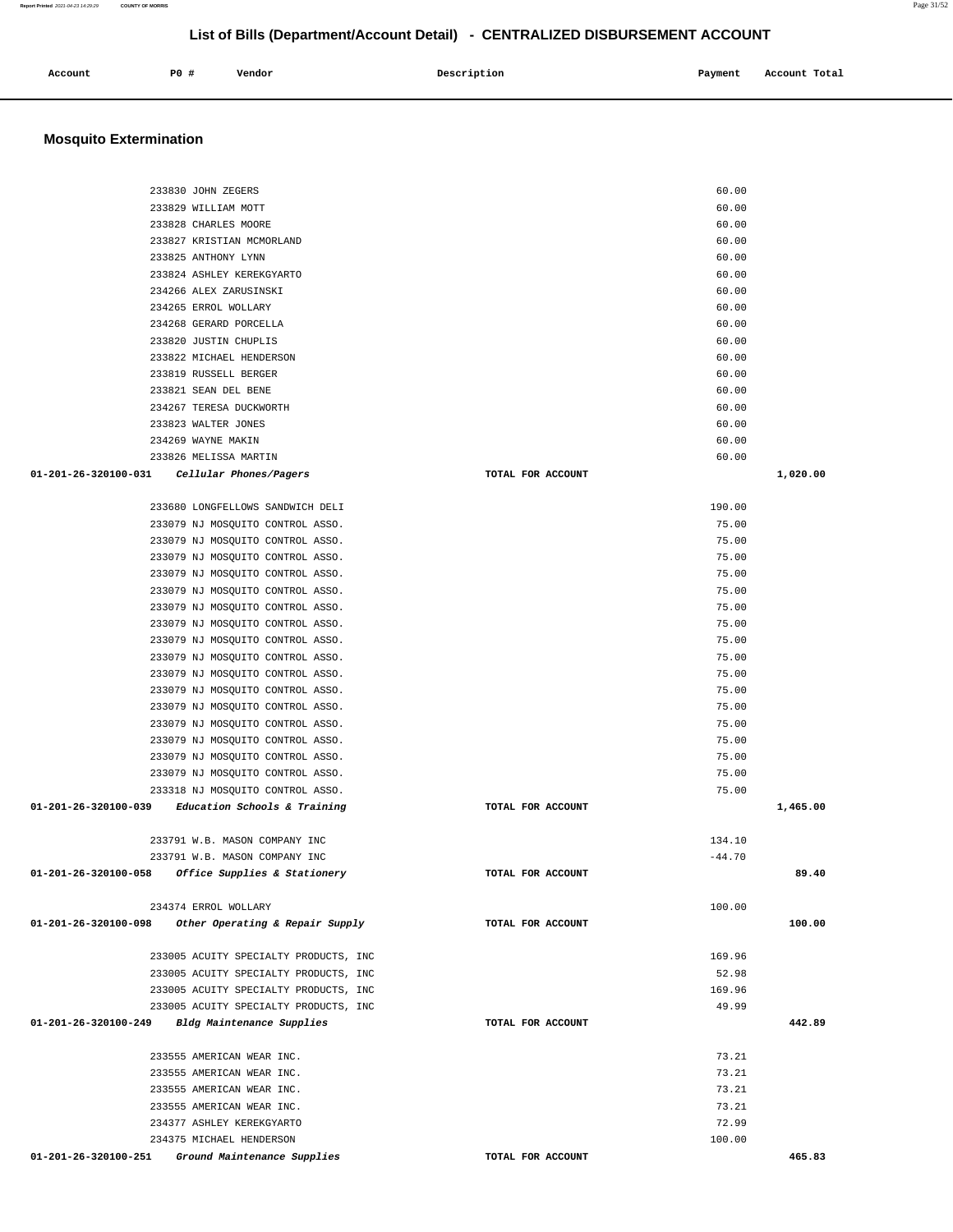# List of Bills (Department/Account Detail) - CENTRALIZED DISBURSEMENT ACCOUNT

| Account | PO # | Vendor | Description | Payment | Account Total |
| --- | --- | --- | --- | --- | --- |

## Mosquito Extermination

| Account | PO # | Vendor | Description | Payment | Account Total |
| --- | --- | --- | --- | --- | --- |
| | 233830 | JOHN ZEGERS | | 60.00 | |
| | 233829 | WILLIAM MOTT | | 60.00 | |
| | 233828 | CHARLES MOORE | | 60.00 | |
| | 233827 | KRISTIAN MCMORLAND | | 60.00 | |
| | 233825 | ANTHONY LYNN | | 60.00 | |
| | 233824 | ASHLEY KEREKGYARTO | | 60.00 | |
| | 234266 | ALEX ZARUSINSKI | | 60.00 | |
| | 234265 | ERROL WOLLARY | | 60.00 | |
| | 234268 | GERARD PORCELLA | | 60.00 | |
| | 233820 | JUSTIN CHUPLIS | | 60.00 | |
| | 233822 | MICHAEL HENDERSON | | 60.00 | |
| | 233819 | RUSSELL BERGER | | 60.00 | |
| | 233821 | SEAN DEL BENE | | 60.00 | |
| | 234267 | TERESA DUCKWORTH | | 60.00 | |
| | 233823 | WALTER JONES | | 60.00 | |
| | 234269 | WAYNE MAKIN | | 60.00 | |
| | 233826 | MELISSA MARTIN | | 60.00 | |
| **01-201-26-320100-031** | | *Cellular Phones/Pagers* | TOTAL FOR ACCOUNT | | **1,020.00** |
| | 233680 | LONGFELLOWS SANDWICH DELI | | 190.00 | |
| | 233079 | NJ MOSQUITO CONTROL ASSO. | | 75.00 | |
| | 233079 | NJ MOSQUITO CONTROL ASSO. | | 75.00 | |
| | 233079 | NJ MOSQUITO CONTROL ASSO. | | 75.00 | |
| | 233079 | NJ MOSQUITO CONTROL ASSO. | | 75.00 | |
| | 233079 | NJ MOSQUITO CONTROL ASSO. | | 75.00 | |
| | 233079 | NJ MOSQUITO CONTROL ASSO. | | 75.00 | |
| | 233079 | NJ MOSQUITO CONTROL ASSO. | | 75.00 | |
| | 233079 | NJ MOSQUITO CONTROL ASSO. | | 75.00 | |
| | 233079 | NJ MOSQUITO CONTROL ASSO. | | 75.00 | |
| | 233079 | NJ MOSQUITO CONTROL ASSO. | | 75.00 | |
| | 233079 | NJ MOSQUITO CONTROL ASSO. | | 75.00 | |
| | 233079 | NJ MOSQUITO CONTROL ASSO. | | 75.00 | |
| | 233079 | NJ MOSQUITO CONTROL ASSO. | | 75.00 | |
| | 233079 | NJ MOSQUITO CONTROL ASSO. | | 75.00 | |
| | 233079 | NJ MOSQUITO CONTROL ASSO. | | 75.00 | |
| | 233079 | NJ MOSQUITO CONTROL ASSO. | | 75.00 | |
| | 233318 | NJ MOSQUITO CONTROL ASSO. | | 75.00 | |
| **01-201-26-320100-039** | | *Education Schools & Training* | TOTAL FOR ACCOUNT | | **1,465.00** |
| | 233791 | W.B. MASON COMPANY INC | | 134.10 | |
| | 233791 | W.B. MASON COMPANY INC | | -44.70 | |
| **01-201-26-320100-058** | | *Office Supplies & Stationery* | TOTAL FOR ACCOUNT | | **89.40** |
| | 234374 | ERROL WOLLARY | | 100.00 | |
| **01-201-26-320100-098** | | *Other Operating & Repair Supply* | TOTAL FOR ACCOUNT | | **100.00** |
| | 233005 | ACUITY SPECIALTY PRODUCTS, INC | | 169.96 | |
| | 233005 | ACUITY SPECIALTY PRODUCTS, INC | | 52.98 | |
| | 233005 | ACUITY SPECIALTY PRODUCTS, INC | | 169.96 | |
| | 233005 | ACUITY SPECIALTY PRODUCTS, INC | | 49.99 | |
| **01-201-26-320100-249** | | *Bldg Maintenance Supplies* | TOTAL FOR ACCOUNT | | **442.89** |
| | 233555 | AMERICAN WEAR INC. | | 73.21 | |
| | 233555 | AMERICAN WEAR INC. | | 73.21 | |
| | 233555 | AMERICAN WEAR INC. | | 73.21 | |
| | 233555 | AMERICAN WEAR INC. | | 73.21 | |
| | 234377 | ASHLEY KEREKGYARTO | | 72.99 | |
| | 234375 | MICHAEL HENDERSON | | 100.00 | |
| **01-201-26-320100-251** | | *Ground Maintenance Supplies* | TOTAL FOR ACCOUNT | | **465.83** |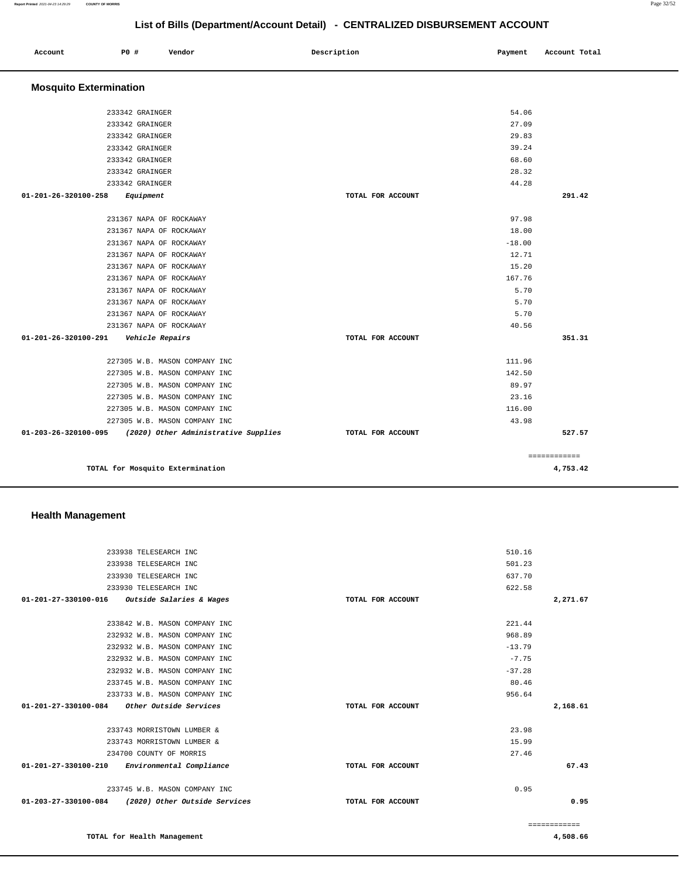## List of Bills (Department/Account Detail) - CENTRALIZED DISBURSEMENT ACCOUNT

| Account | PO # | Vendor | Description | Payment | Account Total |
|---|---|---|---|---|---|

### Mosquito Extermination

| Account | PO # | Vendor | Description | Payment | Account Total |
|---|---|---|---|---|---|
| | 233342 | GRAINGER | | 54.06 | |
| | 233342 | GRAINGER | | 27.09 | |
| | 233342 | GRAINGER | | 29.83 | |
| | 233342 | GRAINGER | | 39.24 | |
| | 233342 | GRAINGER | | 68.60 | |
| | 233342 | GRAINGER | | 28.32 | |
| | 233342 | GRAINGER | | 44.28 | |
| **01-201-26-320100-258** *Equipment* | | | TOTAL FOR ACCOUNT | | **291.42** |
| | 231367 | NAPA OF ROCKAWAY | | 97.98 | |
| | 231367 | NAPA OF ROCKAWAY | | 18.00 | |
| | 231367 | NAPA OF ROCKAWAY | | -18.00 | |
| | 231367 | NAPA OF ROCKAWAY | | 12.71 | |
| | 231367 | NAPA OF ROCKAWAY | | 15.20 | |
| | 231367 | NAPA OF ROCKAWAY | | 167.76 | |
| | 231367 | NAPA OF ROCKAWAY | | 5.70 | |
| | 231367 | NAPA OF ROCKAWAY | | 5.70 | |
| | 231367 | NAPA OF ROCKAWAY | | 5.70 | |
| | 231367 | NAPA OF ROCKAWAY | | 40.56 | |
| **01-201-26-320100-291** *Vehicle Repairs* | | | TOTAL FOR ACCOUNT | | **351.31** |
| | 227305 | W.B. MASON COMPANY INC | | 111.96 | |
| | 227305 | W.B. MASON COMPANY INC | | 142.50 | |
| | 227305 | W.B. MASON COMPANY INC | | 89.97 | |
| | 227305 | W.B. MASON COMPANY INC | | 23.16 | |
| | 227305 | W.B. MASON COMPANY INC | | 116.00 | |
| | 227305 | W.B. MASON COMPANY INC | | 43.98 | |
| **01-203-26-320100-095** *(2020) Other Administrative Supplies* | | | TOTAL FOR ACCOUNT | | **527.57** |
| | | | | | ============ |
| **TOTAL for Mosquito Extermination** | | | | | **4,753.42** |

### Health Management

| Account | PO # | Vendor | Description | Payment | Account Total |
|---|---|---|---|---|---|
| | 233938 | TELESEARCH INC | | 510.16 | |
| | 233938 | TELESEARCH INC | | 501.23 | |
| | 233930 | TELESEARCH INC | | 637.70 | |
| | 233930 | TELESEARCH INC | | 622.58 | |
| **01-201-27-330100-016** *Outside Salaries & Wages* | | | TOTAL FOR ACCOUNT | | **2,271.67** |
| | 233842 | W.B. MASON COMPANY INC | | 221.44 | |
| | 232932 | W.B. MASON COMPANY INC | | 968.89 | |
| | 232932 | W.B. MASON COMPANY INC | | -13.79 | |
| | 232932 | W.B. MASON COMPANY INC | | -7.75 | |
| | 232932 | W.B. MASON COMPANY INC | | -37.28 | |
| | 233745 | W.B. MASON COMPANY INC | | 80.46 | |
| | 233733 | W.B. MASON COMPANY INC | | 956.64 | |
| **01-201-27-330100-084** *Other Outside Services* | | | TOTAL FOR ACCOUNT | | **2,168.61** |
| | 233743 | MORRISTOWN LUMBER & | | 23.98 | |
| | 233743 | MORRISTOWN LUMBER & | | 15.99 | |
| | 234700 | COUNTY OF MORRIS | | 27.46 | |
| **01-201-27-330100-210** *Environmental Compliance* | | | TOTAL FOR ACCOUNT | | **67.43** |
| | 233745 | W.B. MASON COMPANY INC | | 0.95 | |
| **01-203-27-330100-084** *(2020) Other Outside Services* | | | TOTAL FOR ACCOUNT | | **0.95** |
| | | | | | ============ |
| **TOTAL for Health Management** | | | | | **4,508.66** |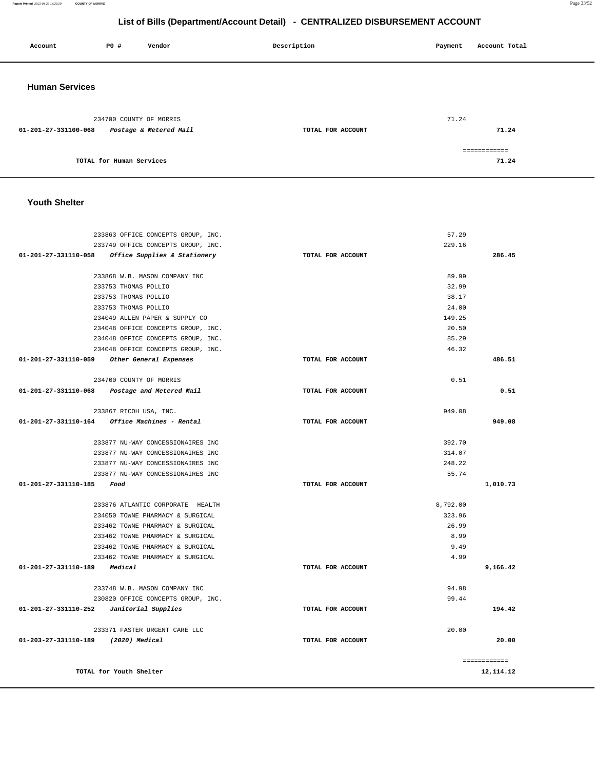# List of Bills (Department/Account Detail) - CENTRALIZED DISBURSEMENT ACCOUNT

| Account | PO # | Vendor | Description | Payment | Account Total |
|---|---|---|---|---|---|

## Human Services

| Account | PO # | Vendor | Description | Payment | Account Total |
|---|---|---|---|---|---|
| | 234700 | COUNTY OF MORRIS | | 71.24 | |
| 01-201-27-331100-068 | | *Postage & Metered Mail* | TOTAL FOR ACCOUNT | | 71.24 |
| | | | | | ============ |
| | | TOTAL for Human Services | | | 71.24 |

## Youth Shelter

| Account | PO # | Vendor | Description | Payment | Account Total |
|---|---|---|---|---|---|
| | 233863 | OFFICE CONCEPTS GROUP, INC. | | 57.29 | |
| | 233749 | OFFICE CONCEPTS GROUP, INC. | | 229.16 | |
| 01-201-27-331110-058 | | *Office Supplies & Stationery* | TOTAL FOR ACCOUNT | | 286.45 |
| | 233868 | W.B. MASON COMPANY INC | | 89.99 | |
| | 233753 | THOMAS POLLIO | | 32.99 | |
| | 233753 | THOMAS POLLIO | | 38.17 | |
| | 233753 | THOMAS POLLIO | | 24.00 | |
| | 234049 | ALLEN PAPER & SUPPLY CO | | 149.25 | |
| | 234048 | OFFICE CONCEPTS GROUP, INC. | | 20.50 | |
| | 234048 | OFFICE CONCEPTS GROUP, INC. | | 85.29 | |
| | 234048 | OFFICE CONCEPTS GROUP, INC. | | 46.32 | |
| 01-201-27-331110-059 | | *Other General Expenses* | TOTAL FOR ACCOUNT | | 486.51 |
| | 234700 | COUNTY OF MORRIS | | 0.51 | |
| 01-201-27-331110-068 | | *Postage and Metered Mail* | TOTAL FOR ACCOUNT | | 0.51 |
| | 233867 | RICOH USA, INC. | | 949.08 | |
| 01-201-27-331110-164 | | *Office Machines - Rental* | TOTAL FOR ACCOUNT | | 949.08 |
| | 233877 | NU-WAY CONCESSIONAIRES INC | | 392.70 | |
| | 233877 | NU-WAY CONCESSIONAIRES INC | | 314.07 | |
| | 233877 | NU-WAY CONCESSIONAIRES INC | | 248.22 | |
| | 233877 | NU-WAY CONCESSIONAIRES INC | | 55.74 | |
| 01-201-27-331110-185 | | *Food* | TOTAL FOR ACCOUNT | | 1,010.73 |
| | 233876 | ATLANTIC CORPORATE HEALTH | | 8,792.00 | |
| | 234050 | TOWNE PHARMACY & SURGICAL | | 323.96 | |
| | 233462 | TOWNE PHARMACY & SURGICAL | | 26.99 | |
| | 233462 | TOWNE PHARMACY & SURGICAL | | 8.99 | |
| | 233462 | TOWNE PHARMACY & SURGICAL | | 9.49 | |
| | 233462 | TOWNE PHARMACY & SURGICAL | | 4.99 | |
| 01-201-27-331110-189 | | *Medical* | TOTAL FOR ACCOUNT | | 9,166.42 |
| | 233748 | W.B. MASON COMPANY INC | | 94.98 | |
| | 230820 | OFFICE CONCEPTS GROUP, INC. | | 99.44 | |
| 01-201-27-331110-252 | | *Janitorial Supplies* | TOTAL FOR ACCOUNT | | 194.42 |
| | 233371 | FASTER URGENT CARE LLC | | 20.00 | |
| 01-203-27-331110-189 | | *(2020) Medical* | TOTAL FOR ACCOUNT | | 20.00 |
| | | | | | ============ |
| | | TOTAL for Youth Shelter | | | 12,114.12 |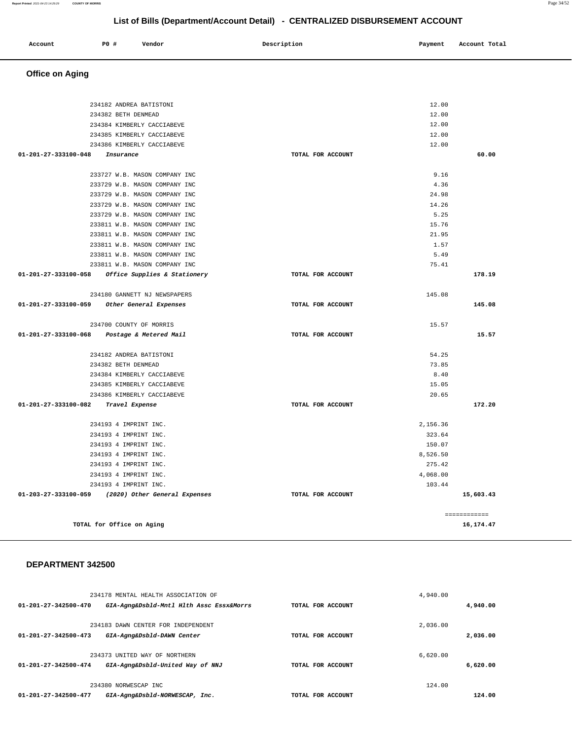## List of Bills (Department/Account Detail) - CENTRALIZED DISBURSEMENT ACCOUNT

| Account | PO # | Vendor | Description | Payment | Account Total |
|---|---|---|---|---|---|

### Office on Aging

| Account | PO # | Vendor | Description | Payment | Account Total |
|---|---|---|---|---|---|
| | 234182 | ANDREA BATISTONI | | 12.00 | |
| | 234382 | BETH DENMEAD | | 12.00 | |
| | 234384 | KIMBERLY CACCIABEVE | | 12.00 | |
| | 234385 | KIMBERLY CACCIABEVE | | 12.00 | |
| | 234386 | KIMBERLY CACCIABEVE | | 12.00 | |
| 01-201-27-333100-048 | | *Insurance* | TOTAL FOR ACCOUNT | | 60.00 |
| | 233727 | W.B. MASON COMPANY INC | | 9.16 | |
| | 233729 | W.B. MASON COMPANY INC | | 4.36 | |
| | 233729 | W.B. MASON COMPANY INC | | 24.98 | |
| | 233729 | W.B. MASON COMPANY INC | | 14.26 | |
| | 233729 | W.B. MASON COMPANY INC | | 5.25 | |
| | 233811 | W.B. MASON COMPANY INC | | 15.76 | |
| | 233811 | W.B. MASON COMPANY INC | | 21.95 | |
| | 233811 | W.B. MASON COMPANY INC | | 1.57 | |
| | 233811 | W.B. MASON COMPANY INC | | 5.49 | |
| | 233811 | W.B. MASON COMPANY INC | | 75.41 | |
| 01-201-27-333100-058 | | *Office Supplies & Stationery* | TOTAL FOR ACCOUNT | | 178.19 |
| | 234180 | GANNETT NJ NEWSPAPERS | | 145.08 | |
| 01-201-27-333100-059 | | *Other General Expenses* | TOTAL FOR ACCOUNT | | 145.08 |
| | 234700 | COUNTY OF MORRIS | | 15.57 | |
| 01-201-27-333100-068 | | *Postage & Metered Mail* | TOTAL FOR ACCOUNT | | 15.57 |
| | 234182 | ANDREA BATISTONI | | 54.25 | |
| | 234382 | BETH DENMEAD | | 73.85 | |
| | 234384 | KIMBERLY CACCIABEVE | | 8.40 | |
| | 234385 | KIMBERLY CACCIABEVE | | 15.05 | |
| | 234386 | KIMBERLY CACCIABEVE | | 20.65 | |
| 01-201-27-333100-082 | | *Travel Expense* | TOTAL FOR ACCOUNT | | 172.20 |
| | 234193 | 4 IMPRINT INC. | | 2,156.36 | |
| | 234193 | 4 IMPRINT INC. | | 323.64 | |
| | 234193 | 4 IMPRINT INC. | | 150.07 | |
| | 234193 | 4 IMPRINT INC. | | 8,526.50 | |
| | 234193 | 4 IMPRINT INC. | | 275.42 | |
| | 234193 | 4 IMPRINT INC. | | 4,068.00 | |
| | 234193 | 4 IMPRINT INC. | | 103.44 | |
| 01-203-27-333100-059 | | *(2020) Other General Expenses* | TOTAL FOR ACCOUNT | | 15,603.43 |
| | | | | | ============ |
| | | TOTAL for Office on Aging | | | 16,174.47 |

### DEPARTMENT 342500

| Account | PO # | Vendor | Description | Payment | Account Total |
|---|---|---|---|---|---|
| | 234178 | MENTAL HEALTH ASSOCIATION OF | | 4,940.00 | |
| 01-201-27-342500-470 | | *GIA-Agng&Dsbld-Mntl Hlth Assc Essx&Morrs* | TOTAL FOR ACCOUNT | | 4,940.00 |
| | 234183 | DAWN CENTER FOR INDEPENDENT | | 2,036.00 | |
| 01-201-27-342500-473 | | *GIA-Agng&Dsbld-DAWN Center* | TOTAL FOR ACCOUNT | | 2,036.00 |
| | 234373 | UNITED WAY OF NORTHERN | | 6,620.00 | |
| 01-201-27-342500-474 | | *GIA-Agng&Dsbld-United Way of NNJ* | TOTAL FOR ACCOUNT | | 6,620.00 |
| | 234380 | NORWESCAP INC | | 124.00 | |
| 01-201-27-342500-477 | | *GIA-Agng&Dsbld-NORWESCAP, Inc.* | TOTAL FOR ACCOUNT | | 124.00 |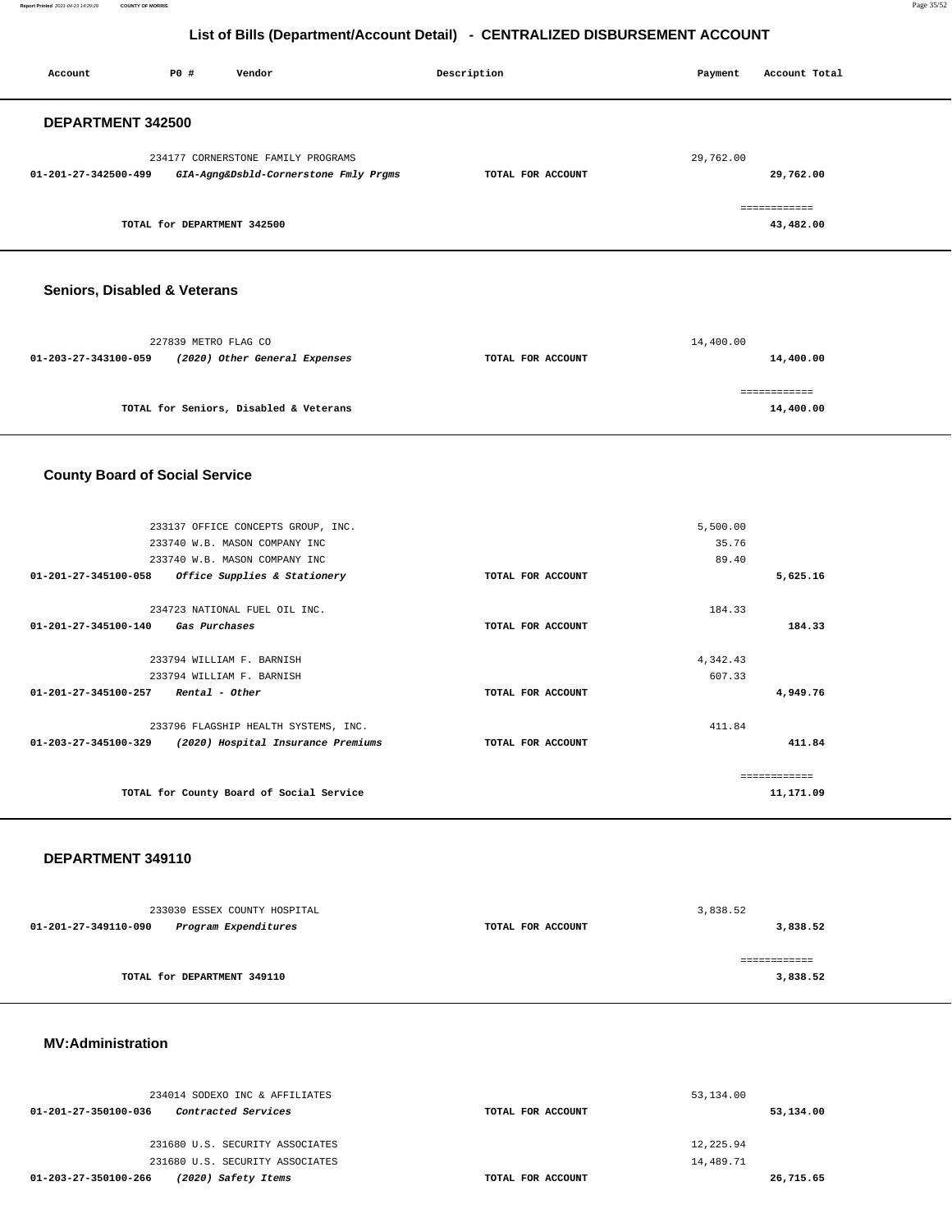# List of Bills (Department/Account Detail) - CENTRALIZED DISBURSEMENT ACCOUNT

| Account | PO # | Vendor | Description | Payment | Account Total |
|---|---|---|---|---|---|

## DEPARTMENT 342500

| Account | PO # | Vendor | Description | Payment | Account Total |
|---|---|---|---|---|---|
| | 234177 | CORNERSTONE FAMILY PROGRAMS | | 29,762.00 | |
| 01-201-27-342500-499 | | *GIA-Agng&Dsbld-Cornerstone Fmly Prgms* | TOTAL FOR ACCOUNT | | 29,762.00 |
| | | TOTAL for DEPARTMENT 342500 | | | 43,482.00 |

## Seniors, Disabled & Veterans

| Account | PO # | Vendor | Description | Payment | Account Total |
|---|---|---|---|---|---|
| | 227839 | METRO FLAG CO | | 14,400.00 | |
| 01-203-27-343100-059 | | *(2020) Other General Expenses* | TOTAL FOR ACCOUNT | | 14,400.00 |
| | | TOTAL for Seniors, Disabled & Veterans | | | 14,400.00 |

## County Board of Social Service

| Account | PO # | Vendor | Description | Payment | Account Total |
|---|---|---|---|---|---|
| | 233137 | OFFICE CONCEPTS GROUP, INC. | | 5,500.00 | |
| | 233740 | W.B. MASON COMPANY INC | | 35.76 | |
| | 233740 | W.B. MASON COMPANY INC | | 89.40 | |
| 01-201-27-345100-058 | | *Office Supplies & Stationery* | TOTAL FOR ACCOUNT | | 5,625.16 |
| | 234723 | NATIONAL FUEL OIL INC. | | 184.33 | |
| 01-201-27-345100-140 | | *Gas Purchases* | TOTAL FOR ACCOUNT | | 184.33 |
| | 233794 | WILLIAM F. BARNISH | | 4,342.43 | |
| | 233794 | WILLIAM F. BARNISH | | 607.33 | |
| 01-201-27-345100-257 | | *Rental - Other* | TOTAL FOR ACCOUNT | | 4,949.76 |
| | 233796 | FLAGSHIP HEALTH SYSTEMS, INC. | | 411.84 | |
| 01-203-27-345100-329 | | *(2020) Hospital Insurance Premiums* | TOTAL FOR ACCOUNT | | 411.84 |
| | | TOTAL for County Board of Social Service | | | 11,171.09 |

## DEPARTMENT 349110

| Account | PO # | Vendor | Description | Payment | Account Total |
|---|---|---|---|---|---|
| | 233030 | ESSEX COUNTY HOSPITAL | | 3,838.52 | |
| 01-201-27-349110-090 | | *Program Expenditures* | TOTAL FOR ACCOUNT | | 3,838.52 |
| | | TOTAL for DEPARTMENT 349110 | | | 3,838.52 |

## MV:Administration

| Account | PO # | Vendor | Description | Payment | Account Total |
|---|---|---|---|---|---|
| | 234014 | SODEXO INC & AFFILIATES | | 53,134.00 | |
| 01-201-27-350100-036 | | *Contracted Services* | TOTAL FOR ACCOUNT | | 53,134.00 |
| | 231680 | U.S. SECURITY ASSOCIATES | | 12,225.94 | |
| | 231680 | U.S. SECURITY ASSOCIATES | | 14,489.71 | |
| 01-203-27-350100-266 | | *(2020) Safety Items* | TOTAL FOR ACCOUNT | | 26,715.65 |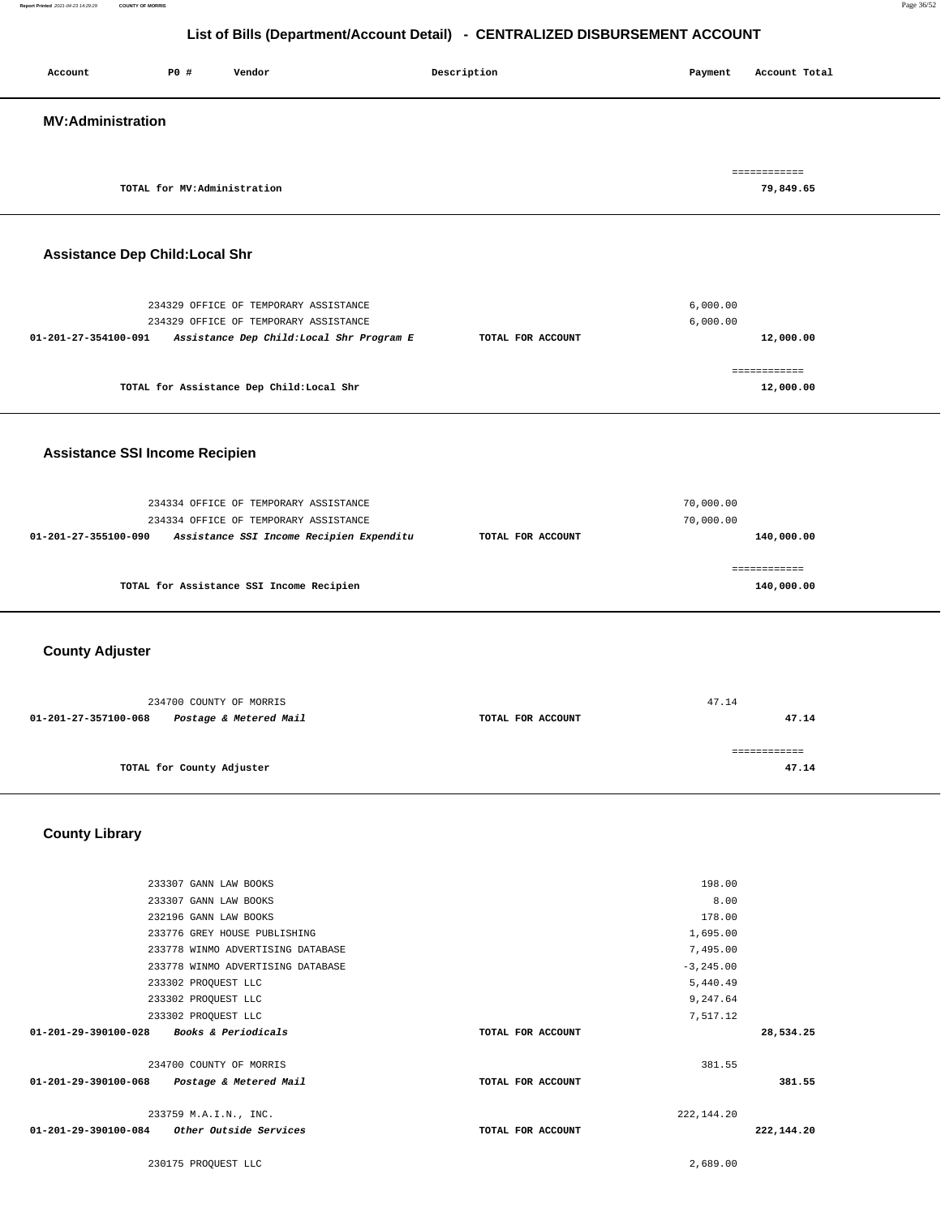## List of Bills (Department/Account Detail) - CENTRALIZED DISBURSEMENT ACCOUNT

| Account | PO # | Vendor | Description | Payment | Account Total |
|---|---|---|---|---|---|

### MV:Administration

| | | | | |
|---|---|---|---|---|
| | TOTAL for MV:Administration | | | 79,849.65 |

### Assistance Dep Child:Local Shr

| Account | PO # / Vendor | Description | Payment | Account Total |
|---|---|---|---|---|
| | 234329 OFFICE OF TEMPORARY ASSISTANCE | | 6,000.00 | |
| | 234329 OFFICE OF TEMPORARY ASSISTANCE | | 6,000.00 | |
| 01-201-27-354100-091 | *Assistance Dep Child:Local Shr Program E* | TOTAL FOR ACCOUNT | | 12,000.00 |
| | TOTAL for Assistance Dep Child:Local Shr | | | 12,000.00 |

### Assistance SSI Income Recipien

| Account | PO # / Vendor | Description | Payment | Account Total |
|---|---|---|---|---|
| | 234334 OFFICE OF TEMPORARY ASSISTANCE | | 70,000.00 | |
| | 234334 OFFICE OF TEMPORARY ASSISTANCE | | 70,000.00 | |
| 01-201-27-355100-090 | *Assistance SSI Income Recipien Expenditu* | TOTAL FOR ACCOUNT | | 140,000.00 |
| | TOTAL for Assistance SSI Income Recipien | | | 140,000.00 |

### County Adjuster

| Account | PO # / Vendor | Description | Payment | Account Total |
|---|---|---|---|---|
| | 234700 COUNTY OF MORRIS | | 47.14 | |
| 01-201-27-357100-068 | *Postage & Metered Mail* | TOTAL FOR ACCOUNT | | 47.14 |
| | TOTAL for County Adjuster | | | 47.14 |

### County Library

| Account | PO # / Vendor | Description | Payment | Account Total |
|---|---|---|---|---|
| | 233307 GANN LAW BOOKS | | 198.00 | |
| | 233307 GANN LAW BOOKS | | 8.00 | |
| | 232196 GANN LAW BOOKS | | 178.00 | |
| | 233776 GREY HOUSE PUBLISHING | | 1,695.00 | |
| | 233778 WINMO ADVERTISING DATABASE | | 7,495.00 | |
| | 233778 WINMO ADVERTISING DATABASE | | -3,245.00 | |
| | 233302 PROQUEST LLC | | 5,440.49 | |
| | 233302 PROQUEST LLC | | 9,247.64 | |
| | 233302 PROQUEST LLC | | 7,517.12 | |
| 01-201-29-390100-028 | *Books & Periodicals* | TOTAL FOR ACCOUNT | | 28,534.25 |
| | 234700 COUNTY OF MORRIS | | 381.55 | |
| 01-201-29-390100-068 | *Postage & Metered Mail* | TOTAL FOR ACCOUNT | | 381.55 |
| | 233759 M.A.I.N., INC. | | 222,144.20 | |
| 01-201-29-390100-084 | *Other Outside Services* | TOTAL FOR ACCOUNT | | 222,144.20 |
| | 230175 PROQUEST LLC | | 2,689.00 | |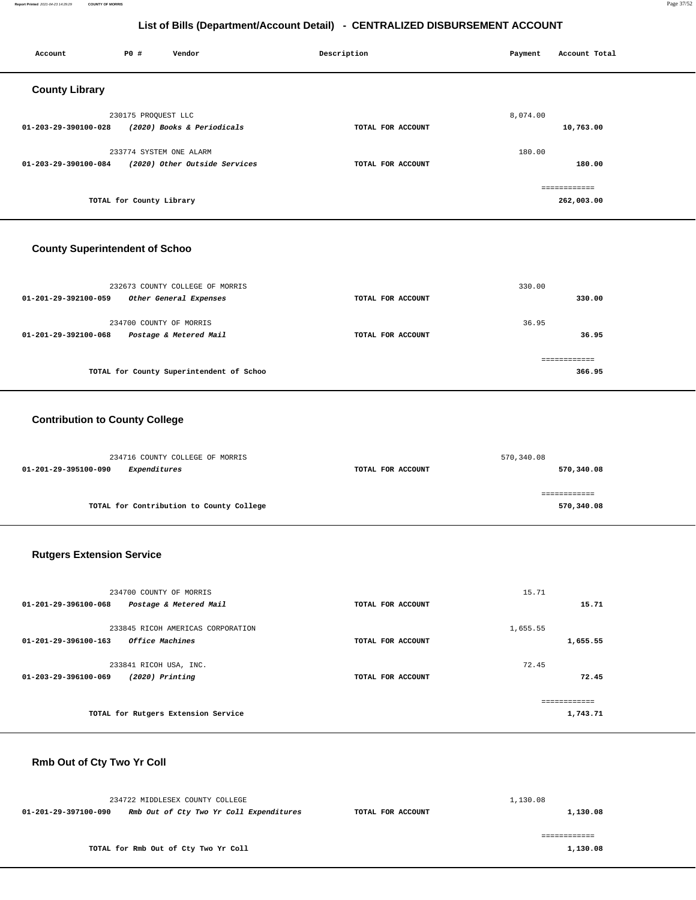## List of Bills (Department/Account Detail) - CENTRALIZED DISBURSEMENT ACCOUNT

| Account | PO # | Vendor | Description | Payment | Account Total |
|---|---|---|---|---|---|

### County Library

| Account | PO # | Vendor | Description | Payment | Account Total |
|---|---|---|---|---|---|
| | 230175 | PROQUEST LLC | | 8,074.00 | |
| 01-203-29-390100-028 | | *(2020) Books & Periodicals* | TOTAL FOR ACCOUNT | | 10,763.00 |
| | 233774 | SYSTEM ONE ALARM | | 180.00 | |
| 01-203-29-390100-084 | | *(2020) Other Outside Services* | TOTAL FOR ACCOUNT | | 180.00 |
| | | | | | ============ |
| | TOTAL for County Library | | | | 262,003.00 |

### County Superintendent of Schoo

| Account | PO # | Vendor | Description | Payment | Account Total |
|---|---|---|---|---|---|
| | 232673 | COUNTY COLLEGE OF MORRIS | | 330.00 | |
| 01-201-29-392100-059 | | *Other General Expenses* | TOTAL FOR ACCOUNT | | 330.00 |
| | 234700 | COUNTY OF MORRIS | | 36.95 | |
| 01-201-29-392100-068 | | *Postage & Metered Mail* | TOTAL FOR ACCOUNT | | 36.95 |
| | | | | | ============ |
| | TOTAL for County Superintendent of Schoo | | | | 366.95 |

### Contribution to County College

| Account | PO # | Vendor | Description | Payment | Account Total |
|---|---|---|---|---|---|
| | 234716 | COUNTY COLLEGE OF MORRIS | | 570,340.08 | |
| 01-201-29-395100-090 | | *Expenditures* | TOTAL FOR ACCOUNT | | 570,340.08 |
| | | | | | ============ |
| | TOTAL for Contribution to County College | | | | 570,340.08 |

### Rutgers Extension Service

| Account | PO # | Vendor | Description | Payment | Account Total |
|---|---|---|---|---|---|
| | 234700 | COUNTY OF MORRIS | | 15.71 | |
| 01-201-29-396100-068 | | *Postage & Metered Mail* | TOTAL FOR ACCOUNT | | 15.71 |
| | 233845 | RICOH AMERICAS CORPORATION | | 1,655.55 | |
| 01-201-29-396100-163 | | *Office Machines* | TOTAL FOR ACCOUNT | | 1,655.55 |
| | 233841 | RICOH USA, INC. | | 72.45 | |
| 01-203-29-396100-069 | | *(2020) Printing* | TOTAL FOR ACCOUNT | | 72.45 |
| | | | | | ============ |
| | TOTAL for Rutgers Extension Service | | | | 1,743.71 |

### Rmb Out of Cty Two Yr Coll

| Account | PO # | Vendor | Description | Payment | Account Total |
|---|---|---|---|---|---|
| | 234722 | MIDDLESEX COUNTY COLLEGE | | 1,130.08 | |
| 01-201-29-397100-090 | | *Rmb Out of Cty Two Yr Coll Expenditures* | TOTAL FOR ACCOUNT | | 1,130.08 |
| | | | | | ============ |
| | TOTAL for Rmb Out of Cty Two Yr Coll | | | | 1,130.08 |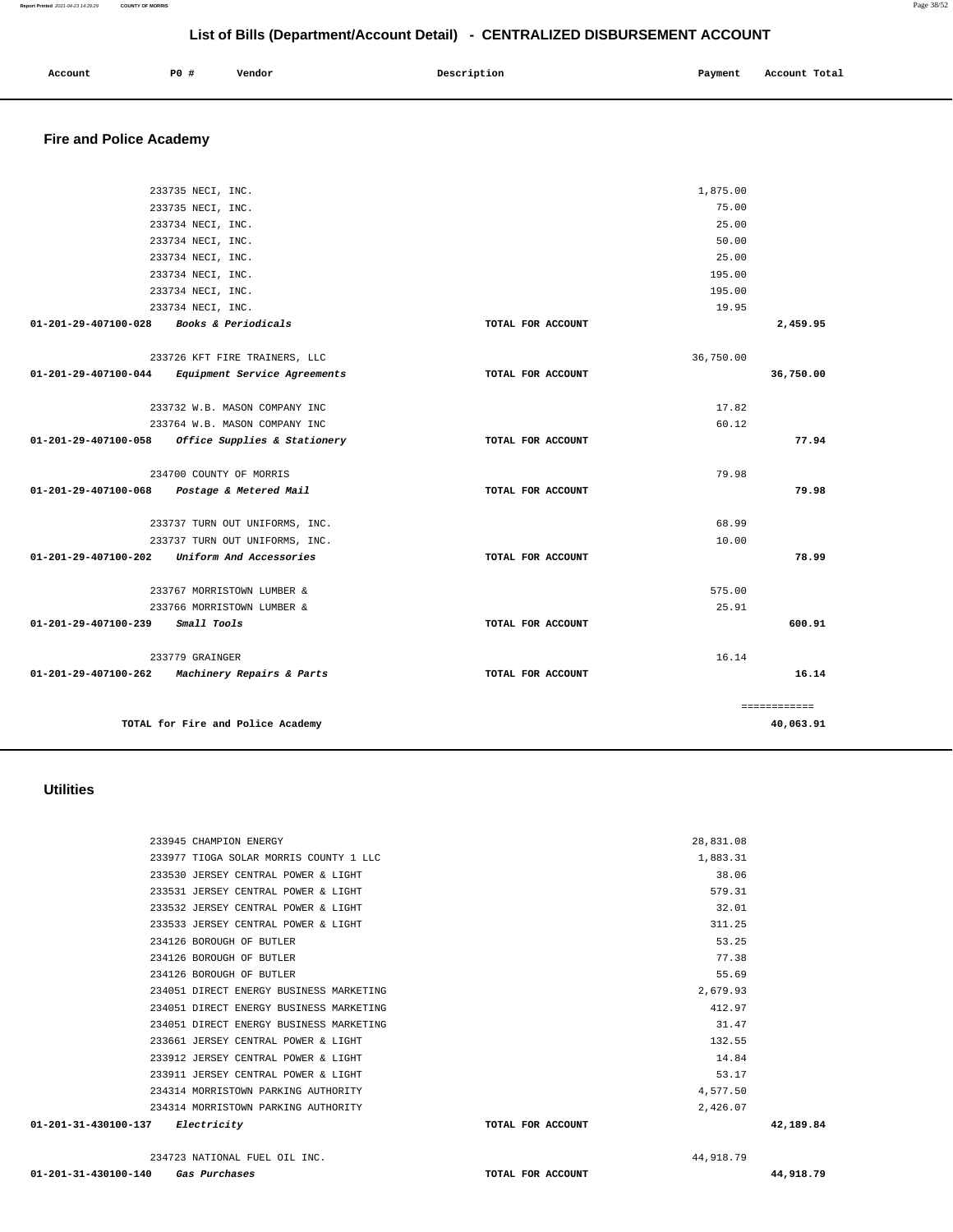## List of Bills (Department/Account Detail) - CENTRALIZED DISBURSEMENT ACCOUNT

| Account | PO # | Vendor | Description | Payment | Account Total |
|---|---|---|---|---|---|

### Fire and Police Academy

| Account | PO # | Vendor | Description | Payment | Account Total |
|---|---|---|---|---|---|
| | 233735 | NECI, INC. | | 1,875.00 | |
| | 233735 | NECI, INC. | | 75.00 | |
| | 233734 | NECI, INC. | | 25.00 | |
| | 233734 | NECI, INC. | | 50.00 | |
| | 233734 | NECI, INC. | | 25.00 | |
| | 233734 | NECI, INC. | | 195.00 | |
| | 233734 | NECI, INC. | | 195.00 | |
| | 233734 | NECI, INC. | | 19.95 | |
| **01-201-29-407100-028** | *Books & Periodicals* | | TOTAL FOR ACCOUNT | | **2,459.95** |
| | 233726 | KFT FIRE TRAINERS, LLC | | 36,750.00 | |
| **01-201-29-407100-044** | *Equipment Service Agreements* | | TOTAL FOR ACCOUNT | | **36,750.00** |
| | 233732 | W.B. MASON COMPANY INC | | 17.82 | |
| | 233764 | W.B. MASON COMPANY INC | | 60.12 | |
| **01-201-29-407100-058** | *Office Supplies & Stationery* | | TOTAL FOR ACCOUNT | | **77.94** |
| | 234700 | COUNTY OF MORRIS | | 79.98 | |
| **01-201-29-407100-068** | *Postage & Metered Mail* | | TOTAL FOR ACCOUNT | | **79.98** |
| | 233737 | TURN OUT UNIFORMS, INC. | | 68.99 | |
| | 233737 | TURN OUT UNIFORMS, INC. | | 10.00 | |
| **01-201-29-407100-202** | *Uniform And Accessories* | | TOTAL FOR ACCOUNT | | **78.99** |
| | 233767 | MORRISTOWN LUMBER & | | 575.00 | |
| | 233766 | MORRISTOWN LUMBER & | | 25.91 | |
| **01-201-29-407100-239** | *Small Tools* | | TOTAL FOR ACCOUNT | | **600.91** |
| | 233779 | GRAINGER | | 16.14 | |
| **01-201-29-407100-262** | *Machinery Repairs & Parts* | | TOTAL FOR ACCOUNT | | **16.14** |
| | | | | | ============ |
| | **TOTAL for Fire and Police Academy** | | | | **40,063.91** |

### Utilities

| Account | PO # | Vendor | Description | Payment | Account Total |
|---|---|---|---|---|---|
| | 233945 | CHAMPION ENERGY | | 28,831.08 | |
| | 233977 | TIOGA SOLAR MORRIS COUNTY 1 LLC | | 1,883.31 | |
| | 233530 | JERSEY CENTRAL POWER & LIGHT | | 38.06 | |
| | 233531 | JERSEY CENTRAL POWER & LIGHT | | 579.31 | |
| | 233532 | JERSEY CENTRAL POWER & LIGHT | | 32.01 | |
| | 233533 | JERSEY CENTRAL POWER & LIGHT | | 311.25 | |
| | 234126 | BOROUGH OF BUTLER | | 53.25 | |
| | 234126 | BOROUGH OF BUTLER | | 77.38 | |
| | 234126 | BOROUGH OF BUTLER | | 55.69 | |
| | 234051 | DIRECT ENERGY BUSINESS MARKETING | | 2,679.93 | |
| | 234051 | DIRECT ENERGY BUSINESS MARKETING | | 412.97 | |
| | 234051 | DIRECT ENERGY BUSINESS MARKETING | | 31.47 | |
| | 233661 | JERSEY CENTRAL POWER & LIGHT | | 132.55 | |
| | 233912 | JERSEY CENTRAL POWER & LIGHT | | 14.84 | |
| | 233911 | JERSEY CENTRAL POWER & LIGHT | | 53.17 | |
| | 234314 | MORRISTOWN PARKING AUTHORITY | | 4,577.50 | |
| | 234314 | MORRISTOWN PARKING AUTHORITY | | 2,426.07 | |
| **01-201-31-430100-137** | *Electricity* | | TOTAL FOR ACCOUNT | | **42,189.84** |
| | 234723 | NATIONAL FUEL OIL INC. | | 44,918.79 | |
| **01-201-31-430100-140** | *Gas Purchases* | | TOTAL FOR ACCOUNT | | **44,918.79** |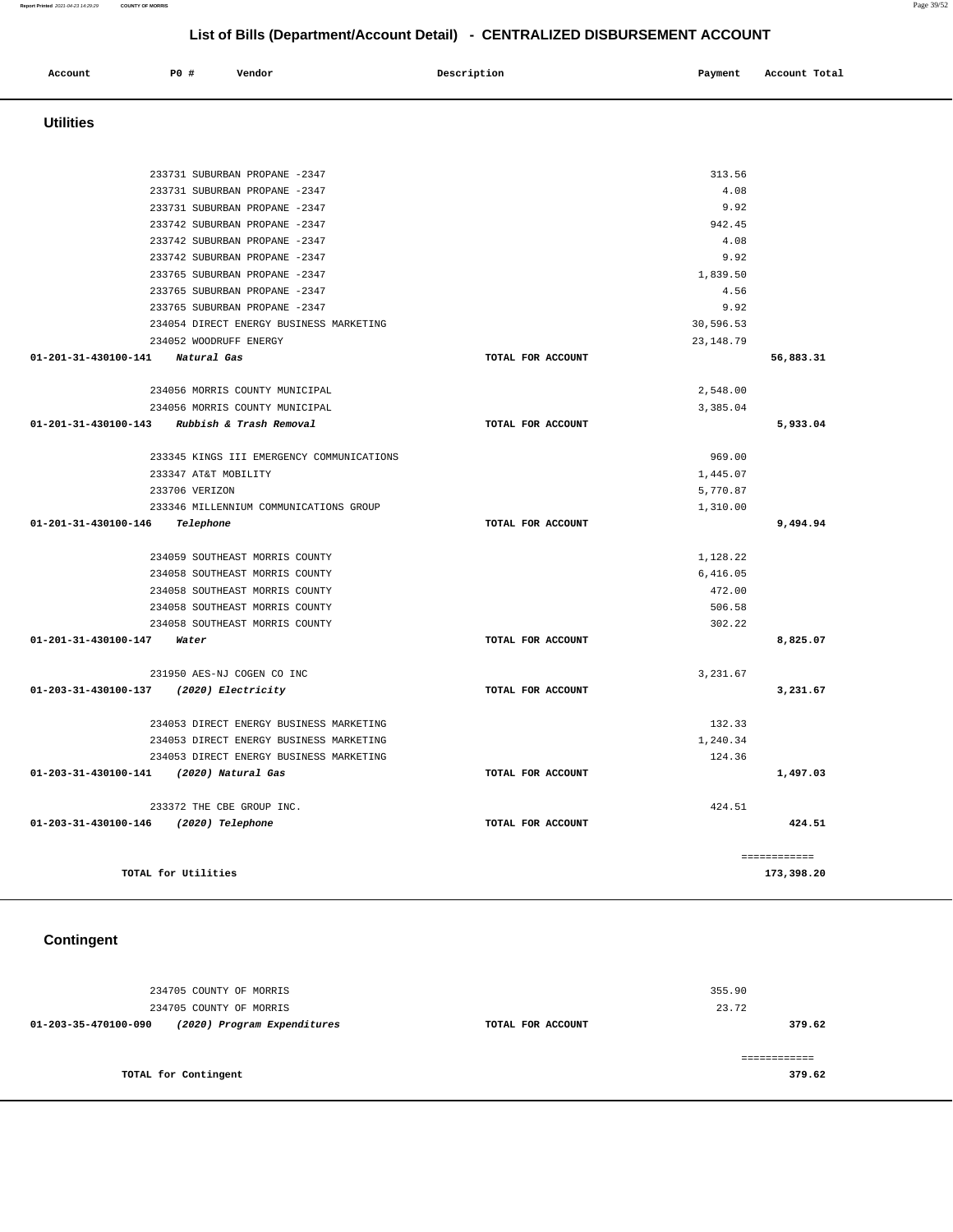# List of Bills (Department/Account Detail) - CENTRALIZED DISBURSEMENT ACCOUNT

| Account | PO # | Vendor | Description | Payment | Account Total |
|---|---|---|---|---|---|

## Utilities

| Account | PO # | Vendor | Description | Payment | Account Total |
|---|---|---|---|---|---|
| | 233731 | SUBURBAN PROPANE -2347 | | 313.56 | |
| | 233731 | SUBURBAN PROPANE -2347 | | 4.08 | |
| | 233731 | SUBURBAN PROPANE -2347 | | 9.92 | |
| | 233742 | SUBURBAN PROPANE -2347 | | 942.45 | |
| | 233742 | SUBURBAN PROPANE -2347 | | 4.08 | |
| | 233742 | SUBURBAN PROPANE -2347 | | 9.92 | |
| | 233765 | SUBURBAN PROPANE -2347 | | 1,839.50 | |
| | 233765 | SUBURBAN PROPANE -2347 | | 4.56 | |
| | 233765 | SUBURBAN PROPANE -2347 | | 9.92 | |
| | 234054 | DIRECT ENERGY BUSINESS MARKETING | | 30,596.53 | |
| | 234052 | WOODRUFF ENERGY | | 23,148.79 | |
| **01-201-31-430100-141** | | ***Natural Gas*** | TOTAL FOR ACCOUNT | | **56,883.31** |
| | 234056 | MORRIS COUNTY MUNICIPAL | | 2,548.00 | |
| | 234056 | MORRIS COUNTY MUNICIPAL | | 3,385.04 | |
| **01-201-31-430100-143** | | ***Rubbish & Trash Removal*** | TOTAL FOR ACCOUNT | | **5,933.04** |
| | 233345 | KINGS III EMERGENCY COMMUNICATIONS | | 969.00 | |
| | 233347 | AT&T MOBILITY | | 1,445.07 | |
| | 233706 | VERIZON | | 5,770.87 | |
| | 233346 | MILLENNIUM COMMUNICATIONS GROUP | | 1,310.00 | |
| **01-201-31-430100-146** | | ***Telephone*** | TOTAL FOR ACCOUNT | | **9,494.94** |
| | 234059 | SOUTHEAST MORRIS COUNTY | | 1,128.22 | |
| | 234058 | SOUTHEAST MORRIS COUNTY | | 6,416.05 | |
| | 234058 | SOUTHEAST MORRIS COUNTY | | 472.00 | |
| | 234058 | SOUTHEAST MORRIS COUNTY | | 506.58 | |
| | 234058 | SOUTHEAST MORRIS COUNTY | | 302.22 | |
| **01-201-31-430100-147** | | ***Water*** | TOTAL FOR ACCOUNT | | **8,825.07** |
| | 231950 | AES-NJ COGEN CO INC | | 3,231.67 | |
| **01-203-31-430100-137** | | ***(2020) Electricity*** | TOTAL FOR ACCOUNT | | **3,231.67** |
| | 234053 | DIRECT ENERGY BUSINESS MARKETING | | 132.33 | |
| | 234053 | DIRECT ENERGY BUSINESS MARKETING | | 1,240.34 | |
| | 234053 | DIRECT ENERGY BUSINESS MARKETING | | 124.36 | |
| **01-203-31-430100-141** | | ***(2020) Natural Gas*** | TOTAL FOR ACCOUNT | | **1,497.03** |
| | 233372 | THE CBE GROUP INC. | | 424.51 | |
| **01-203-31-430100-146** | | ***(2020) Telephone*** | TOTAL FOR ACCOUNT | | **424.51** |
| | | | | | ============ |
| **TOTAL for Utilities** | | | | | **173,398.20** |

## Contingent

| Account | PO # | Vendor | Description | Payment | Account Total |
|---|---|---|---|---|---|
| | 234705 | COUNTY OF MORRIS | | 355.90 | |
| | 234705 | COUNTY OF MORRIS | | 23.72 | |
| **01-203-35-470100-090** | | ***(2020) Program Expenditures*** | TOTAL FOR ACCOUNT | | **379.62** |
| | | | | | ============ |
| **TOTAL for Contingent** | | | | | **379.62** |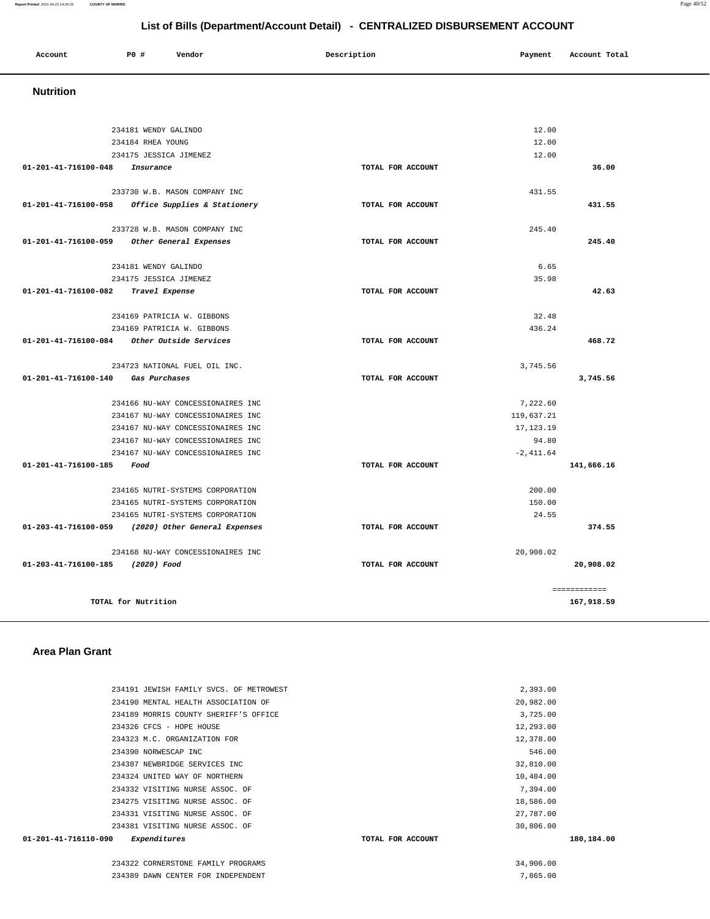## List of Bills (Department/Account Detail) - CENTRALIZED DISBURSEMENT ACCOUNT

| Account | PO # | Vendor | Description | Payment | Account Total |
|---|---|---|---|---|---|

### Nutrition

| Account | PO # | Vendor | Description | Payment | Account Total |
|---|---|---|---|---|---|
| | 234181 | WENDY GALINDO | | 12.00 | |
| | 234184 | RHEA YOUNG | | 12.00 | |
| | 234175 | JESSICA JIMENEZ | | 12.00 | |
| 01-201-41-716100-048 | | *Insurance* | TOTAL FOR ACCOUNT | | 36.00 |
| | 233730 | W.B. MASON COMPANY INC | | 431.55 | |
| 01-201-41-716100-058 | | *Office Supplies & Stationery* | TOTAL FOR ACCOUNT | | 431.55 |
| | 233728 | W.B. MASON COMPANY INC | | 245.40 | |
| 01-201-41-716100-059 | | *Other General Expenses* | TOTAL FOR ACCOUNT | | 245.40 |
| | 234181 | WENDY GALINDO | | 6.65 | |
| | 234175 | JESSICA JIMENEZ | | 35.98 | |
| 01-201-41-716100-082 | | *Travel Expense* | TOTAL FOR ACCOUNT | | 42.63 |
| | 234169 | PATRICIA W. GIBBONS | | 32.48 | |
| | 234169 | PATRICIA W. GIBBONS | | 436.24 | |
| 01-201-41-716100-084 | | *Other Outside Services* | TOTAL FOR ACCOUNT | | 468.72 |
| | 234723 | NATIONAL FUEL OIL INC. | | 3,745.56 | |
| 01-201-41-716100-140 | | *Gas Purchases* | TOTAL FOR ACCOUNT | | 3,745.56 |
| | 234166 | NU-WAY CONCESSIONAIRES INC | | 7,222.60 | |
| | 234167 | NU-WAY CONCESSIONAIRES INC | | 119,637.21 | |
| | 234167 | NU-WAY CONCESSIONAIRES INC | | 17,123.19 | |
| | 234167 | NU-WAY CONCESSIONAIRES INC | | 94.80 | |
| | 234167 | NU-WAY CONCESSIONAIRES INC | | -2,411.64 | |
| 01-201-41-716100-185 | | *Food* | TOTAL FOR ACCOUNT | | 141,666.16 |
| | 234165 | NUTRI-SYSTEMS CORPORATION | | 200.00 | |
| | 234165 | NUTRI-SYSTEMS CORPORATION | | 150.00 | |
| | 234165 | NUTRI-SYSTEMS CORPORATION | | 24.55 | |
| 01-203-41-716100-059 | | *(2020) Other General Expenses* | TOTAL FOR ACCOUNT | | 374.55 |
| | 234168 | NU-WAY CONCESSIONAIRES INC | | 20,908.02 | |
| 01-203-41-716100-185 | | *(2020) Food* | TOTAL FOR ACCOUNT | | 20,908.02 |
| | | | | | ============ |
| | | TOTAL for Nutrition | | | 167,918.59 |

### Area Plan Grant

| Account | PO # | Vendor | Description | Payment | Account Total |
|---|---|---|---|---|---|
| | 234191 | JEWISH FAMILY SVCS. OF METROWEST | | 2,393.00 | |
| | 234190 | MENTAL HEALTH ASSOCIATION OF | | 20,982.00 | |
| | 234189 | MORRIS COUNTY SHERIFF'S OFFICE | | 3,725.00 | |
| | 234326 | CFCS - HOPE HOUSE | | 12,293.00 | |
| | 234323 | M.C. ORGANIZATION FOR | | 12,378.00 | |
| | 234390 | NORWESCAP INC | | 546.00 | |
| | 234387 | NEWBRIDGE SERVICES INC | | 32,810.00 | |
| | 234324 | UNITED WAY OF NORTHERN | | 10,484.00 | |
| | 234332 | VISITING NURSE ASSOC. OF | | 7,394.00 | |
| | 234275 | VISITING NURSE ASSOC. OF | | 18,586.00 | |
| | 234331 | VISITING NURSE ASSOC. OF | | 27,787.00 | |
| | 234381 | VISITING NURSE ASSOC. OF | | 30,806.00 | |
| 01-201-41-716110-090 | | *Expenditures* | TOTAL FOR ACCOUNT | | 180,184.00 |
| | 234322 | CORNERSTONE FAMILY PROGRAMS | | 34,906.00 | |
| | 234389 | DAWN CENTER FOR INDEPENDENT | | 7,865.00 | |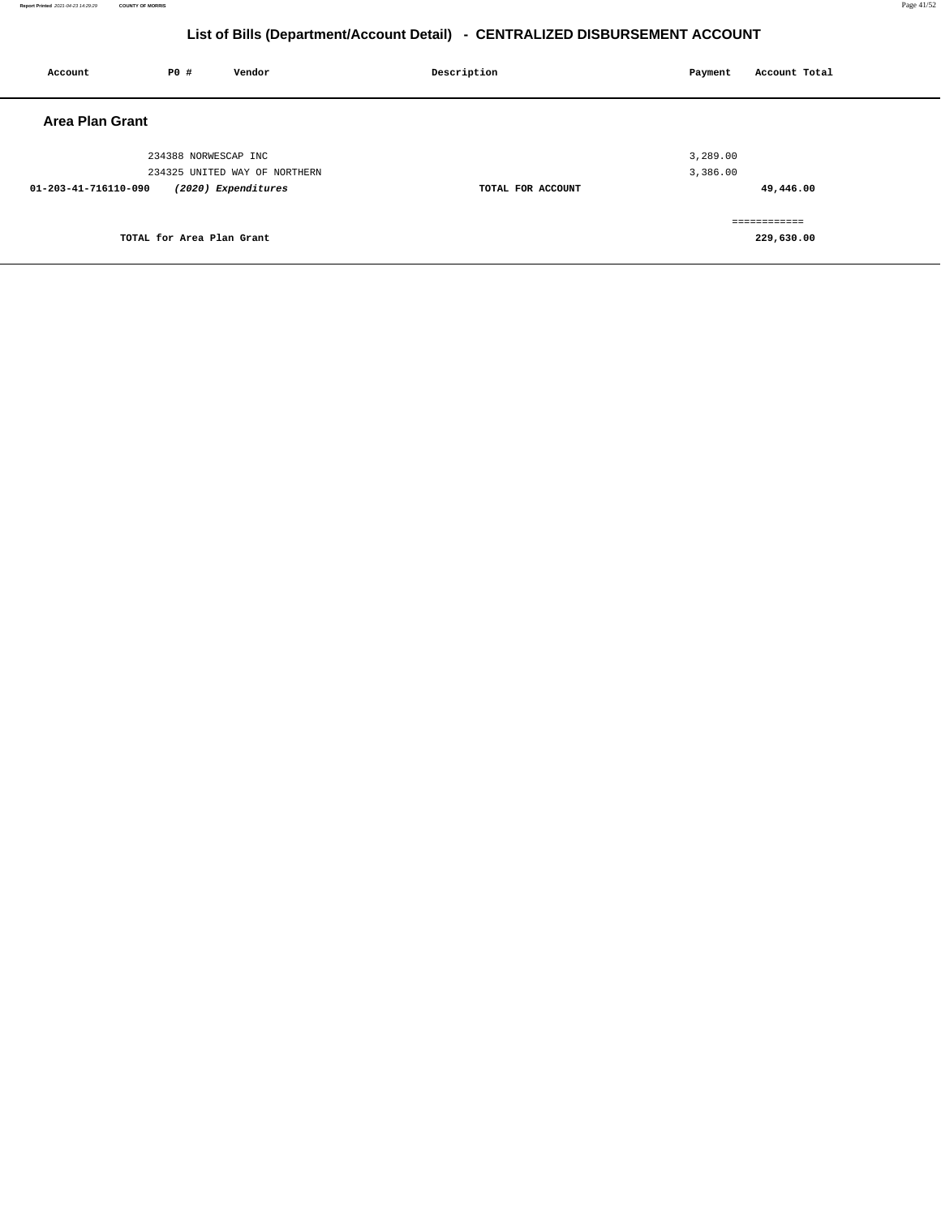## List of Bills (Department/Account Detail) - CENTRALIZED DISBURSEMENT ACCOUNT

| Account | PO # | Vendor | Description | Payment | Account Total |
|---|---|---|---|---|---|

### Area Plan Grant

| Account | PO # | Vendor | Description | Payment | Account Total |
|---|---|---|---|---|---|
| | 234388 | NORWESCAP INC | | 3,289.00 | |
| | 234325 | UNITED WAY OF NORTHERN | | 3,386.00 | |
| **01-203-41-716110-090** | | ***(2020) Expenditures*** | **TOTAL FOR ACCOUNT** | | **49,446.00** |
| | | | | | ============ |
| | **TOTAL for Area Plan Grant** | | | | **229,630.00** |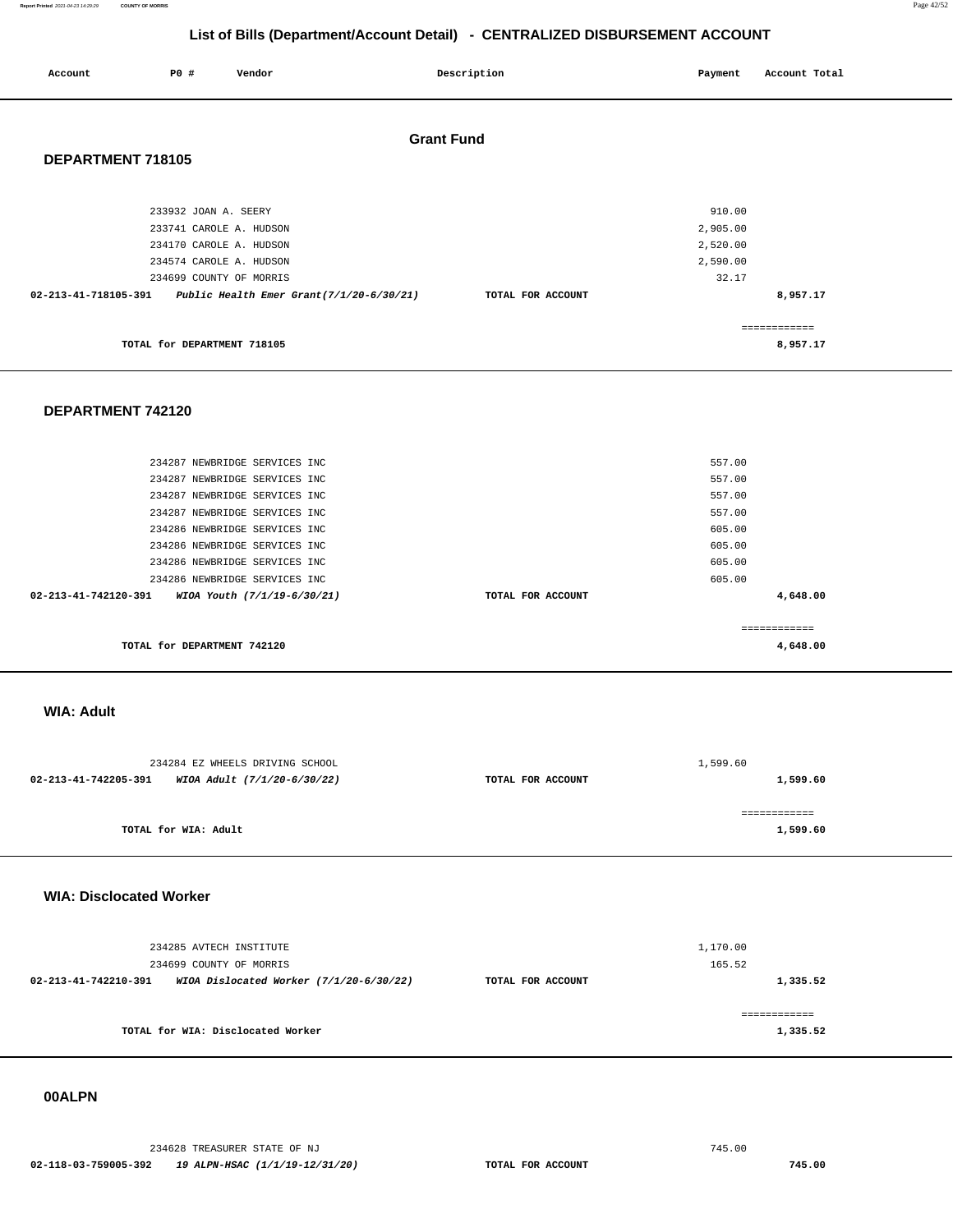## List of Bills (Department/Account Detail) - CENTRALIZED DISBURSEMENT ACCOUNT

| Account | PO # | Vendor | Description | Payment | Account Total |
|---|---|---|---|---|---|

### Grant Fund

#### DEPARTMENT 718105

| Account | PO # | Vendor | Description | Payment | Account Total |
|---|---|---|---|---|---|
| | 233932 | JOAN A. SEERY | | 910.00 | |
| | 233741 | CAROLE A. HUDSON | | 2,905.00 | |
| | 234170 | CAROLE A. HUDSON | | 2,520.00 | |
| | 234574 | CAROLE A. HUDSON | | 2,590.00 | |
| | 234699 | COUNTY OF MORRIS | | 32.17 | |
| 02-213-41-718105-391 | | *Public Health Emer Grant(7/1/20-6/30/21)* | TOTAL FOR ACCOUNT | | 8,957.17 |

============
TOTAL for DEPARTMENT 718105 8,957.17

#### DEPARTMENT 742120

| Account | PO # | Vendor | Description | Payment | Account Total |
|---|---|---|---|---|---|
| | 234287 | NEWBRIDGE SERVICES INC | | 557.00 | |
| | 234287 | NEWBRIDGE SERVICES INC | | 557.00 | |
| | 234287 | NEWBRIDGE SERVICES INC | | 557.00 | |
| | 234287 | NEWBRIDGE SERVICES INC | | 557.00 | |
| | 234286 | NEWBRIDGE SERVICES INC | | 605.00 | |
| | 234286 | NEWBRIDGE SERVICES INC | | 605.00 | |
| | 234286 | NEWBRIDGE SERVICES INC | | 605.00 | |
| | 234286 | NEWBRIDGE SERVICES INC | | 605.00 | |
| 02-213-41-742120-391 | | *WIOA Youth (7/1/19-6/30/21)* | TOTAL FOR ACCOUNT | | 4,648.00 |

============
TOTAL for DEPARTMENT 742120 4,648.00

#### WIA: Adult

| Account | PO # | Vendor | Description | Payment | Account Total |
|---|---|---|---|---|---|
| | 234284 | EZ WHEELS DRIVING SCHOOL | | 1,599.60 | |
| 02-213-41-742205-391 | | *WIOA Adult (7/1/20-6/30/22)* | TOTAL FOR ACCOUNT | | 1,599.60 |

============
TOTAL for WIA: Adult 1,599.60

#### WIA: Disclocated Worker

| Account | PO # | Vendor | Description | Payment | Account Total |
|---|---|---|---|---|---|
| | 234285 | AVTECH INSTITUTE | | 1,170.00 | |
| | 234699 | COUNTY OF MORRIS | | 165.52 | |
| 02-213-41-742210-391 | | *WIOA Dislocated Worker (7/1/20-6/30/22)* | TOTAL FOR ACCOUNT | | 1,335.52 |

============
TOTAL for WIA: Disclocated Worker 1,335.52

#### 00ALPN

| Account | PO # | Vendor | Description | Payment | Account Total |
|---|---|---|---|---|---|
| | 234628 | TREASURER STATE OF NJ | | 745.00 | |
| 02-118-03-759005-392 | | *19 ALPN-HSAC (1/1/19-12/31/20)* | TOTAL FOR ACCOUNT | | 745.00 |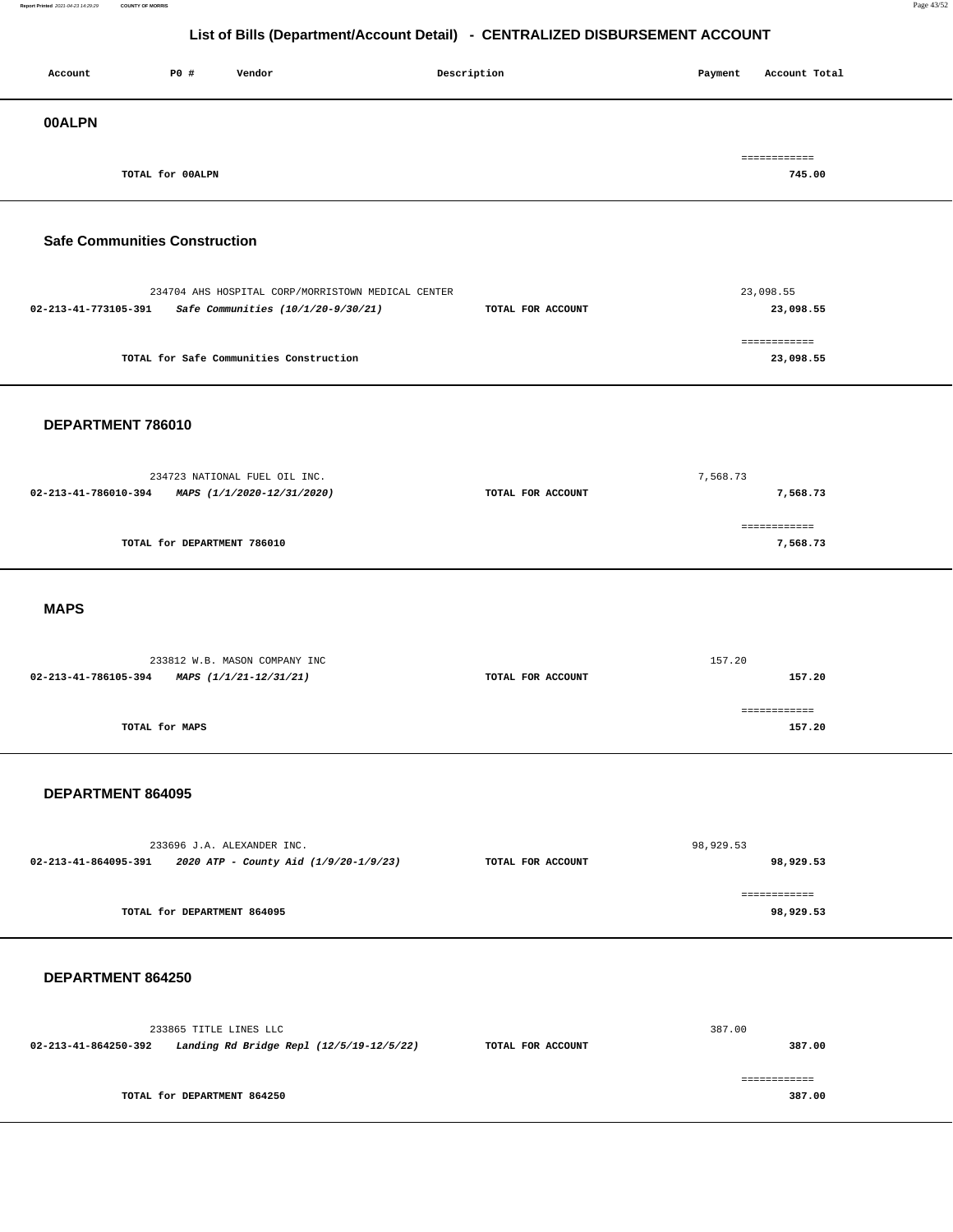## List of Bills (Department/Account Detail) - CENTRALIZED DISBURSEMENT ACCOUNT

| Account | PO # | Vendor | Description | Payment | Account Total |
|---|---|---|---|---|---|

### 00ALPN

| | | |
|---|---|---|
| TOTAL for 00ALPN | | 745.00 |

### Safe Communities Construction

| Account | PO # / Vendor / Description | | Payment | Account Total |
|---|---|---|---|---|
| | 234704 AHS HOSPITAL CORP/MORRISTOWN MEDICAL CENTER | | 23,098.55 | |
| 02-213-41-773105-391 | *Safe Communities (10/1/20-9/30/21)* | TOTAL FOR ACCOUNT | | 23,098.55 |
| | TOTAL for Safe Communities Construction | | | 23,098.55 |

### DEPARTMENT 786010

| Account | PO # / Vendor / Description | | Payment | Account Total |
|---|---|---|---|---|
| | 234723 NATIONAL FUEL OIL INC. | | 7,568.73 | |
| 02-213-41-786010-394 | *MAPS (1/1/2020-12/31/2020)* | TOTAL FOR ACCOUNT | | 7,568.73 |
| | TOTAL for DEPARTMENT 786010 | | | 7,568.73 |

### MAPS

| Account | PO # / Vendor / Description | | Payment | Account Total |
|---|---|---|---|---|
| | 233812 W.B. MASON COMPANY INC | | 157.20 | |
| 02-213-41-786105-394 | *MAPS (1/1/21-12/31/21)* | TOTAL FOR ACCOUNT | | 157.20 |
| | TOTAL for MAPS | | | 157.20 |

### DEPARTMENT 864095

| Account | PO # / Vendor / Description | | Payment | Account Total |
|---|---|---|---|---|
| | 233696 J.A. ALEXANDER INC. | | 98,929.53 | |
| 02-213-41-864095-391 | *2020 ATP - County Aid (1/9/20-1/9/23)* | TOTAL FOR ACCOUNT | | 98,929.53 |
| | TOTAL for DEPARTMENT 864095 | | | 98,929.53 |

### DEPARTMENT 864250

| Account | PO # / Vendor / Description | | Payment | Account Total |
|---|---|---|---|---|
| | 233865 TITLE LINES LLC | | 387.00 | |
| 02-213-41-864250-392 | *Landing Rd Bridge Repl (12/5/19-12/5/22)* | TOTAL FOR ACCOUNT | | 387.00 |
| | TOTAL for DEPARTMENT 864250 | | | 387.00 |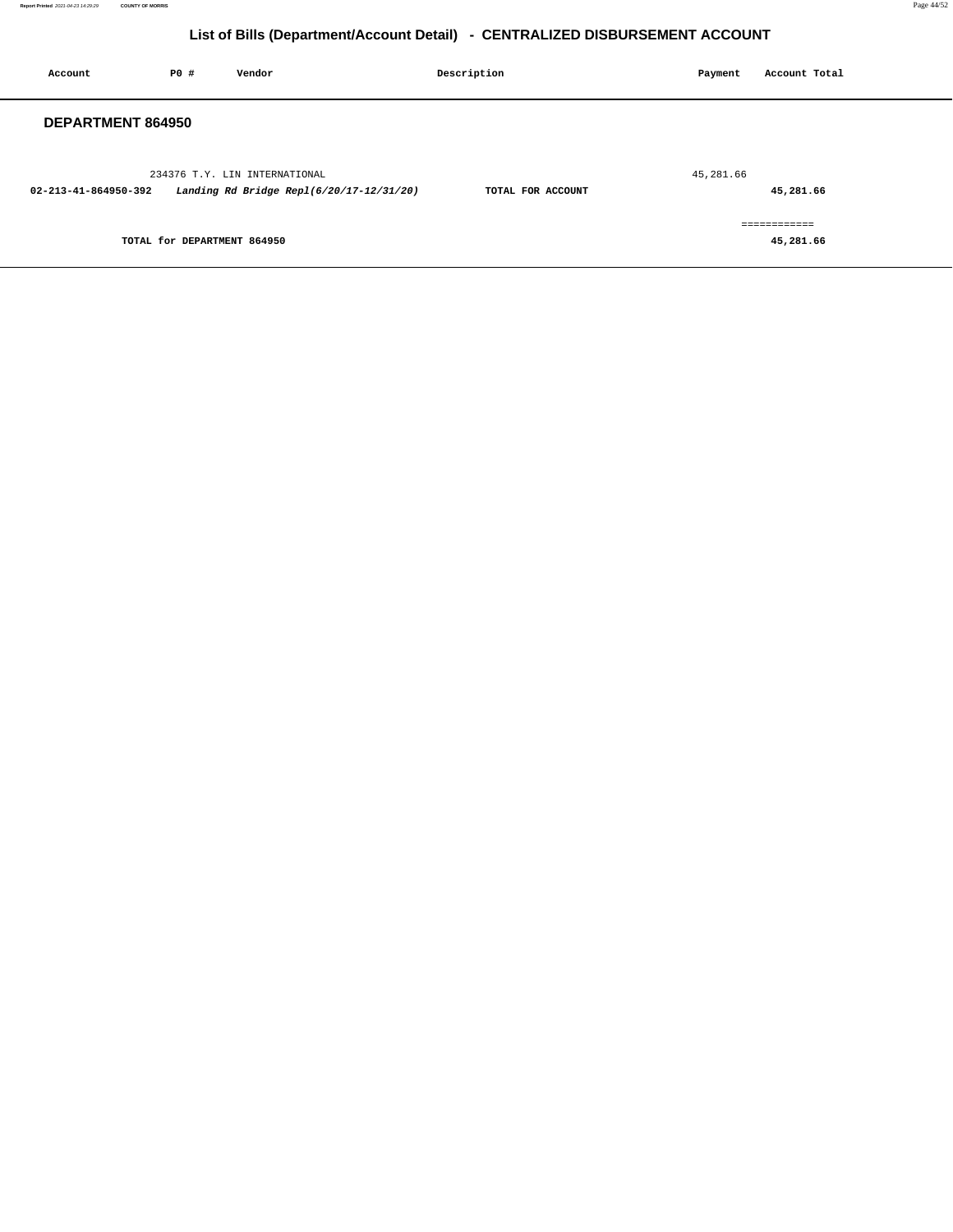# List of Bills (Department/Account Detail) - CENTRALIZED DISBURSEMENT ACCOUNT

| Account | PO # | Vendor | Description | Payment | Account Total |
|---|---|---|---|---|---|

## DEPARTMENT 864950

| Account | PO # | Vendor | Description | Payment | Account Total |
|---|---|---|---|---|---|
| | 234376 | T.Y. LIN INTERNATIONAL | | 45,281.66 | |
| **02-213-41-864950-392** | | ***Landing Rd Bridge Repl(6/20/17-12/31/20)*** | **TOTAL FOR ACCOUNT** | | **45,281.66** |
| | | | | | ============ |
| | **TOTAL for DEPARTMENT 864950** | | | | **45,281.66** |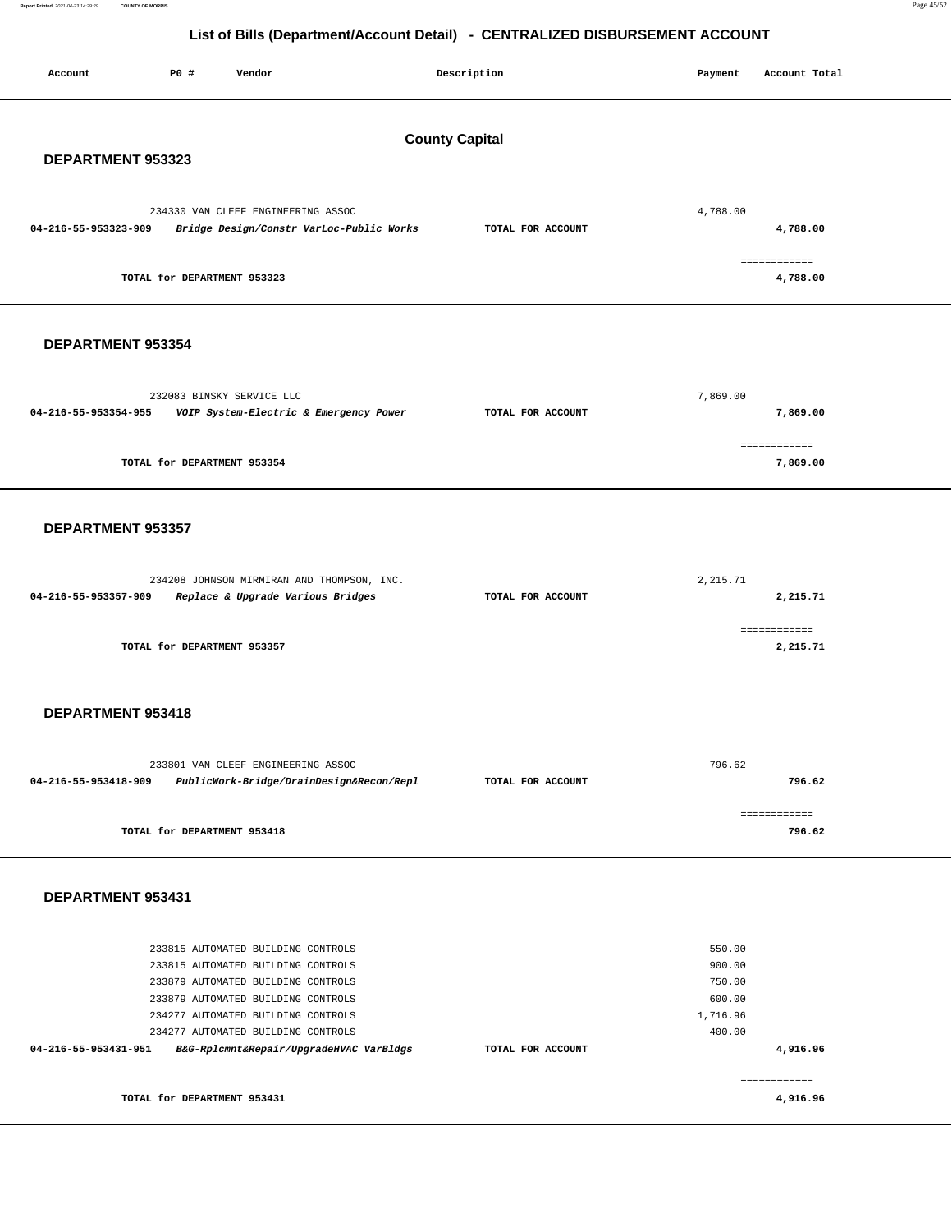# List of Bills (Department/Account Detail) - CENTRALIZED DISBURSEMENT ACCOUNT

| Account | PO # | Vendor | Description | Payment | Account Total |
|---|---|---|---|---|---|

## County Capital

### DEPARTMENT 953323

| Account | PO # | Vendor | Description | Payment | Account Total |
|---|---|---|---|---|---|
| | 234330 | VAN CLEEF ENGINEERING ASSOC | | 4,788.00 | |
| **04-216-55-953323-909** | | ***Bridge Design/Constr VarLoc-Public Works*** | **TOTAL FOR ACCOUNT** | | **4,788.00** |
| | | | | | ============ |
| | | **TOTAL for DEPARTMENT 953323** | | | **4,788.00** |

### DEPARTMENT 953354

| Account | PO # | Vendor | Description | Payment | Account Total |
|---|---|---|---|---|---|
| | 232083 | BINSKY SERVICE LLC | | 7,869.00 | |
| **04-216-55-953354-955** | | ***VOIP System-Electric & Emergency Power*** | **TOTAL FOR ACCOUNT** | | **7,869.00** |
| | | | | | ============ |
| | | **TOTAL for DEPARTMENT 953354** | | | **7,869.00** |

### DEPARTMENT 953357

| Account | PO # | Vendor | Description | Payment | Account Total |
|---|---|---|---|---|---|
| | 234208 | JOHNSON MIRMIRAN AND THOMPSON, INC. | | 2,215.71 | |
| **04-216-55-953357-909** | | ***Replace & Upgrade Various Bridges*** | **TOTAL FOR ACCOUNT** | | **2,215.71** |
| | | | | | ============ |
| | | **TOTAL for DEPARTMENT 953357** | | | **2,215.71** |

### DEPARTMENT 953418

| Account | PO # | Vendor | Description | Payment | Account Total |
|---|---|---|---|---|---|
| | 233801 | VAN CLEEF ENGINEERING ASSOC | | 796.62 | |
| **04-216-55-953418-909** | | ***PublicWork-Bridge/DrainDesign&Recon/Repl*** | **TOTAL FOR ACCOUNT** | | **796.62** |
| | | | | | ============ |
| | | **TOTAL for DEPARTMENT 953418** | | | **796.62** |

### DEPARTMENT 953431

| Account | PO # | Vendor | Description | Payment | Account Total |
|---|---|---|---|---|---|
| | 233815 | AUTOMATED BUILDING CONTROLS | | 550.00 | |
| | 233815 | AUTOMATED BUILDING CONTROLS | | 900.00 | |
| | 233879 | AUTOMATED BUILDING CONTROLS | | 750.00 | |
| | 233879 | AUTOMATED BUILDING CONTROLS | | 600.00 | |
| | 234277 | AUTOMATED BUILDING CONTROLS | | 1,716.96 | |
| | 234277 | AUTOMATED BUILDING CONTROLS | | 400.00 | |
| **04-216-55-953431-951** | | ***B&G-Rplcmnt&Repair/UpgradeHVAC VarBldgs*** | **TOTAL FOR ACCOUNT** | | **4,916.96** |
| | | | | | ============ |
| | | **TOTAL for DEPARTMENT 953431** | | | **4,916.96** |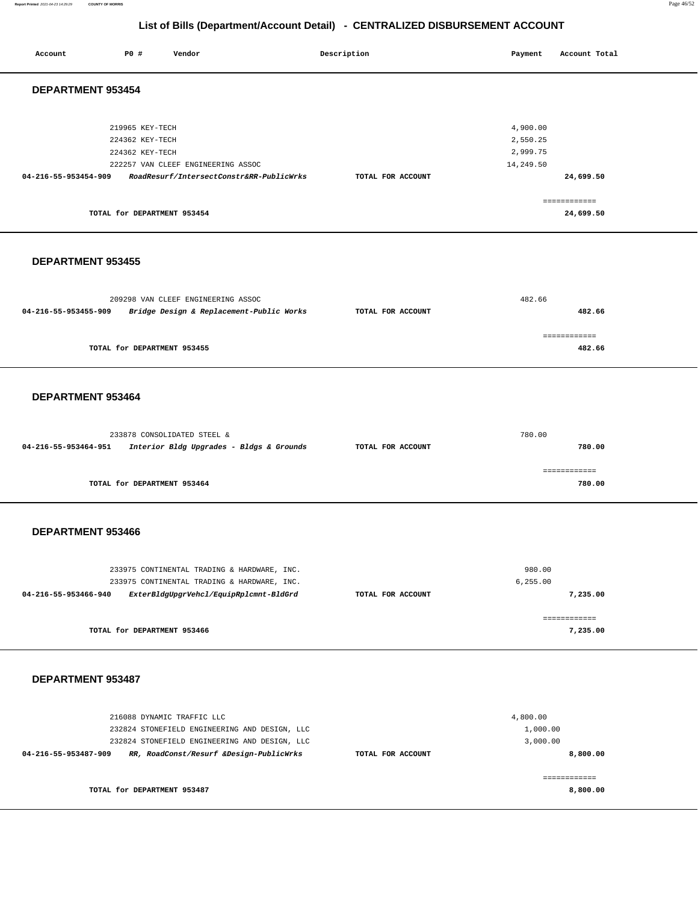## List of Bills (Department/Account Detail) - CENTRALIZED DISBURSEMENT ACCOUNT

| Account | PO # | Vendor | Description | Payment | Account Total |
|---|---|---|---|---|---|

### DEPARTMENT 953454

| Account | PO # | Vendor | Description | Payment | Account Total |
|---|---|---|---|---|---|
| | 219965 | KEY-TECH | | 4,900.00 | |
| | 224362 | KEY-TECH | | 2,550.25 | |
| | 224362 | KEY-TECH | | 2,999.75 | |
| | 222257 | VAN CLEEF ENGINEERING ASSOC | | 14,249.50 | |
| **04-216-55-953454-909** | | ***RoadResurf/IntersectConstr&RR-PublicWrks*** | **TOTAL FOR ACCOUNT** | | **24,699.50** |

============

**TOTAL for DEPARTMENT 953454** **24,699.50**

### DEPARTMENT 953455

| Account | PO # | Vendor | Description | Payment | Account Total |
|---|---|---|---|---|---|
| | 209298 | VAN CLEEF ENGINEERING ASSOC | | 482.66 | |
| **04-216-55-953455-909** | | ***Bridge Design & Replacement-Public Works*** | **TOTAL FOR ACCOUNT** | | **482.66** |

============

**TOTAL for DEPARTMENT 953455** **482.66**

### DEPARTMENT 953464

| Account | PO # | Vendor | Description | Payment | Account Total |
|---|---|---|---|---|---|
| | 233878 | CONSOLIDATED STEEL & | | 780.00 | |
| **04-216-55-953464-951** | | ***Interior Bldg Upgrades - Bldgs & Grounds*** | **TOTAL FOR ACCOUNT** | | **780.00** |

============

**TOTAL for DEPARTMENT 953464** **780.00**

### DEPARTMENT 953466

| Account | PO # | Vendor | Description | Payment | Account Total |
|---|---|---|---|---|---|
| | 233975 | CONTINENTAL TRADING & HARDWARE, INC. | | 980.00 | |
| | 233975 | CONTINENTAL TRADING & HARDWARE, INC. | | 6,255.00 | |
| **04-216-55-953466-940** | | ***ExterBldgUpgrVehcl/EquipRplcmnt-BldGrd*** | **TOTAL FOR ACCOUNT** | | **7,235.00** |

============

**TOTAL for DEPARTMENT 953466** **7,235.00**

### DEPARTMENT 953487

| Account | PO # | Vendor | Description | Payment | Account Total |
|---|---|---|---|---|---|
| | 216088 | DYNAMIC TRAFFIC LLC | | 4,800.00 | |
| | 232824 | STONEFIELD ENGINEERING AND DESIGN, LLC | | 1,000.00 | |
| | 232824 | STONEFIELD ENGINEERING AND DESIGN, LLC | | 3,000.00 | |
| **04-216-55-953487-909** | | ***RR, RoadConst/Resurf &Design-PublicWrks*** | **TOTAL FOR ACCOUNT** | | **8,800.00** |

============

**TOTAL for DEPARTMENT 953487** **8,800.00**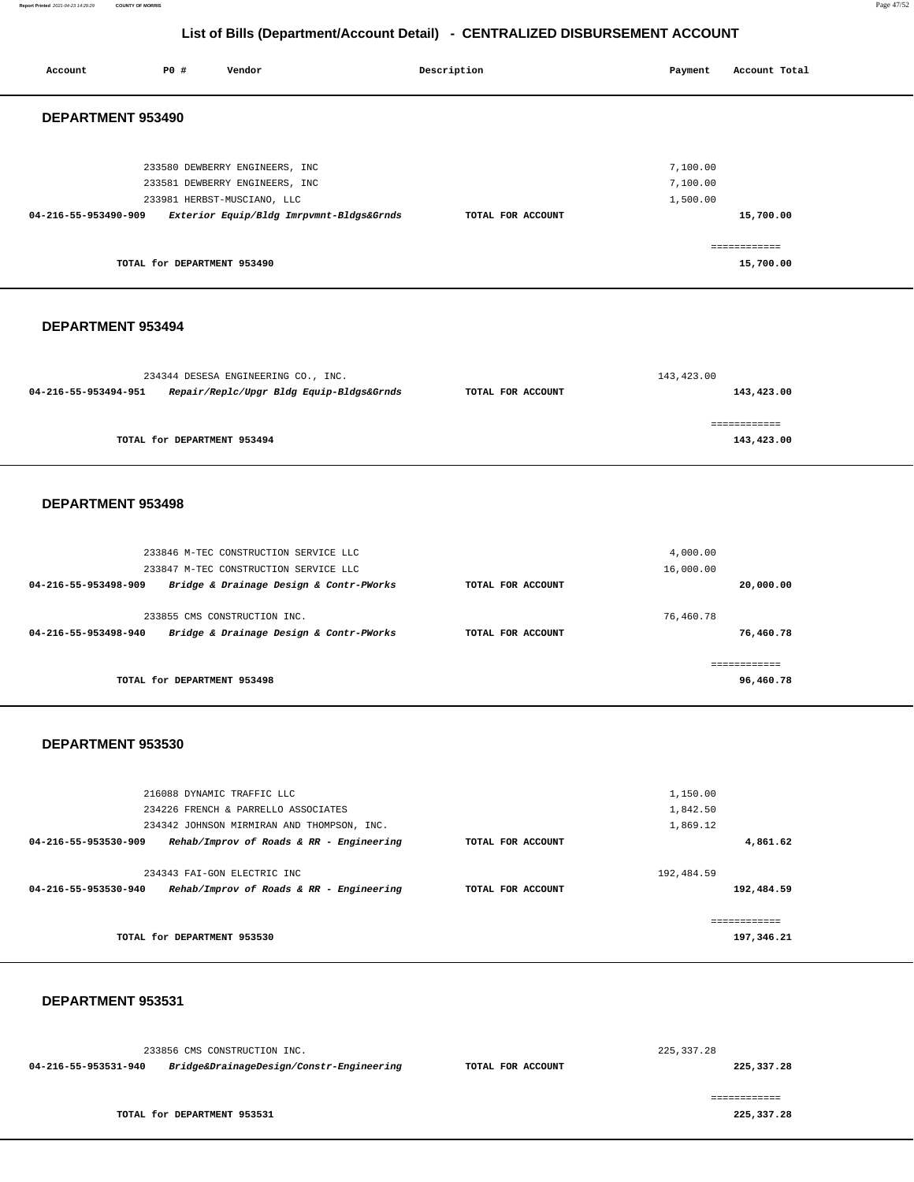# List of Bills (Department/Account Detail) - CENTRALIZED DISBURSEMENT ACCOUNT

| Account | PO # | Vendor | Description | Payment | Account Total |
|---|---|---|---|---|---|

## DEPARTMENT 953490

| Account | PO # | Vendor | Description | Payment | Account Total |
|---|---|---|---|---|---|
| | 233580 | DEWBERRY ENGINEERS, INC | | 7,100.00 | |
| | 233581 | DEWBERRY ENGINEERS, INC | | 7,100.00 | |
| | 233981 | HERBST-MUSCIANO, LLC | | 1,500.00 | |
| 04-216-55-953490-909 | | *Exterior Equip/Bldg Imrpvmnt-Bldgs&Grnds* | TOTAL FOR ACCOUNT | | 15,700.00 |
| | | | | | ============ |
| | | TOTAL for DEPARTMENT 953490 | | | 15,700.00 |

## DEPARTMENT 953494

| Account | PO # | Vendor | Description | Payment | Account Total |
|---|---|---|---|---|---|
| | 234344 | DESESA ENGINEERING CO., INC. | | 143,423.00 | |
| 04-216-55-953494-951 | | *Repair/Replc/Upgr Bldg Equip-Bldgs&Grnds* | TOTAL FOR ACCOUNT | | 143,423.00 |
| | | | | | ============ |
| | | TOTAL for DEPARTMENT 953494 | | | 143,423.00 |

## DEPARTMENT 953498

| Account | PO # | Vendor | Description | Payment | Account Total |
|---|---|---|---|---|---|
| | 233846 | M-TEC CONSTRUCTION SERVICE LLC | | 4,000.00 | |
| | 233847 | M-TEC CONSTRUCTION SERVICE LLC | | 16,000.00 | |
| 04-216-55-953498-909 | | *Bridge & Drainage Design & Contr-PWorks* | TOTAL FOR ACCOUNT | | 20,000.00 |
| | 233855 | CMS CONSTRUCTION INC. | | 76,460.78 | |
| 04-216-55-953498-940 | | *Bridge & Drainage Design & Contr-PWorks* | TOTAL FOR ACCOUNT | | 76,460.78 |
| | | | | | ============ |
| | | TOTAL for DEPARTMENT 953498 | | | 96,460.78 |

## DEPARTMENT 953530

| Account | PO # | Vendor | Description | Payment | Account Total |
|---|---|---|---|---|---|
| | 216088 | DYNAMIC TRAFFIC LLC | | 1,150.00 | |
| | 234226 | FRENCH & PARRELLO ASSOCIATES | | 1,842.50 | |
| | 234342 | JOHNSON MIRMIRAN AND THOMPSON, INC. | | 1,869.12 | |
| 04-216-55-953530-909 | | *Rehab/Improv of Roads & RR - Engineering* | TOTAL FOR ACCOUNT | | 4,861.62 |
| | 234343 | FAI-GON ELECTRIC INC | | 192,484.59 | |
| 04-216-55-953530-940 | | *Rehab/Improv of Roads & RR - Engineering* | TOTAL FOR ACCOUNT | | 192,484.59 |
| | | | | | ============ |
| | | TOTAL for DEPARTMENT 953530 | | | 197,346.21 |

## DEPARTMENT 953531

| Account | PO # | Vendor | Description | Payment | Account Total |
|---|---|---|---|---|---|
| | 233856 | CMS CONSTRUCTION INC. | | 225,337.28 | |
| 04-216-55-953531-940 | | *Bridge&DrainageDesign/Constr-Engineering* | TOTAL FOR ACCOUNT | | 225,337.28 |
| | | | | | ============ |
| | | TOTAL for DEPARTMENT 953531 | | | 225,337.28 |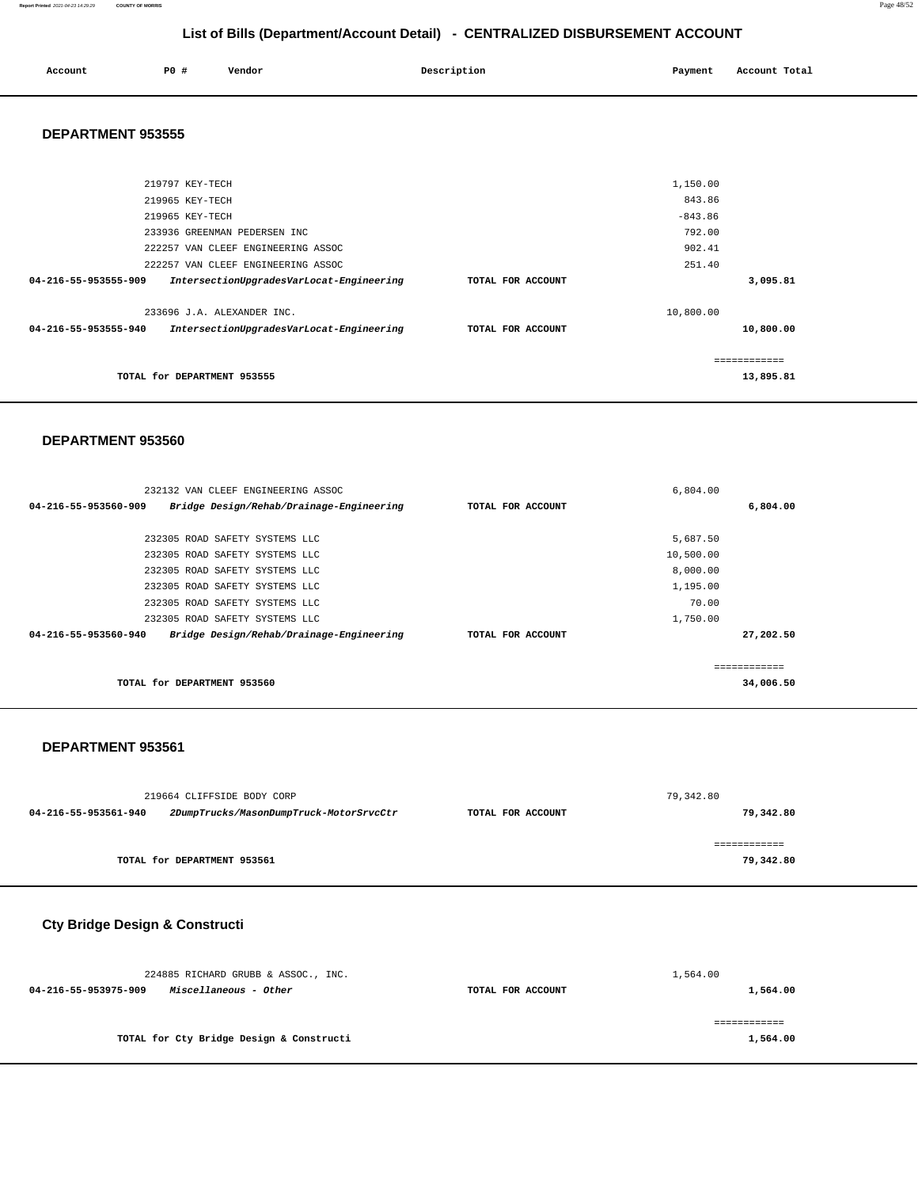## List of Bills (Department/Account Detail) - CENTRALIZED DISBURSEMENT ACCOUNT

| Account | PO # | Vendor | Description | Payment | Account Total |
|---|---|---|---|---|---|

### DEPARTMENT 953555

| | | | | |
|---|---|---|---|---|
| | 219797 KEY-TECH | | 1,150.00 | |
| | 219965 KEY-TECH | | 843.86 | |
| | 219965 KEY-TECH | | -843.86 | |
| | 233936 GREENMAN PEDERSEN INC | | 792.00 | |
| | 222257 VAN CLEEF ENGINEERING ASSOC | | 902.41 | |
| | 222257 VAN CLEEF ENGINEERING ASSOC | | 251.40 | |
| **04-216-55-953555-909** | ***IntersectionUpgradesVarLocat-Engineering*** | **TOTAL FOR ACCOUNT** | | **3,095.81** |
| | 233696 J.A. ALEXANDER INC. | | 10,800.00 | |
| **04-216-55-953555-940** | ***IntersectionUpgradesVarLocat-Engineering*** | **TOTAL FOR ACCOUNT** | | **10,800.00** |
| | **TOTAL for DEPARTMENT 953555** | | | **13,895.81** |

### DEPARTMENT 953560

| | | | | |
|---|---|---|---|---|
| | 232132 VAN CLEEF ENGINEERING ASSOC | | 6,804.00 | |
| **04-216-55-953560-909** | ***Bridge Design/Rehab/Drainage-Engineering*** | **TOTAL FOR ACCOUNT** | | **6,804.00** |
| | 232305 ROAD SAFETY SYSTEMS LLC | | 5,687.50 | |
| | 232305 ROAD SAFETY SYSTEMS LLC | | 10,500.00 | |
| | 232305 ROAD SAFETY SYSTEMS LLC | | 8,000.00 | |
| | 232305 ROAD SAFETY SYSTEMS LLC | | 1,195.00 | |
| | 232305 ROAD SAFETY SYSTEMS LLC | | 70.00 | |
| | 232305 ROAD SAFETY SYSTEMS LLC | | 1,750.00 | |
| **04-216-55-953560-940** | ***Bridge Design/Rehab/Drainage-Engineering*** | **TOTAL FOR ACCOUNT** | | **27,202.50** |
| | **TOTAL for DEPARTMENT 953560** | | | **34,006.50** |

### DEPARTMENT 953561

| | | | | |
|---|---|---|---|---|
| | 219664 CLIFFSIDE BODY CORP | | 79,342.80 | |
| **04-216-55-953561-940** | ***2DumpTrucks/MasonDumpTruck-MotorSrvcCtr*** | **TOTAL FOR ACCOUNT** | | **79,342.80** |
| | **TOTAL for DEPARTMENT 953561** | | | **79,342.80** |

### Cty Bridge Design & Constructi

| | | | | |
|---|---|---|---|---|
| | 224885 RICHARD GRUBB & ASSOC., INC. | | 1,564.00 | |
| **04-216-55-953975-909** | ***Miscellaneous - Other*** | **TOTAL FOR ACCOUNT** | | **1,564.00** |
| | **TOTAL for Cty Bridge Design & Constructi** | | | **1,564.00** |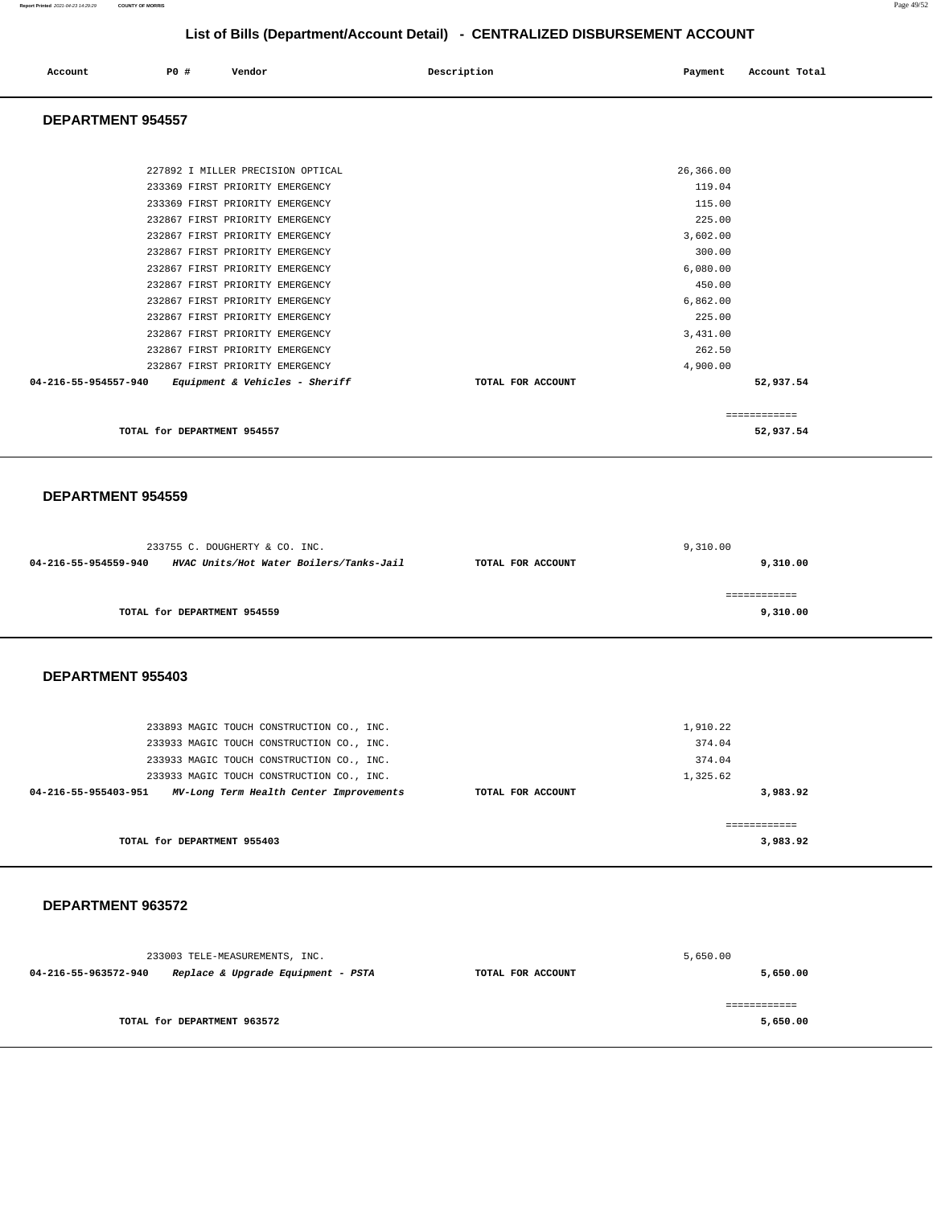## List of Bills (Department/Account Detail) - CENTRALIZED DISBURSEMENT ACCOUNT

| Account | PO # | Vendor | Description | Payment | Account Total |
|---|---|---|---|---|---|

### DEPARTMENT 954557

| Account | PO # | Vendor | Description | Payment | Account Total |
|---|---|---|---|---|---|
| | 227892 | I MILLER PRECISION OPTICAL | | 26,366.00 | |
| | 233369 | FIRST PRIORITY EMERGENCY | | 119.04 | |
| | 233369 | FIRST PRIORITY EMERGENCY | | 115.00 | |
| | 232867 | FIRST PRIORITY EMERGENCY | | 225.00 | |
| | 232867 | FIRST PRIORITY EMERGENCY | | 3,602.00 | |
| | 232867 | FIRST PRIORITY EMERGENCY | | 300.00 | |
| | 232867 | FIRST PRIORITY EMERGENCY | | 6,080.00 | |
| | 232867 | FIRST PRIORITY EMERGENCY | | 450.00 | |
| | 232867 | FIRST PRIORITY EMERGENCY | | 6,862.00 | |
| | 232867 | FIRST PRIORITY EMERGENCY | | 225.00 | |
| | 232867 | FIRST PRIORITY EMERGENCY | | 3,431.00 | |
| | 232867 | FIRST PRIORITY EMERGENCY | | 262.50 | |
| | 232867 | FIRST PRIORITY EMERGENCY | | 4,900.00 | |
| **04-216-55-954557-940** | | ***Equipment & Vehicles - Sheriff*** | **TOTAL FOR ACCOUNT** | | **52,937.54** |

**TOTAL for DEPARTMENT 954557** ============ **52,937.54**

### DEPARTMENT 954559

| Account | PO # | Vendor | Description | Payment | Account Total |
|---|---|---|---|---|---|
| | 233755 | C. DOUGHERTY & CO. INC. | | 9,310.00 | |
| **04-216-55-954559-940** | | ***HVAC Units/Hot Water Boilers/Tanks-Jail*** | **TOTAL FOR ACCOUNT** | | **9,310.00** |

**TOTAL for DEPARTMENT 954559** ============ **9,310.00**

### DEPARTMENT 955403

| Account | PO # | Vendor | Description | Payment | Account Total |
|---|---|---|---|---|---|
| | 233893 | MAGIC TOUCH CONSTRUCTION CO., INC. | | 1,910.22 | |
| | 233933 | MAGIC TOUCH CONSTRUCTION CO., INC. | | 374.04 | |
| | 233933 | MAGIC TOUCH CONSTRUCTION CO., INC. | | 374.04 | |
| | 233933 | MAGIC TOUCH CONSTRUCTION CO., INC. | | 1,325.62 | |
| **04-216-55-955403-951** | | ***MV-Long Term Health Center Improvements*** | **TOTAL FOR ACCOUNT** | | **3,983.92** |

**TOTAL for DEPARTMENT 955403** ============ **3,983.92**

### DEPARTMENT 963572

| Account | PO # | Vendor | Description | Payment | Account Total |
|---|---|---|---|---|---|
| | 233003 | TELE-MEASUREMENTS, INC. | | 5,650.00 | |
| **04-216-55-963572-940** | | ***Replace & Upgrade Equipment - PSTA*** | **TOTAL FOR ACCOUNT** | | **5,650.00** |

**TOTAL for DEPARTMENT 963572** ============ **5,650.00**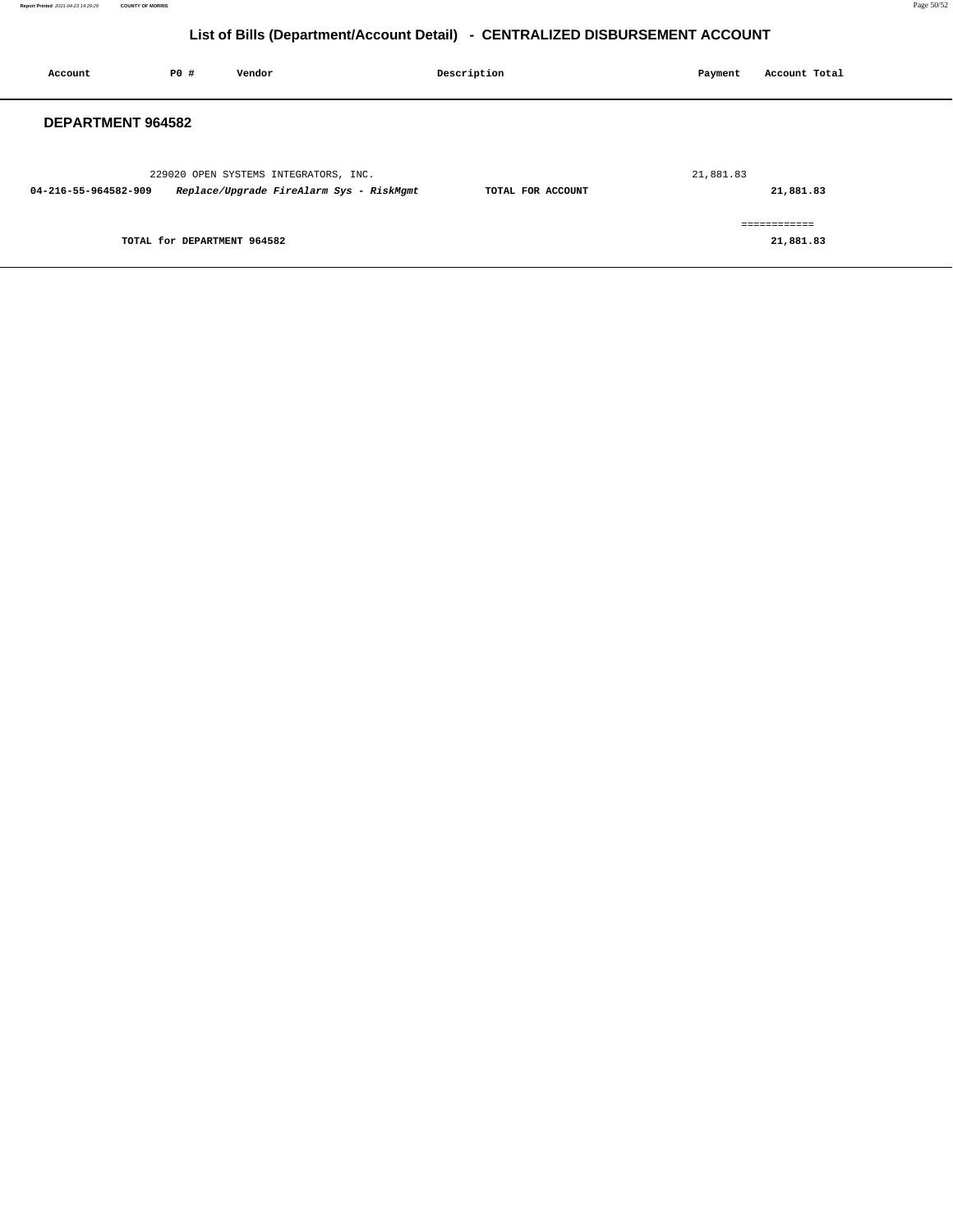# List of Bills (Department/Account Detail) - CENTRALIZED DISBURSEMENT ACCOUNT

| Account | PO # | Vendor | Description | Payment | Account Total |
|---|---|---|---|---|---|

## DEPARTMENT 964582

| Account | PO # | Vendor | Description | Payment | Account Total |
|---|---|---|---|---|---|
| | 229020 | OPEN SYSTEMS INTEGRATORS, INC. | | 21,881.83 | |
| **04-216-55-964582-909** | | ***Replace/Upgrade FireAlarm Sys - RiskMgmt*** | **TOTAL FOR ACCOUNT** | | **21,881.83** |
| | | | | | ============ |
| | **TOTAL for DEPARTMENT 964582** | | | | **21,881.83** |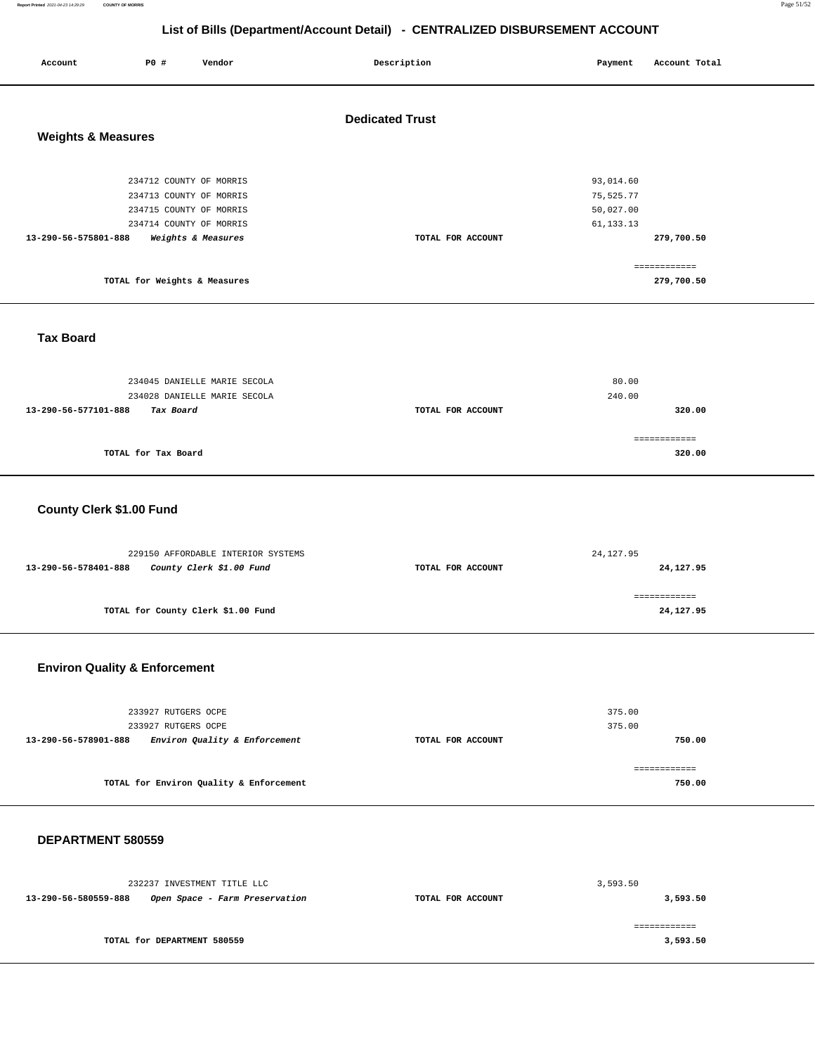# List of Bills (Department/Account Detail) - CENTRALIZED DISBURSEMENT ACCOUNT

| Account | PO # | Vendor | Description | Payment | Account Total |
|---|---|---|---|---|---|

## Dedicated Trust

### Weights & Measures

| Account | PO # | Vendor | Description | Payment | Account Total |
|---|---|---|---|---|---|
| | 234712 | COUNTY OF MORRIS | | 93,014.60 | |
| | 234713 | COUNTY OF MORRIS | | 75,525.77 | |
| | 234715 | COUNTY OF MORRIS | | 50,027.00 | |
| | 234714 | COUNTY OF MORRIS | | 61,133.13 | |
| 13-290-56-575801-888 | | *Weights & Measures* | TOTAL FOR ACCOUNT | | 279,700.50 |
| | | | | | ============ |
| | TOTAL for Weights & Measures | | | | 279,700.50 |

### Tax Board

| Account | PO # | Vendor | Description | Payment | Account Total |
|---|---|---|---|---|---|
| | 234045 | DANIELLE MARIE SECOLA | | 80.00 | |
| | 234028 | DANIELLE MARIE SECOLA | | 240.00 | |
| 13-290-56-577101-888 | | *Tax Board* | TOTAL FOR ACCOUNT | | 320.00 |
| | | | | | ============ |
| | TOTAL for Tax Board | | | | 320.00 |

### County Clerk $1.00 Fund

| Account | PO # | Vendor | Description | Payment | Account Total |
|---|---|---|---|---|---|
| | 229150 | AFFORDABLE INTERIOR SYSTEMS | | 24,127.95 | |
| 13-290-56-578401-888 | | *County Clerk $1.00 Fund* | TOTAL FOR ACCOUNT | | 24,127.95 |
| | | | | | ============ |
| | TOTAL for County Clerk $1.00 Fund | | | | 24,127.95 |

### Environ Quality & Enforcement

| Account | PO # | Vendor | Description | Payment | Account Total |
|---|---|---|---|---|---|
| | 233927 | RUTGERS OCPE | | 375.00 | |
| | 233927 | RUTGERS OCPE | | 375.00 | |
| 13-290-56-578901-888 | | *Environ Quality & Enforcement* | TOTAL FOR ACCOUNT | | 750.00 |
| | | | | | ============ |
| | TOTAL for Environ Quality & Enforcement | | | | 750.00 |

### DEPARTMENT 580559

| Account | PO # | Vendor | Description | Payment | Account Total |
|---|---|---|---|---|---|
| | 232237 | INVESTMENT TITLE LLC | | 3,593.50 | |
| 13-290-56-580559-888 | | *Open Space - Farm Preservation* | TOTAL FOR ACCOUNT | | 3,593.50 |
| | | | | | ============ |
| | TOTAL for DEPARTMENT 580559 | | | | 3,593.50 |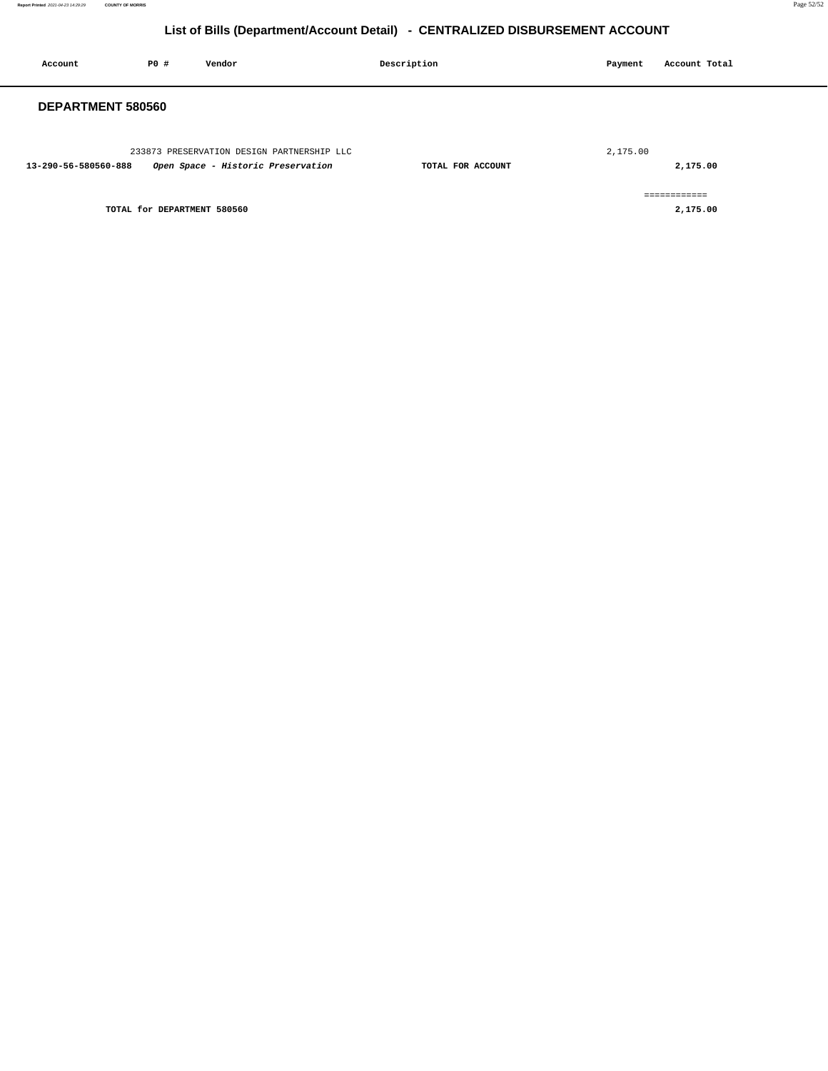# List of Bills (Department/Account Detail) - CENTRALIZED DISBURSEMENT ACCOUNT

| Account | PO # | Vendor | Description | Payment | Account Total |
| --- | --- | --- | --- | --- | --- |

## DEPARTMENT 580560

| Account | PO # | Vendor | Description | Payment | Account Total |
| --- | --- | --- | --- | --- | --- |
| | 233873 | PRESERVATION DESIGN PARTNERSHIP LLC | | 2,175.00 | |
| **13-290-56-580560-888** | | ***Open Space - Historic Preservation*** | **TOTAL FOR ACCOUNT** | | **2,175.00** |
| | | | | | ============ |
| | **TOTAL for DEPARTMENT 580560** | | | | **2,175.00** |